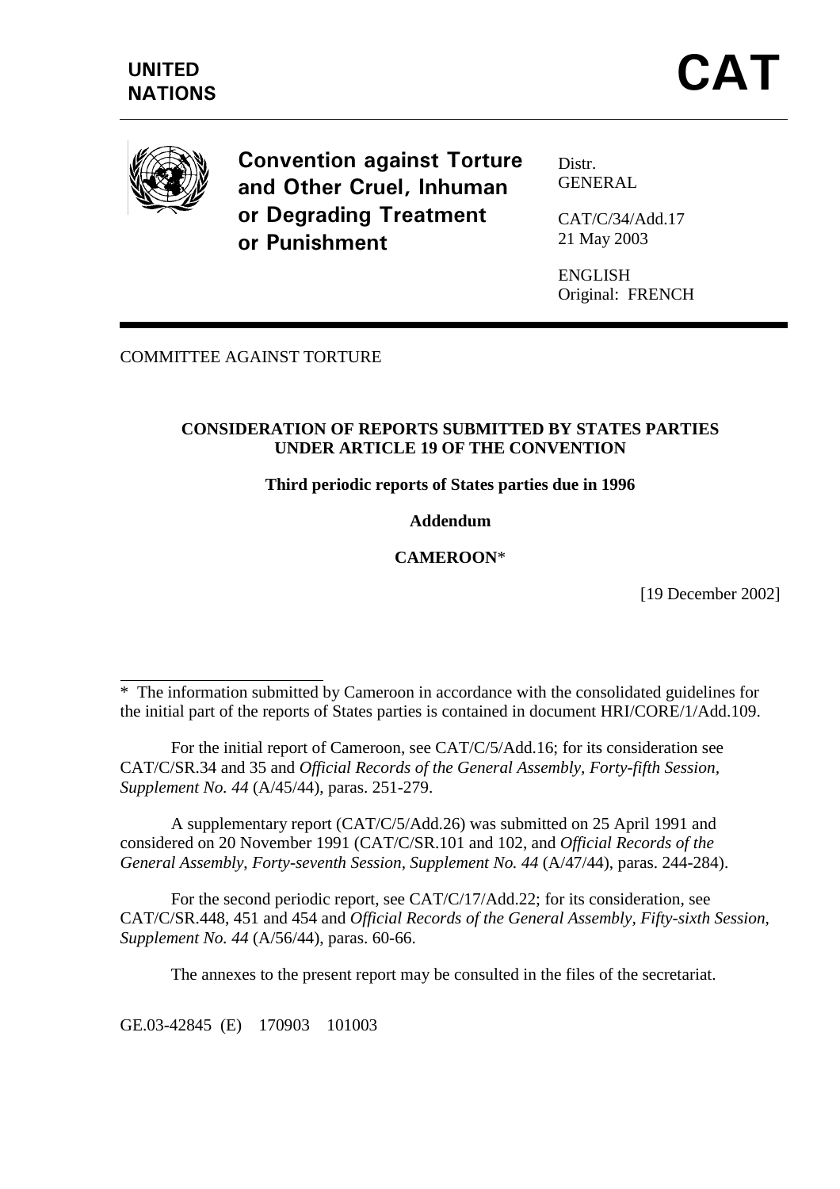UNITED NATIONS

# CAT

**Convention against Torture and Other Cruel, Inhuman or Degrading Treatment or Punishment**

Distr.
GENERAL

CAT/C/34/Add.17
21 May 2003

ENGLISH
Original: FRENCH

COMMITTEE AGAINST TORTURE

**CONSIDERATION OF REPORTS SUBMITTED BY STATES PARTIES UNDER ARTICLE 19 OF THE CONVENTION**

**Third periodic reports of States parties due in 1996**

**Addendum**

**CAMEROON***

[19 December 2002]

---

* The information submitted by Cameroon in accordance with the consolidated guidelines for the initial part of the reports of States parties is contained in document HRI/CORE/1/Add.109.

For the initial report of Cameroon, see CAT/C/5/Add.16; for its consideration see CAT/C/SR.34 and 35 and *Official Records of the General Assembly, Forty-fifth Session, Supplement No. 44* (A/45/44), paras. 251-279.

A supplementary report (CAT/C/5/Add.26) was submitted on 25 April 1991 and considered on 20 November 1991 (CAT/C/SR.101 and 102, and *Official Records of the General Assembly, Forty-seventh Session, Supplement No. 44* (A/47/44), paras. 244-284).

For the second periodic report, see CAT/C/17/Add.22; for its consideration, see CAT/C/SR.448, 451 and 454 and *Official Records of the General Assembly, Fifty-sixth Session, Supplement No. 44* (A/56/44), paras. 60-66.

The annexes to the present report may be consulted in the files of the secretariat.

GE.03-42845 (E) 170903 101003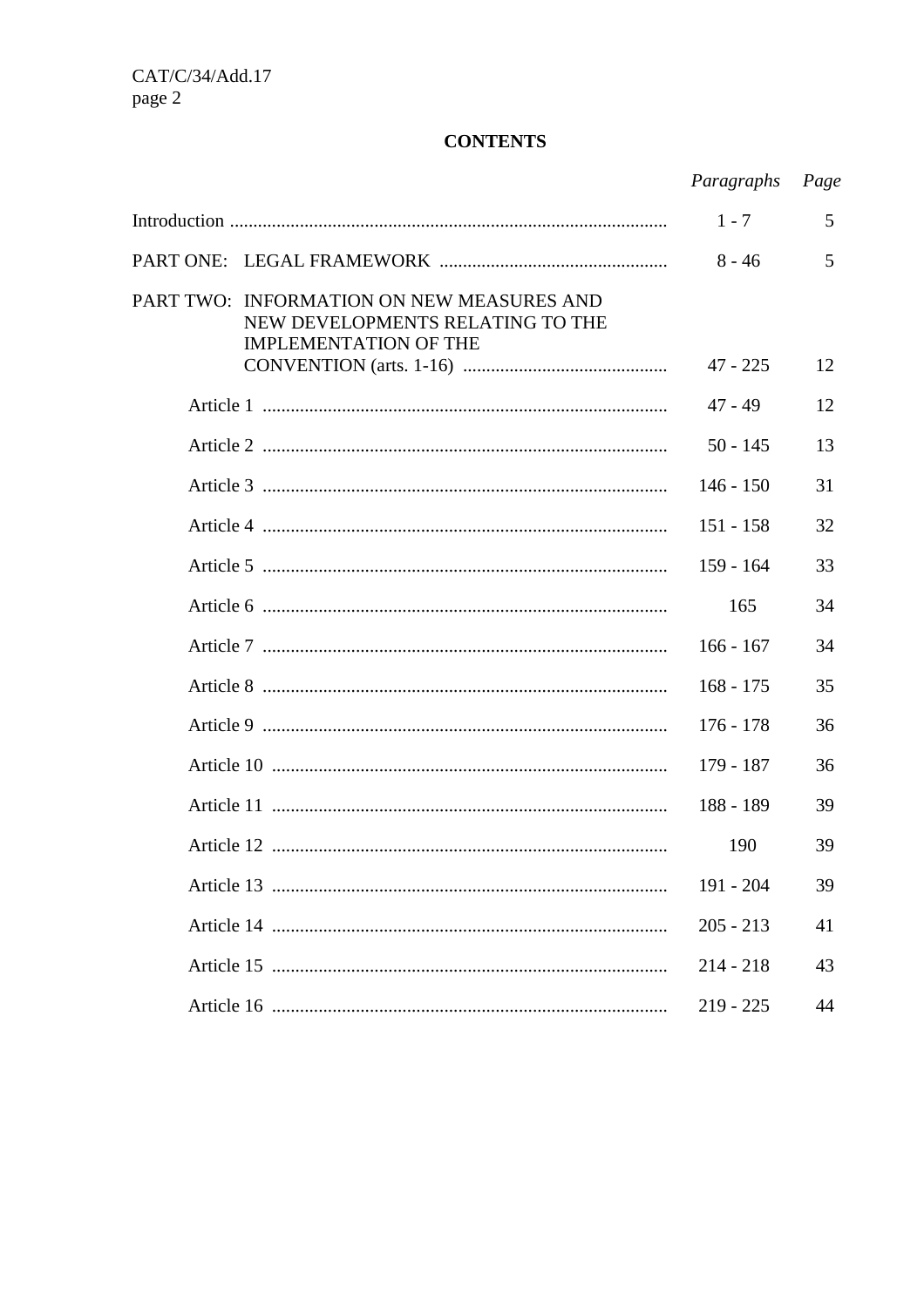# CONTENTS

| | *Paragraphs* | *Page* |
|---|---|---|
| Introduction | 1 - 7 | 5 |
| PART ONE: LEGAL FRAMEWORK | 8 - 46 | 5 |
| PART TWO: INFORMATION ON NEW MEASURES AND NEW DEVELOPMENTS RELATING TO THE IMPLEMENTATION OF THE CONVENTION (arts. 1-16) | 47 - 225 | 12 |
| Article 1 | 47 - 49 | 12 |
| Article 2 | 50 - 145 | 13 |
| Article 3 | 146 - 150 | 31 |
| Article 4 | 151 - 158 | 32 |
| Article 5 | 159 - 164 | 33 |
| Article 6 | 165 | 34 |
| Article 7 | 166 - 167 | 34 |
| Article 8 | 168 - 175 | 35 |
| Article 9 | 176 - 178 | 36 |
| Article 10 | 179 - 187 | 36 |
| Article 11 | 188 - 189 | 39 |
| Article 12 | 190 | 39 |
| Article 13 | 191 - 204 | 39 |
| Article 14 | 205 - 213 | 41 |
| Article 15 | 214 - 218 | 43 |
| Article 16 | 219 - 225 | 44 |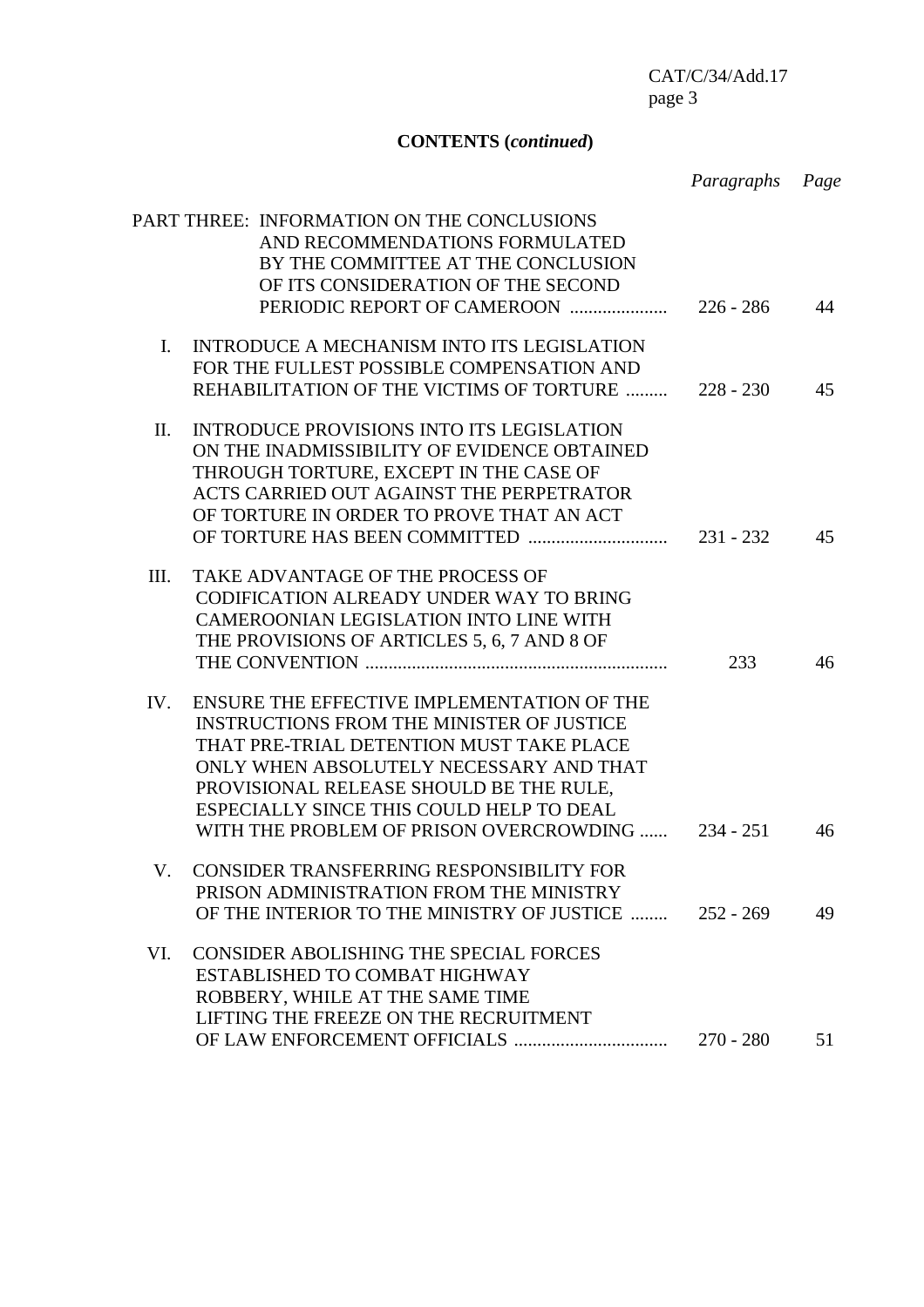**CONTENTS (*continued*)**

| | | *Paragraphs* | *Page* |
|---|---|---|---|
| PART THREE: | INFORMATION ON THE CONCLUSIONS AND RECOMMENDATIONS FORMULATED BY THE COMMITTEE AT THE CONCLUSION OF ITS CONSIDERATION OF THE SECOND PERIODIC REPORT OF CAMEROON | 226 - 286 | 44 |
| I. | INTRODUCE A MECHANISM INTO ITS LEGISLATION FOR THE FULLEST POSSIBLE COMPENSATION AND REHABILITATION OF THE VICTIMS OF TORTURE | 228 - 230 | 45 |
| II. | INTRODUCE PROVISIONS INTO ITS LEGISLATION ON THE INADMISSIBILITY OF EVIDENCE OBTAINED THROUGH TORTURE, EXCEPT IN THE CASE OF ACTS CARRIED OUT AGAINST THE PERPETRATOR OF TORTURE IN ORDER TO PROVE THAT AN ACT OF TORTURE HAS BEEN COMMITTED | 231 - 232 | 45 |
| III. | TAKE ADVANTAGE OF THE PROCESS OF CODIFICATION ALREADY UNDER WAY TO BRING CAMEROONIAN LEGISLATION INTO LINE WITH THE PROVISIONS OF ARTICLES 5, 6, 7 AND 8 OF THE CONVENTION | 233 | 46 |
| IV. | ENSURE THE EFFECTIVE IMPLEMENTATION OF THE INSTRUCTIONS FROM THE MINISTER OF JUSTICE THAT PRE-TRIAL DETENTION MUST TAKE PLACE ONLY WHEN ABSOLUTELY NECESSARY AND THAT PROVISIONAL RELEASE SHOULD BE THE RULE, ESPECIALLY SINCE THIS COULD HELP TO DEAL WITH THE PROBLEM OF PRISON OVERCROWDING | 234 - 251 | 46 |
| V. | CONSIDER TRANSFERRING RESPONSIBILITY FOR PRISON ADMINISTRATION FROM THE MINISTRY OF THE INTERIOR TO THE MINISTRY OF JUSTICE | 252 - 269 | 49 |
| VI. | CONSIDER ABOLISHING THE SPECIAL FORCES ESTABLISHED TO COMBAT HIGHWAY ROBBERY, WHILE AT THE SAME TIME LIFTING THE FREEZE ON THE RECRUITMENT OF LAW ENFORCEMENT OFFICIALS | 270 - 280 | 51 |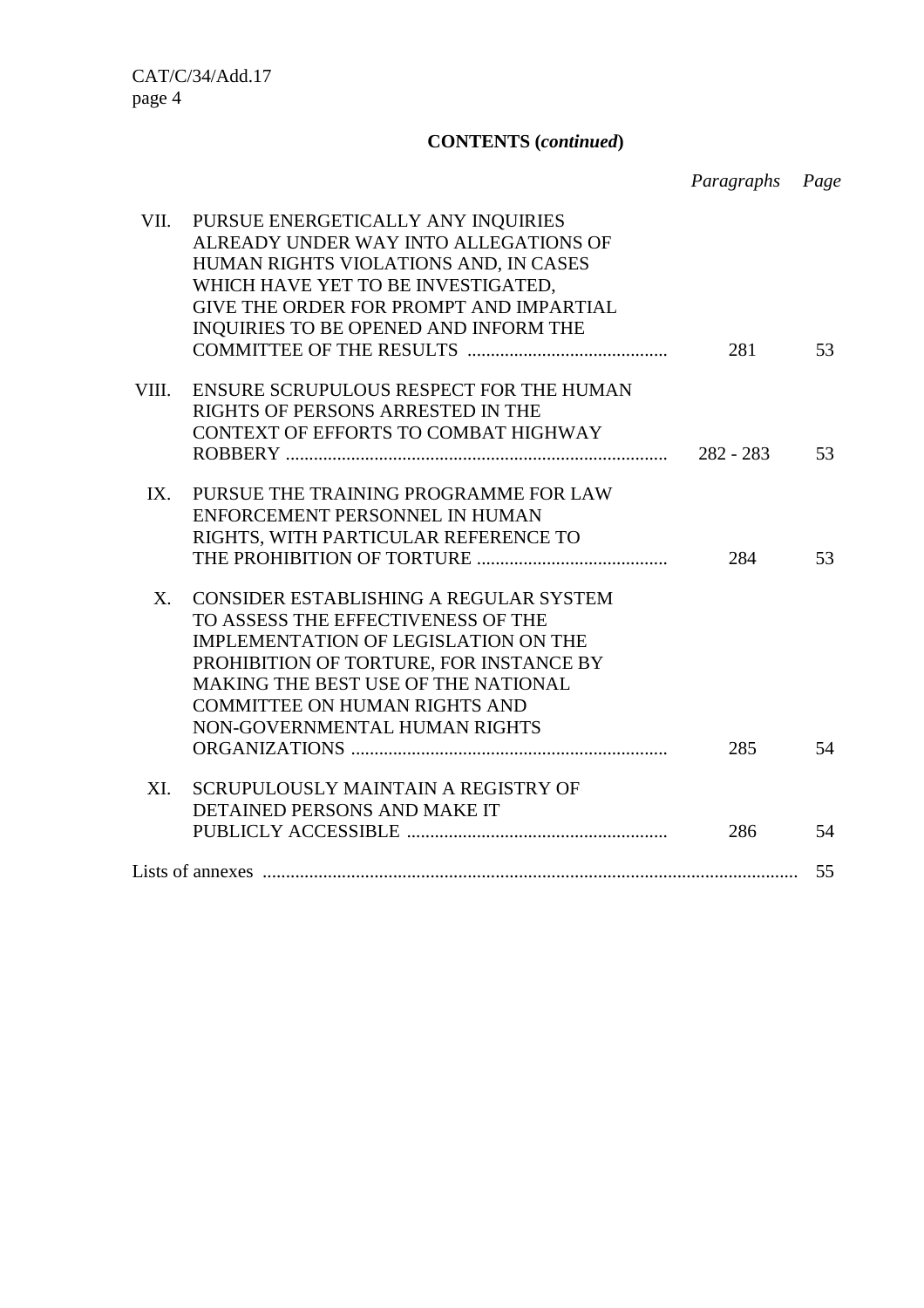**CONTENTS (*continued*)**

| | | *Paragraphs* | *Page* |
|---|---|---|---|
| VII. | PURSUE ENERGETICALLY ANY INQUIRIES ALREADY UNDER WAY INTO ALLEGATIONS OF HUMAN RIGHTS VIOLATIONS AND, IN CASES WHICH HAVE YET TO BE INVESTIGATED, GIVE THE ORDER FOR PROMPT AND IMPARTIAL INQUIRIES TO BE OPENED AND INFORM THE COMMITTEE OF THE RESULTS | 281 | 53 |
| VIII. | ENSURE SCRUPULOUS RESPECT FOR THE HUMAN RIGHTS OF PERSONS ARRESTED IN THE CONTEXT OF EFFORTS TO COMBAT HIGHWAY ROBBERY | 282 - 283 | 53 |
| IX. | PURSUE THE TRAINING PROGRAMME FOR LAW ENFORCEMENT PERSONNEL IN HUMAN RIGHTS, WITH PARTICULAR REFERENCE TO THE PROHIBITION OF TORTURE | 284 | 53 |
| X. | CONSIDER ESTABLISHING A REGULAR SYSTEM TO ASSESS THE EFFECTIVENESS OF THE IMPLEMENTATION OF LEGISLATION ON THE PROHIBITION OF TORTURE, FOR INSTANCE BY MAKING THE BEST USE OF THE NATIONAL COMMITTEE ON HUMAN RIGHTS AND NON-GOVERNMENTAL HUMAN RIGHTS ORGANIZATIONS | 285 | 54 |
| XI. | SCRUPULOUSLY MAINTAIN A REGISTRY OF DETAINED PERSONS AND MAKE IT PUBLICLY ACCESSIBLE | 286 | 54 |
| Lists of annexes | | | 55 |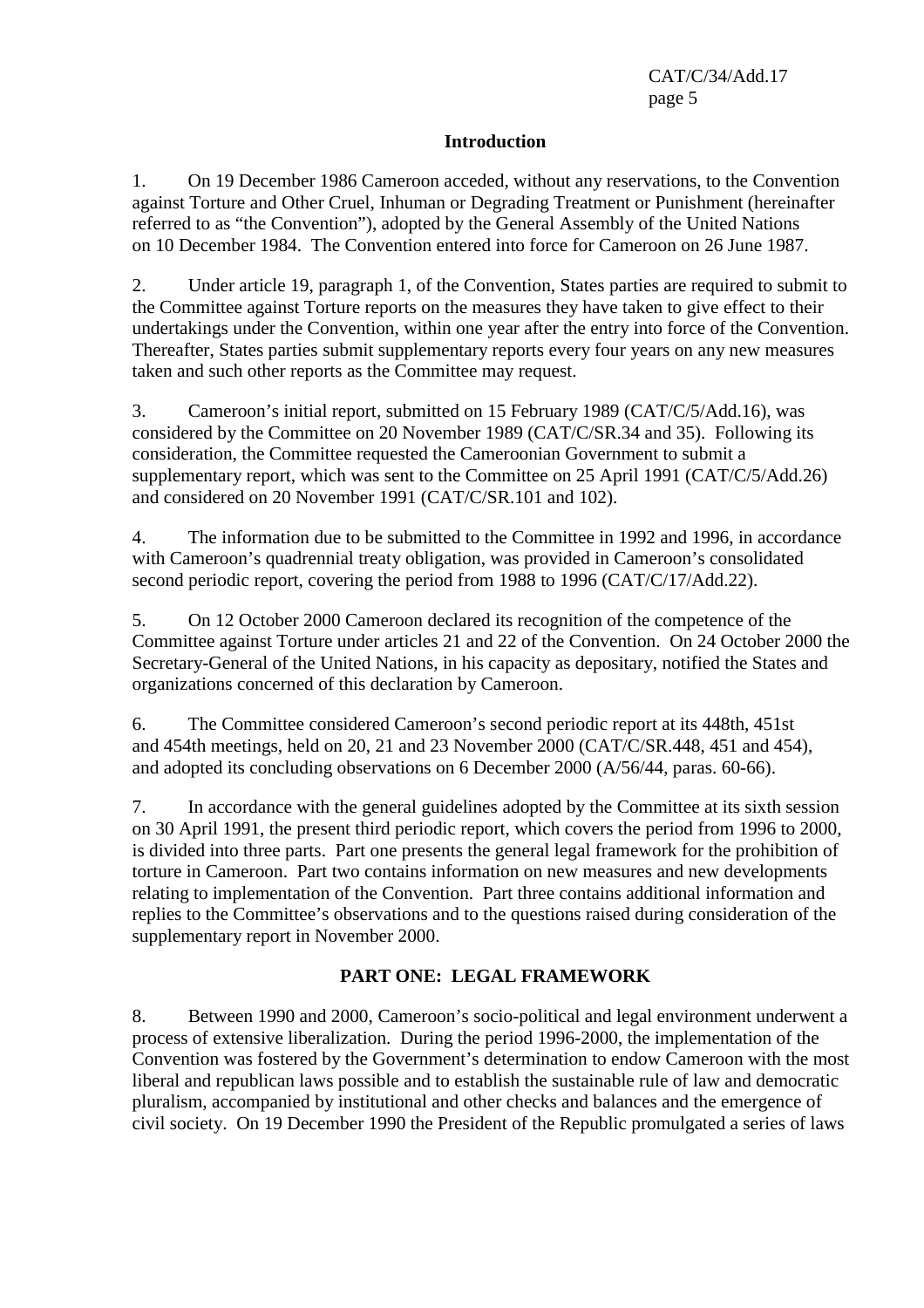## Introduction

1. On 19 December 1986 Cameroon acceded, without any reservations, to the Convention against Torture and Other Cruel, Inhuman or Degrading Treatment or Punishment (hereinafter referred to as "the Convention"), adopted by the General Assembly of the United Nations on 10 December 1984. The Convention entered into force for Cameroon on 26 June 1987.

2. Under article 19, paragraph 1, of the Convention, States parties are required to submit to the Committee against Torture reports on the measures they have taken to give effect to their undertakings under the Convention, within one year after the entry into force of the Convention. Thereafter, States parties submit supplementary reports every four years on any new measures taken and such other reports as the Committee may request.

3. Cameroon's initial report, submitted on 15 February 1989 (CAT/C/5/Add.16), was considered by the Committee on 20 November 1989 (CAT/C/SR.34 and 35). Following its consideration, the Committee requested the Cameroonian Government to submit a supplementary report, which was sent to the Committee on 25 April 1991 (CAT/C/5/Add.26) and considered on 20 November 1991 (CAT/C/SR.101 and 102).

4. The information due to be submitted to the Committee in 1992 and 1996, in accordance with Cameroon's quadrennial treaty obligation, was provided in Cameroon's consolidated second periodic report, covering the period from 1988 to 1996 (CAT/C/17/Add.22).

5. On 12 October 2000 Cameroon declared its recognition of the competence of the Committee against Torture under articles 21 and 22 of the Convention. On 24 October 2000 the Secretary-General of the United Nations, in his capacity as depositary, notified the States and organizations concerned of this declaration by Cameroon.

6. The Committee considered Cameroon's second periodic report at its 448th, 451st and 454th meetings, held on 20, 21 and 23 November 2000 (CAT/C/SR.448, 451 and 454), and adopted its concluding observations on 6 December 2000 (A/56/44, paras. 60-66).

7. In accordance with the general guidelines adopted by the Committee at its sixth session on 30 April 1991, the present third periodic report, which covers the period from 1996 to 2000, is divided into three parts. Part one presents the general legal framework for the prohibition of torture in Cameroon. Part two contains information on new measures and new developments relating to implementation of the Convention. Part three contains additional information and replies to the Committee's observations and to the questions raised during consideration of the supplementary report in November 2000.

## PART ONE: LEGAL FRAMEWORK

8. Between 1990 and 2000, Cameroon's socio-political and legal environment underwent a process of extensive liberalization. During the period 1996-2000, the implementation of the Convention was fostered by the Government's determination to endow Cameroon with the most liberal and republican laws possible and to establish the sustainable rule of law and democratic pluralism, accompanied by institutional and other checks and balances and the emergence of civil society. On 19 December 1990 the President of the Republic promulgated a series of laws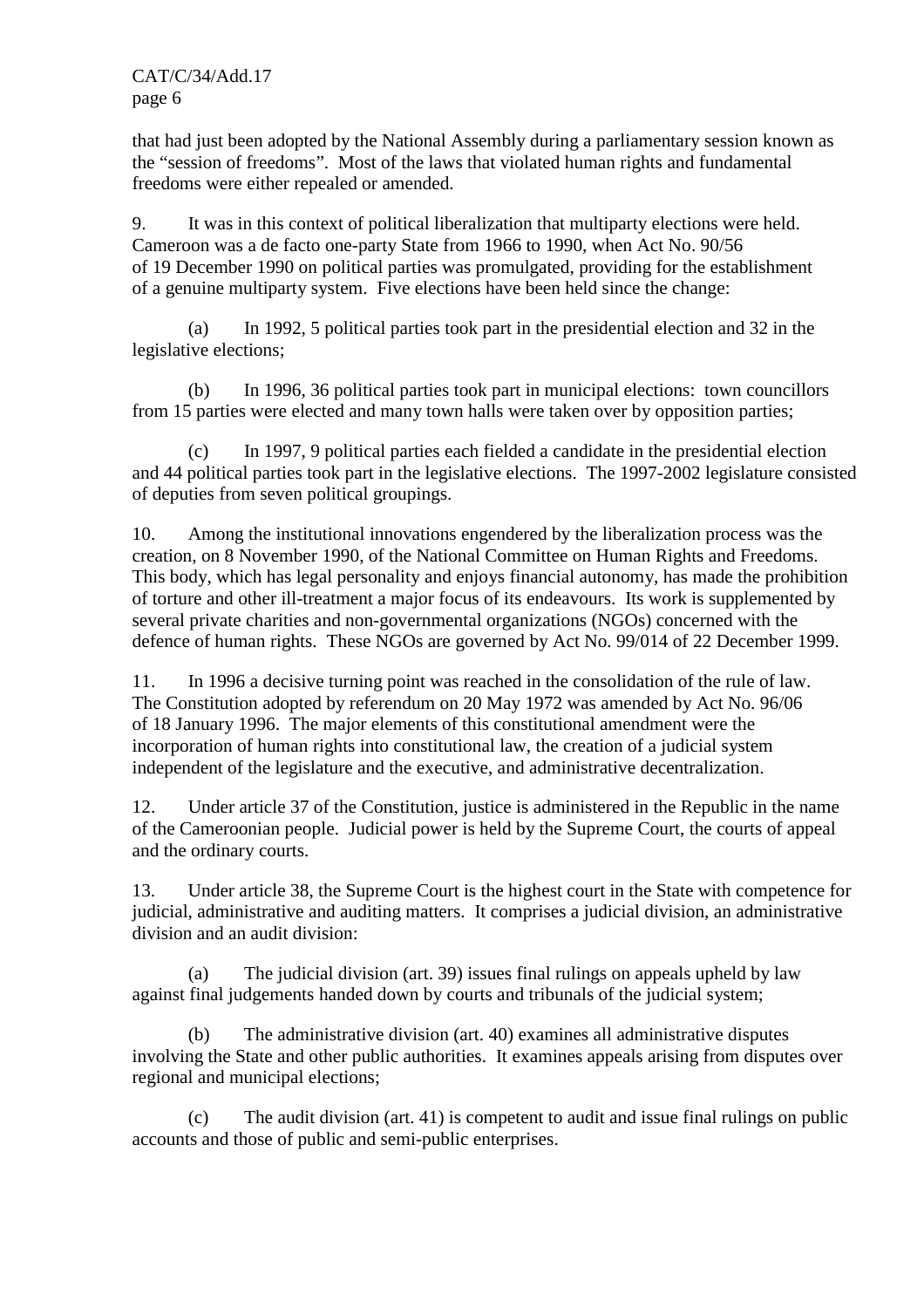that had just been adopted by the National Assembly during a parliamentary session known as the "session of freedoms". Most of the laws that violated human rights and fundamental freedoms were either repealed or amended.

9. It was in this context of political liberalization that multiparty elections were held. Cameroon was a de facto one-party State from 1966 to 1990, when Act No. 90/56 of 19 December 1990 on political parties was promulgated, providing for the establishment of a genuine multiparty system. Five elections have been held since the change:

(a) In 1992, 5 political parties took part in the presidential election and 32 in the legislative elections;

(b) In 1996, 36 political parties took part in municipal elections: town councillors from 15 parties were elected and many town halls were taken over by opposition parties;

(c) In 1997, 9 political parties each fielded a candidate in the presidential election and 44 political parties took part in the legislative elections. The 1997-2002 legislature consisted of deputies from seven political groupings.

10. Among the institutional innovations engendered by the liberalization process was the creation, on 8 November 1990, of the National Committee on Human Rights and Freedoms. This body, which has legal personality and enjoys financial autonomy, has made the prohibition of torture and other ill-treatment a major focus of its endeavours. Its work is supplemented by several private charities and non-governmental organizations (NGOs) concerned with the defence of human rights. These NGOs are governed by Act No. 99/014 of 22 December 1999.

11. In 1996 a decisive turning point was reached in the consolidation of the rule of law. The Constitution adopted by referendum on 20 May 1972 was amended by Act No. 96/06 of 18 January 1996. The major elements of this constitutional amendment were the incorporation of human rights into constitutional law, the creation of a judicial system independent of the legislature and the executive, and administrative decentralization.

12. Under article 37 of the Constitution, justice is administered in the Republic in the name of the Cameroonian people. Judicial power is held by the Supreme Court, the courts of appeal and the ordinary courts.

13. Under article 38, the Supreme Court is the highest court in the State with competence for judicial, administrative and auditing matters. It comprises a judicial division, an administrative division and an audit division:

(a) The judicial division (art. 39) issues final rulings on appeals upheld by law against final judgements handed down by courts and tribunals of the judicial system;

(b) The administrative division (art. 40) examines all administrative disputes involving the State and other public authorities. It examines appeals arising from disputes over regional and municipal elections;

(c) The audit division (art. 41) is competent to audit and issue final rulings on public accounts and those of public and semi-public enterprises.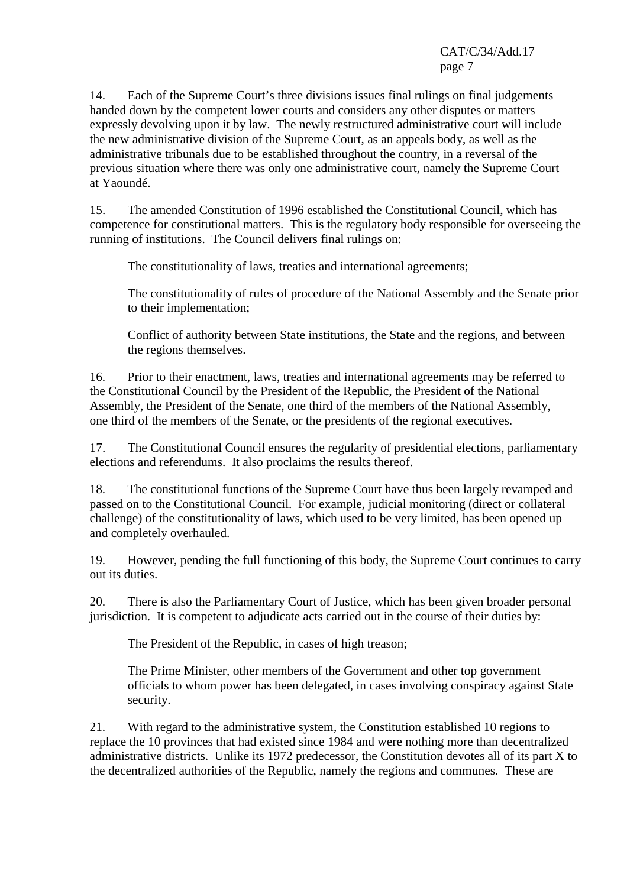14. Each of the Supreme Court's three divisions issues final rulings on final judgements handed down by the competent lower courts and considers any other disputes or matters expressly devolving upon it by law. The newly restructured administrative court will include the new administrative division of the Supreme Court, as an appeals body, as well as the administrative tribunals due to be established throughout the country, in a reversal of the previous situation where there was only one administrative court, namely the Supreme Court at Yaoundé.

15. The amended Constitution of 1996 established the Constitutional Council, which has competence for constitutional matters. This is the regulatory body responsible for overseeing the running of institutions. The Council delivers final rulings on:

The constitutionality of laws, treaties and international agreements;

The constitutionality of rules of procedure of the National Assembly and the Senate prior to their implementation;

Conflict of authority between State institutions, the State and the regions, and between the regions themselves.

16. Prior to their enactment, laws, treaties and international agreements may be referred to the Constitutional Council by the President of the Republic, the President of the National Assembly, the President of the Senate, one third of the members of the National Assembly, one third of the members of the Senate, or the presidents of the regional executives.

17. The Constitutional Council ensures the regularity of presidential elections, parliamentary elections and referendums. It also proclaims the results thereof.

18. The constitutional functions of the Supreme Court have thus been largely revamped and passed on to the Constitutional Council. For example, judicial monitoring (direct or collateral challenge) of the constitutionality of laws, which used to be very limited, has been opened up and completely overhauled.

19. However, pending the full functioning of this body, the Supreme Court continues to carry out its duties.

20. There is also the Parliamentary Court of Justice, which has been given broader personal jurisdiction. It is competent to adjudicate acts carried out in the course of their duties by:

The President of the Republic, in cases of high treason;

The Prime Minister, other members of the Government and other top government officials to whom power has been delegated, in cases involving conspiracy against State security.

21. With regard to the administrative system, the Constitution established 10 regions to replace the 10 provinces that had existed since 1984 and were nothing more than decentralized administrative districts. Unlike its 1972 predecessor, the Constitution devotes all of its part X to the decentralized authorities of the Republic, namely the regions and communes. These are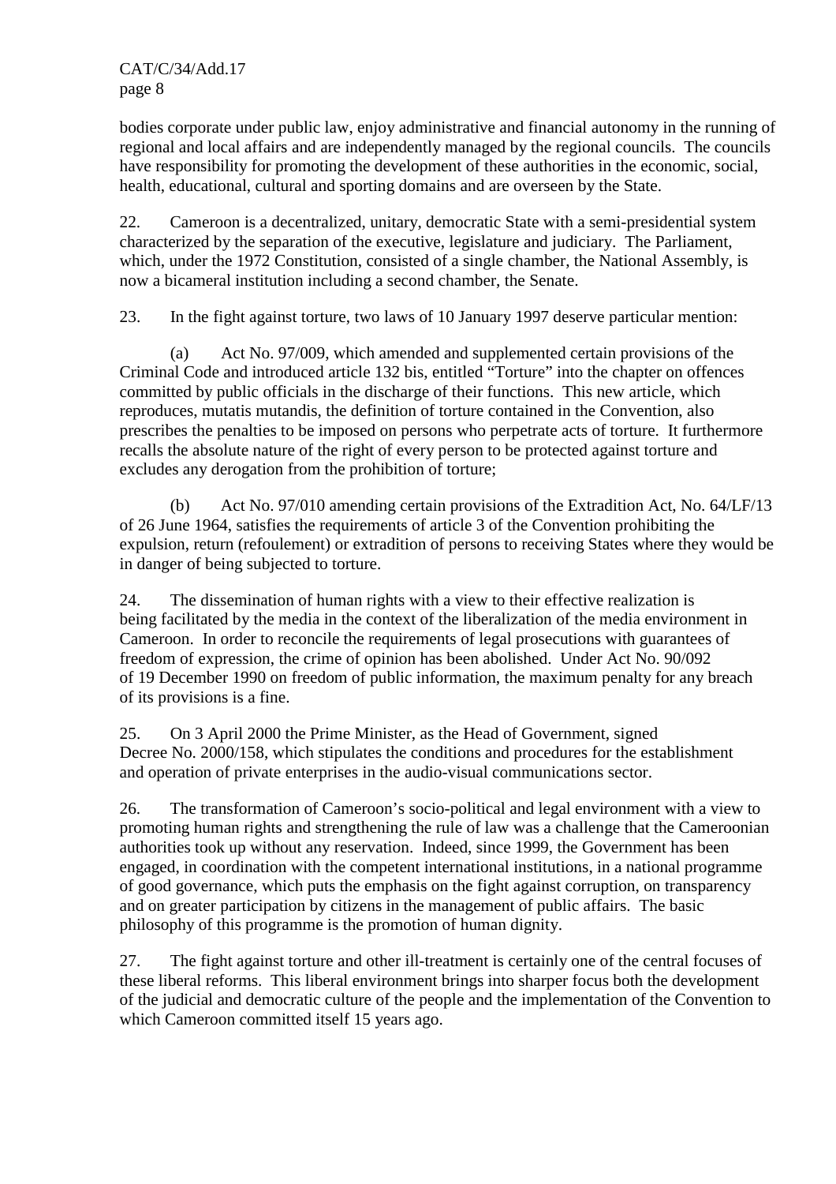bodies corporate under public law, enjoy administrative and financial autonomy in the running of regional and local affairs and are independently managed by the regional councils. The councils have responsibility for promoting the development of these authorities in the economic, social, health, educational, cultural and sporting domains and are overseen by the State.

22. Cameroon is a decentralized, unitary, democratic State with a semi-presidential system characterized by the separation of the executive, legislature and judiciary. The Parliament, which, under the 1972 Constitution, consisted of a single chamber, the National Assembly, is now a bicameral institution including a second chamber, the Senate.

23. In the fight against torture, two laws of 10 January 1997 deserve particular mention:

(a) Act No. 97/009, which amended and supplemented certain provisions of the Criminal Code and introduced article 132 bis, entitled "Torture" into the chapter on offences committed by public officials in the discharge of their functions. This new article, which reproduces, mutatis mutandis, the definition of torture contained in the Convention, also prescribes the penalties to be imposed on persons who perpetrate acts of torture. It furthermore recalls the absolute nature of the right of every person to be protected against torture and excludes any derogation from the prohibition of torture;

(b) Act No. 97/010 amending certain provisions of the Extradition Act, No. 64/LF/13 of 26 June 1964, satisfies the requirements of article 3 of the Convention prohibiting the expulsion, return (refoulement) or extradition of persons to receiving States where they would be in danger of being subjected to torture.

24. The dissemination of human rights with a view to their effective realization is being facilitated by the media in the context of the liberalization of the media environment in Cameroon. In order to reconcile the requirements of legal prosecutions with guarantees of freedom of expression, the crime of opinion has been abolished. Under Act No. 90/092 of 19 December 1990 on freedom of public information, the maximum penalty for any breach of its provisions is a fine.

25. On 3 April 2000 the Prime Minister, as the Head of Government, signed Decree No. 2000/158, which stipulates the conditions and procedures for the establishment and operation of private enterprises in the audio-visual communications sector.

26. The transformation of Cameroon's socio-political and legal environment with a view to promoting human rights and strengthening the rule of law was a challenge that the Cameroonian authorities took up without any reservation. Indeed, since 1999, the Government has been engaged, in coordination with the competent international institutions, in a national programme of good governance, which puts the emphasis on the fight against corruption, on transparency and on greater participation by citizens in the management of public affairs. The basic philosophy of this programme is the promotion of human dignity.

27. The fight against torture and other ill-treatment is certainly one of the central focuses of these liberal reforms. This liberal environment brings into sharper focus both the development of the judicial and democratic culture of the people and the implementation of the Convention to which Cameroon committed itself 15 years ago.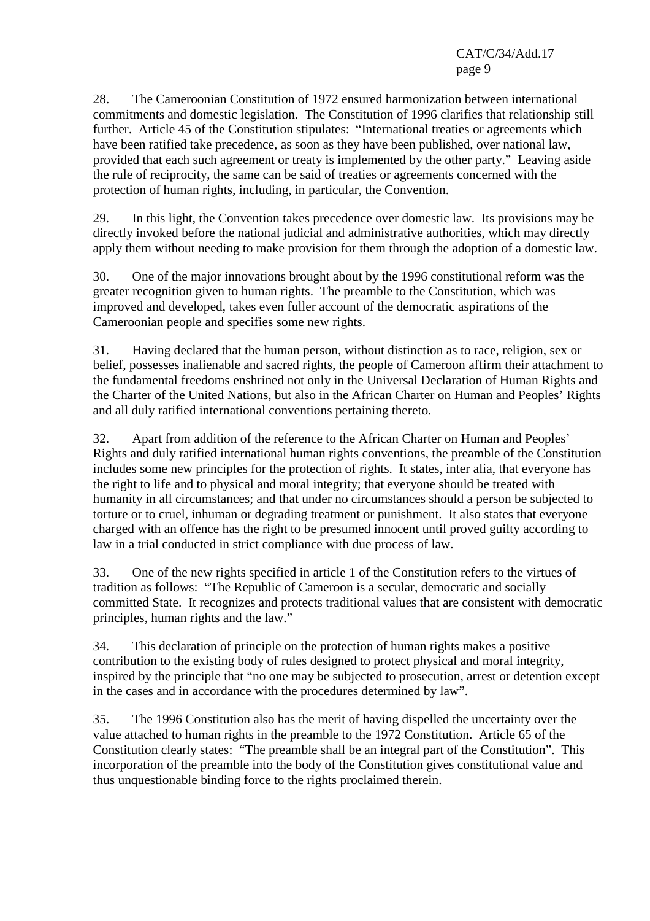28. The Cameroonian Constitution of 1972 ensured harmonization between international commitments and domestic legislation. The Constitution of 1996 clarifies that relationship still further. Article 45 of the Constitution stipulates: "International treaties or agreements which have been ratified take precedence, as soon as they have been published, over national law, provided that each such agreement or treaty is implemented by the other party." Leaving aside the rule of reciprocity, the same can be said of treaties or agreements concerned with the protection of human rights, including, in particular, the Convention.

29. In this light, the Convention takes precedence over domestic law. Its provisions may be directly invoked before the national judicial and administrative authorities, which may directly apply them without needing to make provision for them through the adoption of a domestic law.

30. One of the major innovations brought about by the 1996 constitutional reform was the greater recognition given to human rights. The preamble to the Constitution, which was improved and developed, takes even fuller account of the democratic aspirations of the Cameroonian people and specifies some new rights.

31. Having declared that the human person, without distinction as to race, religion, sex or belief, possesses inalienable and sacred rights, the people of Cameroon affirm their attachment to the fundamental freedoms enshrined not only in the Universal Declaration of Human Rights and the Charter of the United Nations, but also in the African Charter on Human and Peoples' Rights and all duly ratified international conventions pertaining thereto.

32. Apart from addition of the reference to the African Charter on Human and Peoples' Rights and duly ratified international human rights conventions, the preamble of the Constitution includes some new principles for the protection of rights. It states, inter alia, that everyone has the right to life and to physical and moral integrity; that everyone should be treated with humanity in all circumstances; and that under no circumstances should a person be subjected to torture or to cruel, inhuman or degrading treatment or punishment. It also states that everyone charged with an offence has the right to be presumed innocent until proved guilty according to law in a trial conducted in strict compliance with due process of law.

33. One of the new rights specified in article 1 of the Constitution refers to the virtues of tradition as follows: "The Republic of Cameroon is a secular, democratic and socially committed State. It recognizes and protects traditional values that are consistent with democratic principles, human rights and the law."

34. This declaration of principle on the protection of human rights makes a positive contribution to the existing body of rules designed to protect physical and moral integrity, inspired by the principle that "no one may be subjected to prosecution, arrest or detention except in the cases and in accordance with the procedures determined by law".

35. The 1996 Constitution also has the merit of having dispelled the uncertainty over the value attached to human rights in the preamble to the 1972 Constitution. Article 65 of the Constitution clearly states: "The preamble shall be an integral part of the Constitution". This incorporation of the preamble into the body of the Constitution gives constitutional value and thus unquestionable binding force to the rights proclaimed therein.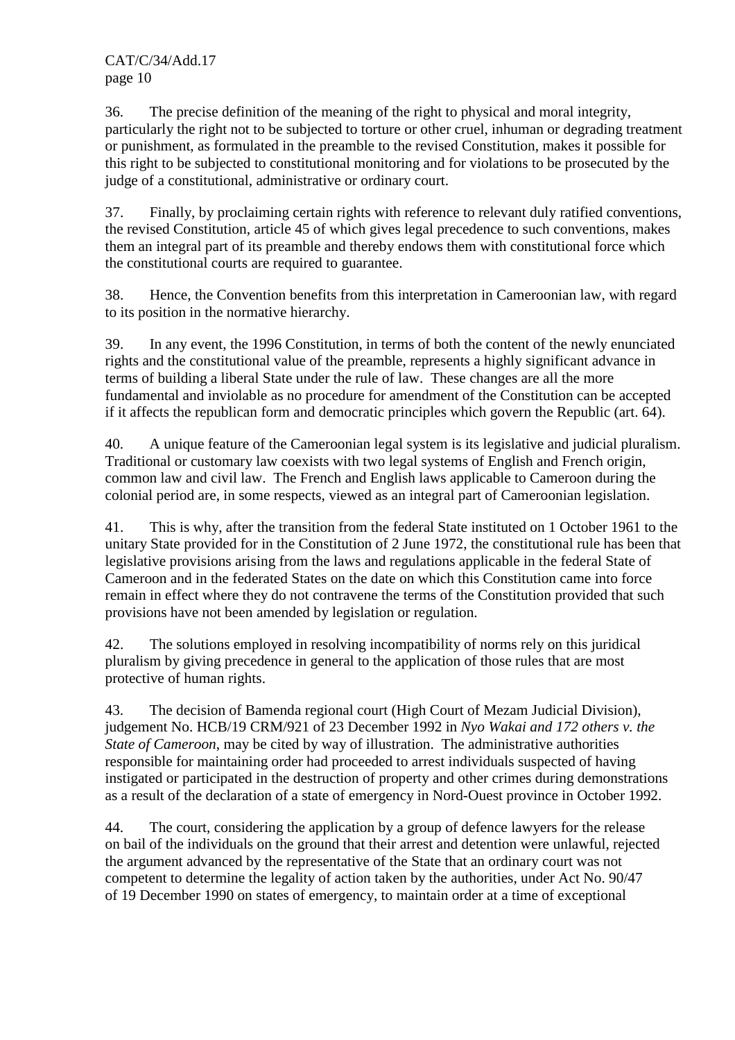36. The precise definition of the meaning of the right to physical and moral integrity, particularly the right not to be subjected to torture or other cruel, inhuman or degrading treatment or punishment, as formulated in the preamble to the revised Constitution, makes it possible for this right to be subjected to constitutional monitoring and for violations to be prosecuted by the judge of a constitutional, administrative or ordinary court.

37. Finally, by proclaiming certain rights with reference to relevant duly ratified conventions, the revised Constitution, article 45 of which gives legal precedence to such conventions, makes them an integral part of its preamble and thereby endows them with constitutional force which the constitutional courts are required to guarantee.

38. Hence, the Convention benefits from this interpretation in Cameroonian law, with regard to its position in the normative hierarchy.

39. In any event, the 1996 Constitution, in terms of both the content of the newly enunciated rights and the constitutional value of the preamble, represents a highly significant advance in terms of building a liberal State under the rule of law. These changes are all the more fundamental and inviolable as no procedure for amendment of the Constitution can be accepted if it affects the republican form and democratic principles which govern the Republic (art. 64).

40. A unique feature of the Cameroonian legal system is its legislative and judicial pluralism. Traditional or customary law coexists with two legal systems of English and French origin, common law and civil law. The French and English laws applicable to Cameroon during the colonial period are, in some respects, viewed as an integral part of Cameroonian legislation.

41. This is why, after the transition from the federal State instituted on 1 October 1961 to the unitary State provided for in the Constitution of 2 June 1972, the constitutional rule has been that legislative provisions arising from the laws and regulations applicable in the federal State of Cameroon and in the federated States on the date on which this Constitution came into force remain in effect where they do not contravene the terms of the Constitution provided that such provisions have not been amended by legislation or regulation.

42. The solutions employed in resolving incompatibility of norms rely on this juridical pluralism by giving precedence in general to the application of those rules that are most protective of human rights.

43. The decision of Bamenda regional court (High Court of Mezam Judicial Division), judgement No. HCB/19 CRM/921 of 23 December 1992 in *Nyo Wakai and 172 others v. the State of Cameroon*, may be cited by way of illustration. The administrative authorities responsible for maintaining order had proceeded to arrest individuals suspected of having instigated or participated in the destruction of property and other crimes during demonstrations as a result of the declaration of a state of emergency in Nord-Ouest province in October 1992.

44. The court, considering the application by a group of defence lawyers for the release on bail of the individuals on the ground that their arrest and detention were unlawful, rejected the argument advanced by the representative of the State that an ordinary court was not competent to determine the legality of action taken by the authorities, under Act No. 90/47 of 19 December 1990 on states of emergency, to maintain order at a time of exceptional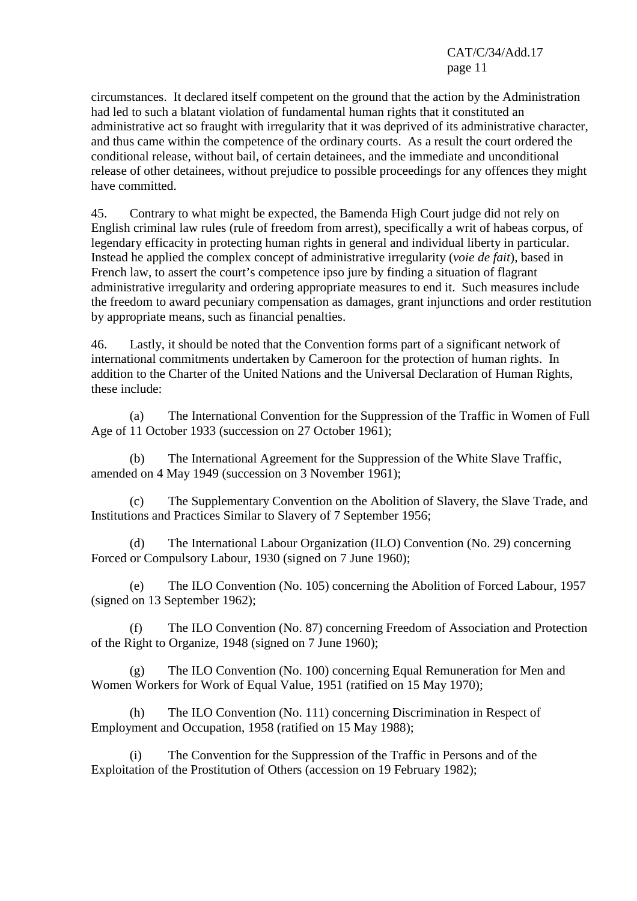circumstances. It declared itself competent on the ground that the action by the Administration had led to such a blatant violation of fundamental human rights that it constituted an administrative act so fraught with irregularity that it was deprived of its administrative character, and thus came within the competence of the ordinary courts. As a result the court ordered the conditional release, without bail, of certain detainees, and the immediate and unconditional release of other detainees, without prejudice to possible proceedings for any offences they might have committed.

45. Contrary to what might be expected, the Bamenda High Court judge did not rely on English criminal law rules (rule of freedom from arrest), specifically a writ of habeas corpus, of legendary efficacity in protecting human rights in general and individual liberty in particular. Instead he applied the complex concept of administrative irregularity (*voie de fait*), based in French law, to assert the court's competence ipso jure by finding a situation of flagrant administrative irregularity and ordering appropriate measures to end it. Such measures include the freedom to award pecuniary compensation as damages, grant injunctions and order restitution by appropriate means, such as financial penalties.

46. Lastly, it should be noted that the Convention forms part of a significant network of international commitments undertaken by Cameroon for the protection of human rights. In addition to the Charter of the United Nations and the Universal Declaration of Human Rights, these include:

(a) The International Convention for the Suppression of the Traffic in Women of Full Age of 11 October 1933 (succession on 27 October 1961);

(b) The International Agreement for the Suppression of the White Slave Traffic, amended on 4 May 1949 (succession on 3 November 1961);

(c) The Supplementary Convention on the Abolition of Slavery, the Slave Trade, and Institutions and Practices Similar to Slavery of 7 September 1956;

(d) The International Labour Organization (ILO) Convention (No. 29) concerning Forced or Compulsory Labour, 1930 (signed on 7 June 1960);

(e) The ILO Convention (No. 105) concerning the Abolition of Forced Labour, 1957 (signed on 13 September 1962);

(f) The ILO Convention (No. 87) concerning Freedom of Association and Protection of the Right to Organize, 1948 (signed on 7 June 1960);

(g) The ILO Convention (No. 100) concerning Equal Remuneration for Men and Women Workers for Work of Equal Value, 1951 (ratified on 15 May 1970);

(h) The ILO Convention (No. 111) concerning Discrimination in Respect of Employment and Occupation, 1958 (ratified on 15 May 1988);

(i) The Convention for the Suppression of the Traffic in Persons and of the Exploitation of the Prostitution of Others (accession on 19 February 1982);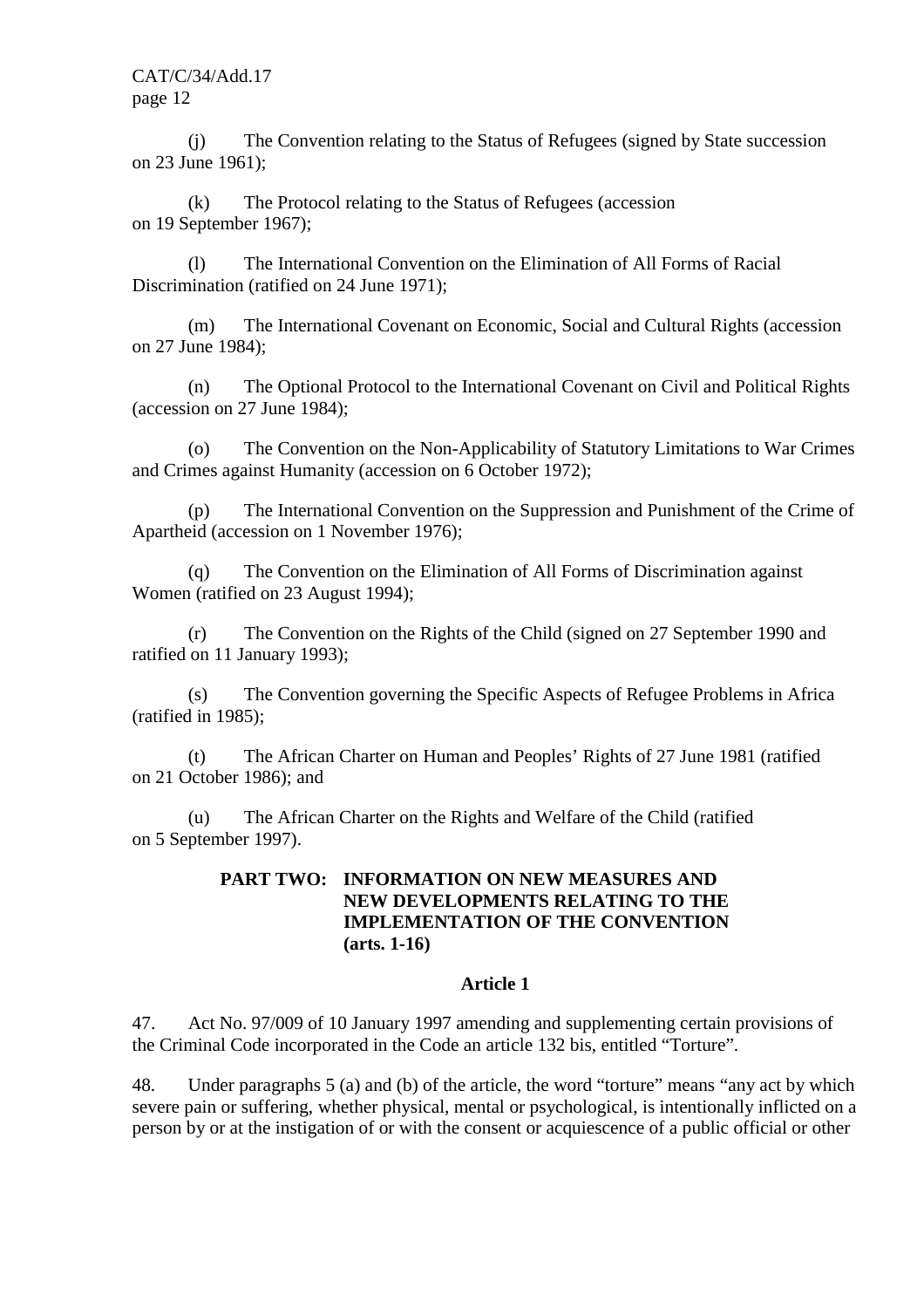(j) The Convention relating to the Status of Refugees (signed by State succession on 23 June 1961);

(k) The Protocol relating to the Status of Refugees (accession on 19 September 1967);

(l) The International Convention on the Elimination of All Forms of Racial Discrimination (ratified on 24 June 1971);

(m) The International Covenant on Economic, Social and Cultural Rights (accession on 27 June 1984);

(n) The Optional Protocol to the International Covenant on Civil and Political Rights (accession on 27 June 1984);

(o) The Convention on the Non-Applicability of Statutory Limitations to War Crimes and Crimes against Humanity (accession on 6 October 1972);

(p) The International Convention on the Suppression and Punishment of the Crime of Apartheid (accession on 1 November 1976);

(q) The Convention on the Elimination of All Forms of Discrimination against Women (ratified on 23 August 1994);

(r) The Convention on the Rights of the Child (signed on 27 September 1990 and ratified on 11 January 1993);

(s) The Convention governing the Specific Aspects of Refugee Problems in Africa (ratified in 1985);

(t) The African Charter on Human and Peoples' Rights of 27 June 1981 (ratified on 21 October 1986); and

(u) The African Charter on the Rights and Welfare of the Child (ratified on 5 September 1997).

## PART TWO: INFORMATION ON NEW MEASURES AND NEW DEVELOPMENTS RELATING TO THE IMPLEMENTATION OF THE CONVENTION (arts. 1-16)

### Article 1

47. Act No. 97/009 of 10 January 1997 amending and supplementing certain provisions of the Criminal Code incorporated in the Code an article 132 bis, entitled "Torture".

48. Under paragraphs 5 (a) and (b) of the article, the word "torture" means "any act by which severe pain or suffering, whether physical, mental or psychological, is intentionally inflicted on a person by or at the instigation of or with the consent or acquiescence of a public official or other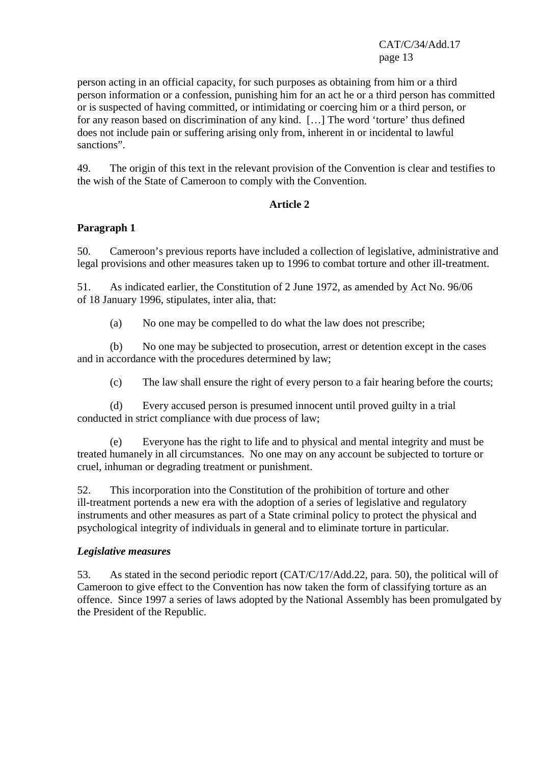person acting in an official capacity, for such purposes as obtaining from him or a third person information or a confession, punishing him for an act he or a third person has committed or is suspected of having committed, or intimidating or coercing him or a third person, or for any reason based on discrimination of any kind. […] The word 'torture' thus defined does not include pain or suffering arising only from, inherent in or incidental to lawful sanctions".

49. The origin of this text in the relevant provision of the Convention is clear and testifies to the wish of the State of Cameroon to comply with the Convention.

## Article 2

### Paragraph 1

50. Cameroon's previous reports have included a collection of legislative, administrative and legal provisions and other measures taken up to 1996 to combat torture and other ill-treatment.

51. As indicated earlier, the Constitution of 2 June 1972, as amended by Act No. 96/06 of 18 January 1996, stipulates, inter alia, that:

(a) No one may be compelled to do what the law does not prescribe;

(b) No one may be subjected to prosecution, arrest or detention except in the cases and in accordance with the procedures determined by law;

(c) The law shall ensure the right of every person to a fair hearing before the courts;

(d) Every accused person is presumed innocent until proved guilty in a trial conducted in strict compliance with due process of law;

(e) Everyone has the right to life and to physical and mental integrity and must be treated humanely in all circumstances. No one may on any account be subjected to torture or cruel, inhuman or degrading treatment or punishment.

52. This incorporation into the Constitution of the prohibition of torture and other ill-treatment portends a new era with the adoption of a series of legislative and regulatory instruments and other measures as part of a State criminal policy to protect the physical and psychological integrity of individuals in general and to eliminate torture in particular.

***Legislative measures***

53. As stated in the second periodic report (CAT/C/17/Add.22, para. 50), the political will of Cameroon to give effect to the Convention has now taken the form of classifying torture as an offence. Since 1997 a series of laws adopted by the National Assembly has been promulgated by the President of the Republic.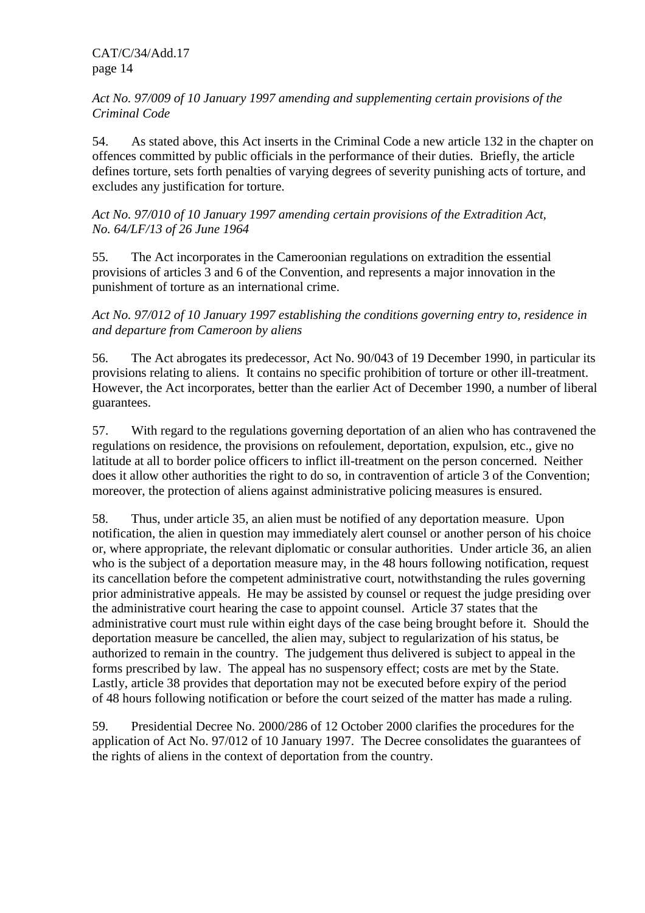*Act No. 97/009 of 10 January 1997 amending and supplementing certain provisions of the Criminal Code*

54. As stated above, this Act inserts in the Criminal Code a new article 132 in the chapter on offences committed by public officials in the performance of their duties. Briefly, the article defines torture, sets forth penalties of varying degrees of severity punishing acts of torture, and excludes any justification for torture.

*Act No. 97/010 of 10 January 1997 amending certain provisions of the Extradition Act, No. 64/LF/13 of 26 June 1964*

55. The Act incorporates in the Cameroonian regulations on extradition the essential provisions of articles 3 and 6 of the Convention, and represents a major innovation in the punishment of torture as an international crime.

*Act No. 97/012 of 10 January 1997 establishing the conditions governing entry to, residence in and departure from Cameroon by aliens*

56. The Act abrogates its predecessor, Act No. 90/043 of 19 December 1990, in particular its provisions relating to aliens. It contains no specific prohibition of torture or other ill-treatment. However, the Act incorporates, better than the earlier Act of December 1990, a number of liberal guarantees.

57. With regard to the regulations governing deportation of an alien who has contravened the regulations on residence, the provisions on refoulement, deportation, expulsion, etc., give no latitude at all to border police officers to inflict ill-treatment on the person concerned. Neither does it allow other authorities the right to do so, in contravention of article 3 of the Convention; moreover, the protection of aliens against administrative policing measures is ensured.

58. Thus, under article 35, an alien must be notified of any deportation measure. Upon notification, the alien in question may immediately alert counsel or another person of his choice or, where appropriate, the relevant diplomatic or consular authorities. Under article 36, an alien who is the subject of a deportation measure may, in the 48 hours following notification, request its cancellation before the competent administrative court, notwithstanding the rules governing prior administrative appeals. He may be assisted by counsel or request the judge presiding over the administrative court hearing the case to appoint counsel. Article 37 states that the administrative court must rule within eight days of the case being brought before it. Should the deportation measure be cancelled, the alien may, subject to regularization of his status, be authorized to remain in the country. The judgement thus delivered is subject to appeal in the forms prescribed by law. The appeal has no suspensory effect; costs are met by the State. Lastly, article 38 provides that deportation may not be executed before expiry of the period of 48 hours following notification or before the court seized of the matter has made a ruling.

59. Presidential Decree No. 2000/286 of 12 October 2000 clarifies the procedures for the application of Act No. 97/012 of 10 January 1997. The Decree consolidates the guarantees of the rights of aliens in the context of deportation from the country.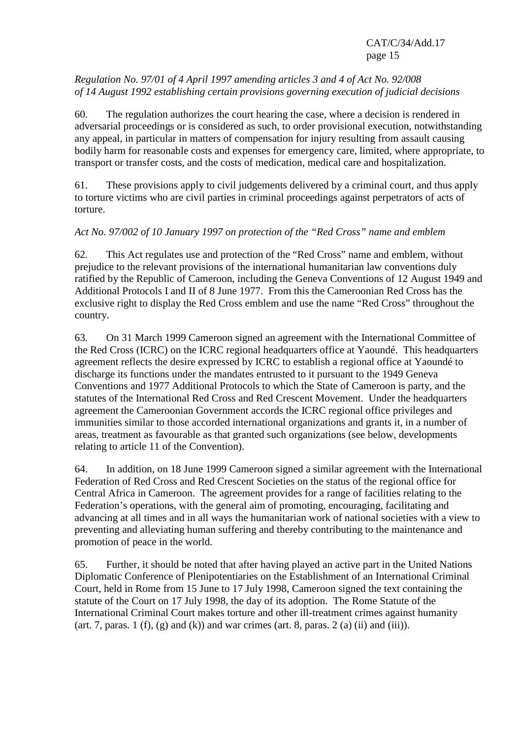*Regulation No. 97/01 of 4 April 1997 amending articles 3 and 4 of Act No. 92/008 of 14 August 1992 establishing certain provisions governing execution of judicial decisions*

60. The regulation authorizes the court hearing the case, where a decision is rendered in adversarial proceedings or is considered as such, to order provisional execution, notwithstanding any appeal, in particular in matters of compensation for injury resulting from assault causing bodily harm for reasonable costs and expenses for emergency care, limited, where appropriate, to transport or transfer costs, and the costs of medication, medical care and hospitalization.

61. These provisions apply to civil judgements delivered by a criminal court, and thus apply to torture victims who are civil parties in criminal proceedings against perpetrators of acts of torture.

*Act No. 97/002 of 10 January 1997 on protection of the "Red Cross" name and emblem*

62. This Act regulates use and protection of the "Red Cross" name and emblem, without prejudice to the relevant provisions of the international humanitarian law conventions duly ratified by the Republic of Cameroon, including the Geneva Conventions of 12 August 1949 and Additional Protocols I and II of 8 June 1977. From this the Cameroonian Red Cross has the exclusive right to display the Red Cross emblem and use the name "Red Cross" throughout the country.

63. On 31 March 1999 Cameroon signed an agreement with the International Committee of the Red Cross (ICRC) on the ICRC regional headquarters office at Yaoundé. This headquarters agreement reflects the desire expressed by ICRC to establish a regional office at Yaoundé to discharge its functions under the mandates entrusted to it pursuant to the 1949 Geneva Conventions and 1977 Additional Protocols to which the State of Cameroon is party, and the statutes of the International Red Cross and Red Crescent Movement. Under the headquarters agreement the Cameroonian Government accords the ICRC regional office privileges and immunities similar to those accorded international organizations and grants it, in a number of areas, treatment as favourable as that granted such organizations (see below, developments relating to article 11 of the Convention).

64. In addition, on 18 June 1999 Cameroon signed a similar agreement with the International Federation of Red Cross and Red Crescent Societies on the status of the regional office for Central Africa in Cameroon. The agreement provides for a range of facilities relating to the Federation's operations, with the general aim of promoting, encouraging, facilitating and advancing at all times and in all ways the humanitarian work of national societies with a view to preventing and alleviating human suffering and thereby contributing to the maintenance and promotion of peace in the world.

65. Further, it should be noted that after having played an active part in the United Nations Diplomatic Conference of Plenipotentiaries on the Establishment of an International Criminal Court, held in Rome from 15 June to 17 July 1998, Cameroon signed the text containing the statute of the Court on 17 July 1998, the day of its adoption. The Rome Statute of the International Criminal Court makes torture and other ill-treatment crimes against humanity (art. 7, paras. 1 (f), (g) and (k)) and war crimes (art. 8, paras. 2 (a) (ii) and (iii)).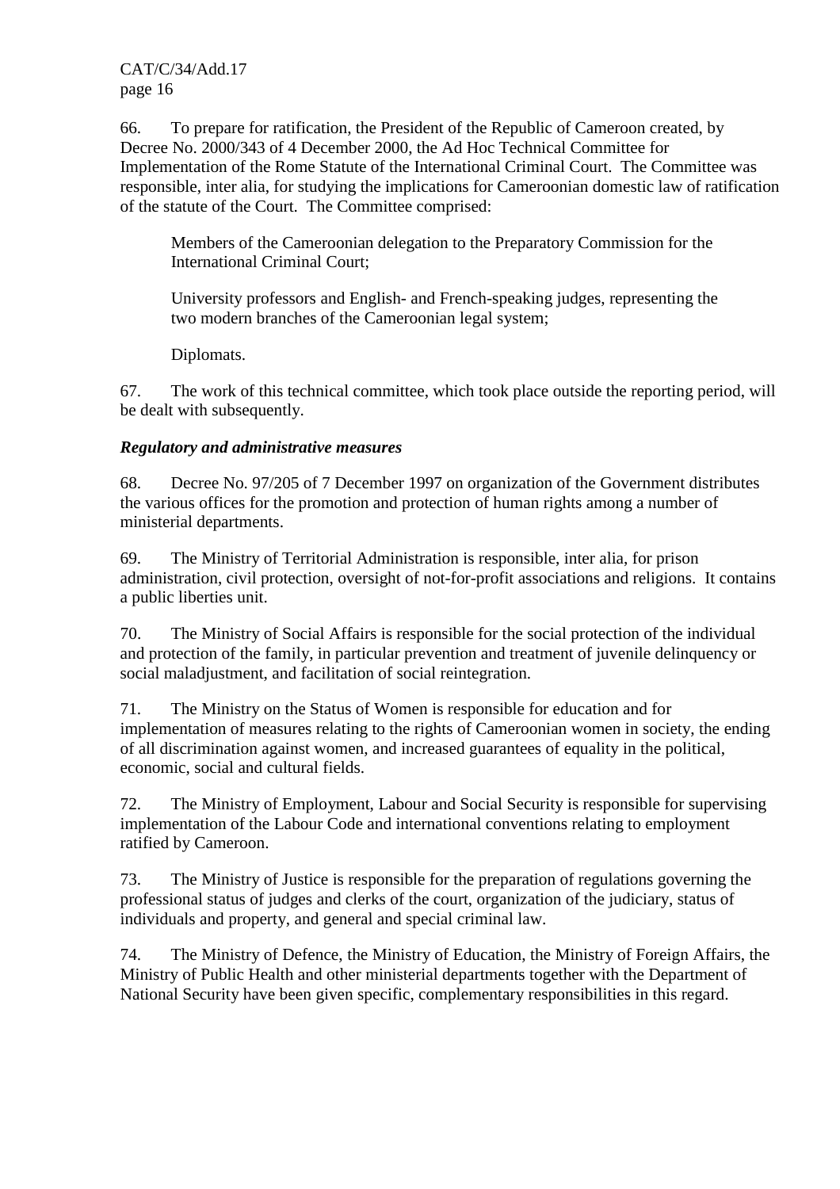66. To prepare for ratification, the President of the Republic of Cameroon created, by Decree No. 2000/343 of 4 December 2000, the Ad Hoc Technical Committee for Implementation of the Rome Statute of the International Criminal Court. The Committee was responsible, inter alia, for studying the implications for Cameroonian domestic law of ratification of the statute of the Court. The Committee comprised:

> Members of the Cameroonian delegation to the Preparatory Commission for the International Criminal Court;
>
> University professors and English- and French-speaking judges, representing the two modern branches of the Cameroonian legal system;
>
> Diplomats.

67. The work of this technical committee, which took place outside the reporting period, will be dealt with subsequently.

***Regulatory and administrative measures***

68. Decree No. 97/205 of 7 December 1997 on organization of the Government distributes the various offices for the promotion and protection of human rights among a number of ministerial departments.

69. The Ministry of Territorial Administration is responsible, inter alia, for prison administration, civil protection, oversight of not-for-profit associations and religions. It contains a public liberties unit.

70. The Ministry of Social Affairs is responsible for the social protection of the individual and protection of the family, in particular prevention and treatment of juvenile delinquency or social maladjustment, and facilitation of social reintegration.

71. The Ministry on the Status of Women is responsible for education and for implementation of measures relating to the rights of Cameroonian women in society, the ending of all discrimination against women, and increased guarantees of equality in the political, economic, social and cultural fields.

72. The Ministry of Employment, Labour and Social Security is responsible for supervising implementation of the Labour Code and international conventions relating to employment ratified by Cameroon.

73. The Ministry of Justice is responsible for the preparation of regulations governing the professional status of judges and clerks of the court, organization of the judiciary, status of individuals and property, and general and special criminal law.

74. The Ministry of Defence, the Ministry of Education, the Ministry of Foreign Affairs, the Ministry of Public Health and other ministerial departments together with the Department of National Security have been given specific, complementary responsibilities in this regard.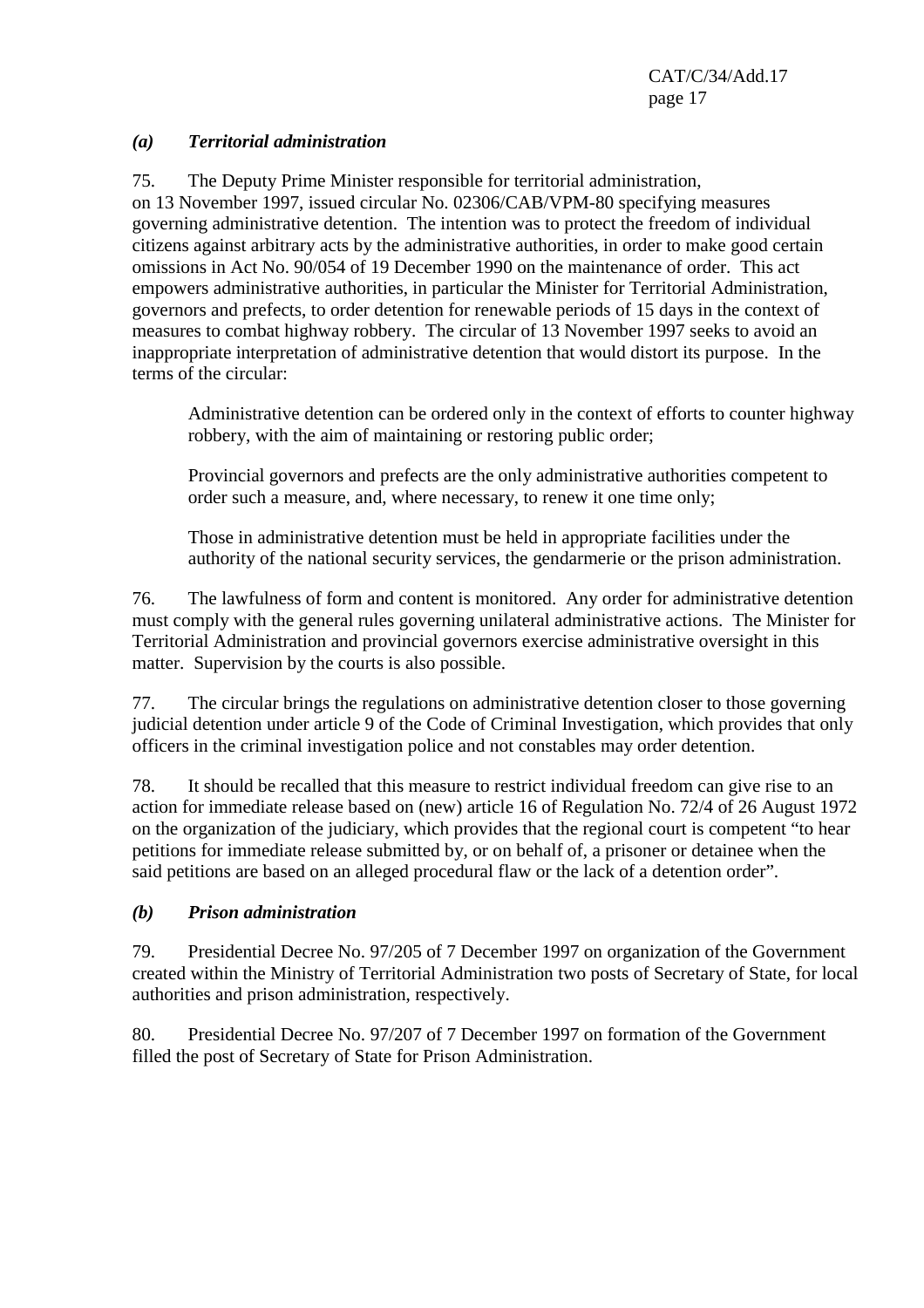### *(a) Territorial administration*

75. The Deputy Prime Minister responsible for territorial administration, on 13 November 1997, issued circular No. 02306/CAB/VPM-80 specifying measures governing administrative detention. The intention was to protect the freedom of individual citizens against arbitrary acts by the administrative authorities, in order to make good certain omissions in Act No. 90/054 of 19 December 1990 on the maintenance of order. This act empowers administrative authorities, in particular the Minister for Territorial Administration, governors and prefects, to order detention for renewable periods of 15 days in the context of measures to combat highway robbery. The circular of 13 November 1997 seeks to avoid an inappropriate interpretation of administrative detention that would distort its purpose. In the terms of the circular:

> Administrative detention can be ordered only in the context of efforts to counter highway robbery, with the aim of maintaining or restoring public order;
>
> Provincial governors and prefects are the only administrative authorities competent to order such a measure, and, where necessary, to renew it one time only;
>
> Those in administrative detention must be held in appropriate facilities under the authority of the national security services, the gendarmerie or the prison administration.

76. The lawfulness of form and content is monitored. Any order for administrative detention must comply with the general rules governing unilateral administrative actions. The Minister for Territorial Administration and provincial governors exercise administrative oversight in this matter. Supervision by the courts is also possible.

77. The circular brings the regulations on administrative detention closer to those governing judicial detention under article 9 of the Code of Criminal Investigation, which provides that only officers in the criminal investigation police and not constables may order detention.

78. It should be recalled that this measure to restrict individual freedom can give rise to an action for immediate release based on (new) article 16 of Regulation No. 72/4 of 26 August 1972 on the organization of the judiciary, which provides that the regional court is competent "to hear petitions for immediate release submitted by, or on behalf of, a prisoner or detainee when the said petitions are based on an alleged procedural flaw or the lack of a detention order".

### *(b) Prison administration*

79. Presidential Decree No. 97/205 of 7 December 1997 on organization of the Government created within the Ministry of Territorial Administration two posts of Secretary of State, for local authorities and prison administration, respectively.

80. Presidential Decree No. 97/207 of 7 December 1997 on formation of the Government filled the post of Secretary of State for Prison Administration.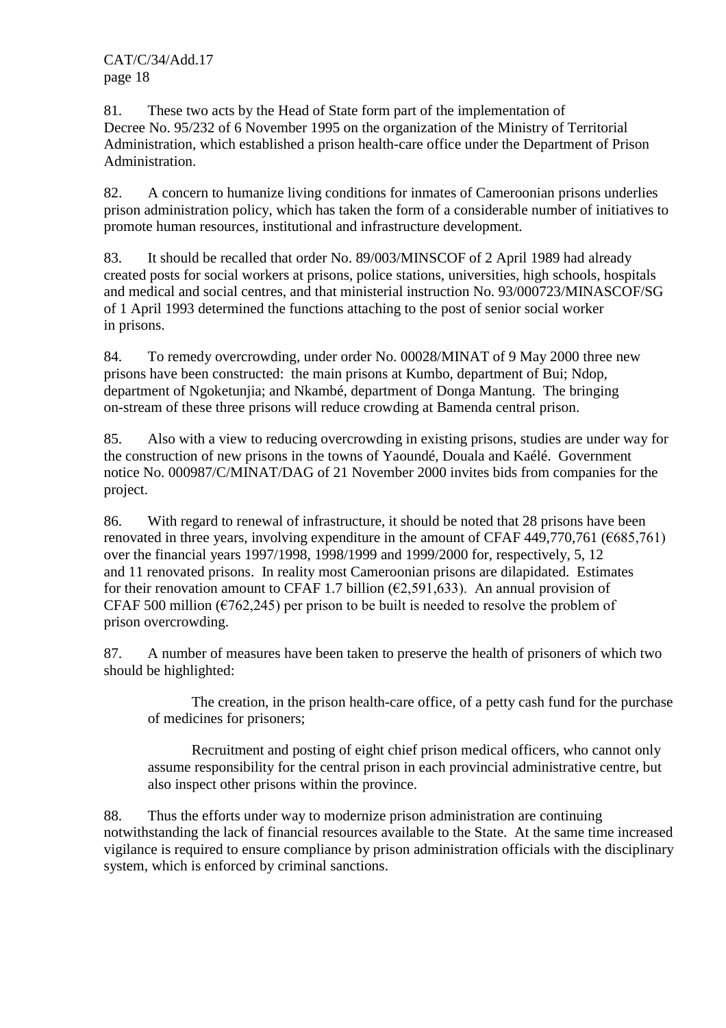81. These two acts by the Head of State form part of the implementation of Decree No. 95/232 of 6 November 1995 on the organization of the Ministry of Territorial Administration, which established a prison health-care office under the Department of Prison Administration.

82. A concern to humanize living conditions for inmates of Cameroonian prisons underlies prison administration policy, which has taken the form of a considerable number of initiatives to promote human resources, institutional and infrastructure development.

83. It should be recalled that order No. 89/003/MINSCOF of 2 April 1989 had already created posts for social workers at prisons, police stations, universities, high schools, hospitals and medical and social centres, and that ministerial instruction No. 93/000723/MINASCOF/SG of 1 April 1993 determined the functions attaching to the post of senior social worker in prisons.

84. To remedy overcrowding, under order No. 00028/MINAT of 9 May 2000 three new prisons have been constructed: the main prisons at Kumbo, department of Bui; Ndop, department of Ngoketunjia; and Nkambé, department of Donga Mantung. The bringing on-stream of these three prisons will reduce crowding at Bamenda central prison.

85. Also with a view to reducing overcrowding in existing prisons, studies are under way for the construction of new prisons in the towns of Yaoundé, Douala and Kaélé. Government notice No. 000987/C/MINAT/DAG of 21 November 2000 invites bids from companies for the project.

86. With regard to renewal of infrastructure, it should be noted that 28 prisons have been renovated in three years, involving expenditure in the amount of CFAF 449,770,761 (€685,761) over the financial years 1997/1998, 1998/1999 and 1999/2000 for, respectively, 5, 12 and 11 renovated prisons. In reality most Cameroonian prisons are dilapidated. Estimates for their renovation amount to CFAF 1.7 billion (€2,591,633). An annual provision of CFAF 500 million (€762,245) per prison to be built is needed to resolve the problem of prison overcrowding.

87. A number of measures have been taken to preserve the health of prisoners of which two should be highlighted:

The creation, in the prison health-care office, of a petty cash fund for the purchase of medicines for prisoners;

Recruitment and posting of eight chief prison medical officers, who cannot only assume responsibility for the central prison in each provincial administrative centre, but also inspect other prisons within the province.

88. Thus the efforts under way to modernize prison administration are continuing notwithstanding the lack of financial resources available to the State. At the same time increased vigilance is required to ensure compliance by prison administration officials with the disciplinary system, which is enforced by criminal sanctions.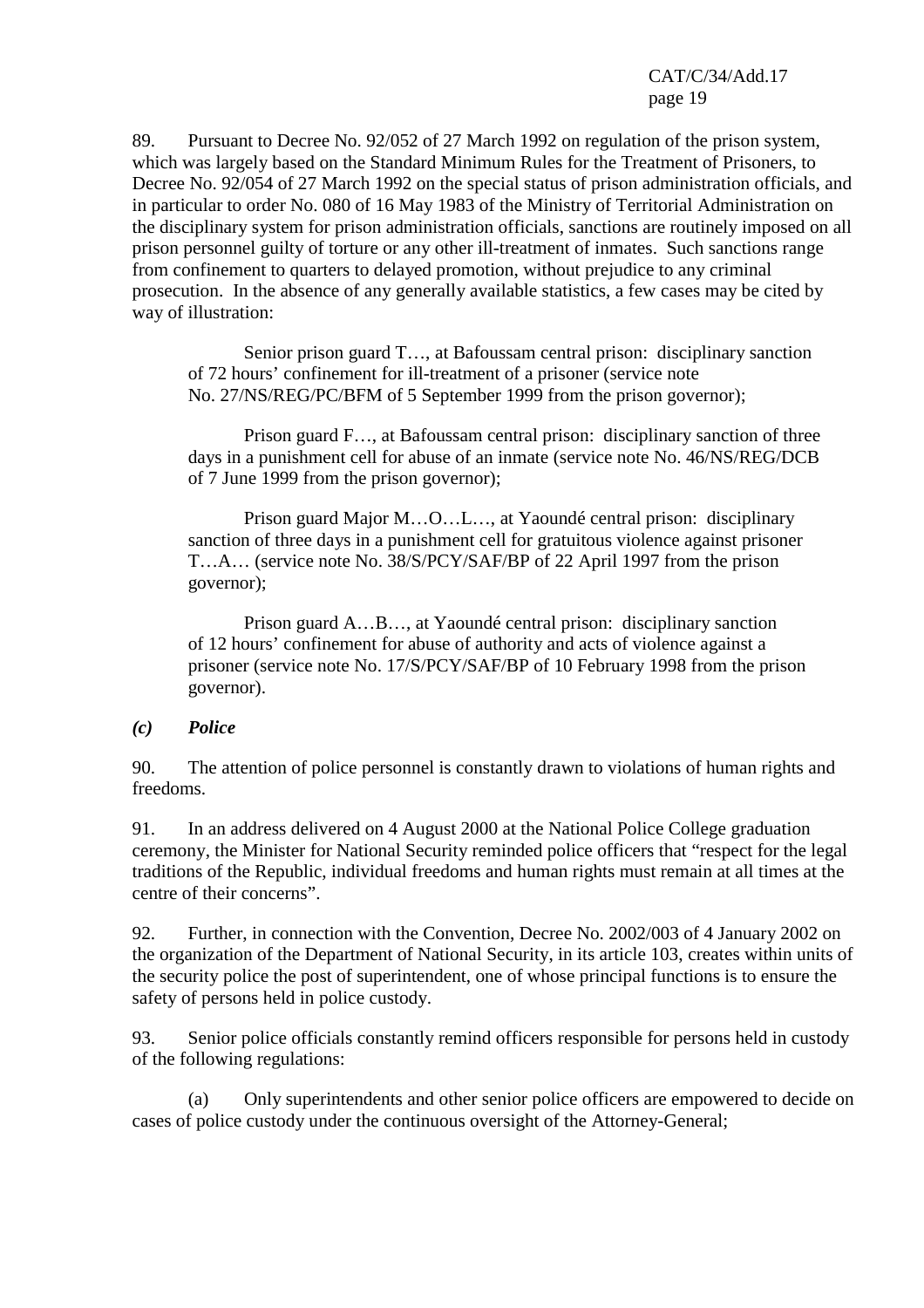89. Pursuant to Decree No. 92/052 of 27 March 1992 on regulation of the prison system, which was largely based on the Standard Minimum Rules for the Treatment of Prisoners, to Decree No. 92/054 of 27 March 1992 on the special status of prison administration officials, and in particular to order No. 080 of 16 May 1983 of the Ministry of Territorial Administration on the disciplinary system for prison administration officials, sanctions are routinely imposed on all prison personnel guilty of torture or any other ill-treatment of inmates. Such sanctions range from confinement to quarters to delayed promotion, without prejudice to any criminal prosecution. In the absence of any generally available statistics, a few cases may be cited by way of illustration:

> Senior prison guard T…, at Bafoussam central prison: disciplinary sanction of 72 hours' confinement for ill-treatment of a prisoner (service note No. 27/NS/REG/PC/BFM of 5 September 1999 from the prison governor);
>
> Prison guard F…, at Bafoussam central prison: disciplinary sanction of three days in a punishment cell for abuse of an inmate (service note No. 46/NS/REG/DCB of 7 June 1999 from the prison governor);
>
> Prison guard Major M…O…L…, at Yaoundé central prison: disciplinary sanction of three days in a punishment cell for gratuitous violence against prisoner T…A… (service note No. 38/S/PCY/SAF/BP of 22 April 1997 from the prison governor);
>
> Prison guard A…B…, at Yaoundé central prison: disciplinary sanction of 12 hours' confinement for abuse of authority and acts of violence against a prisoner (service note No. 17/S/PCY/SAF/BP of 10 February 1998 from the prison governor).

### *(c) Police*

90. The attention of police personnel is constantly drawn to violations of human rights and freedoms.

91. In an address delivered on 4 August 2000 at the National Police College graduation ceremony, the Minister for National Security reminded police officers that "respect for the legal traditions of the Republic, individual freedoms and human rights must remain at all times at the centre of their concerns".

92. Further, in connection with the Convention, Decree No. 2002/003 of 4 January 2002 on the organization of the Department of National Security, in its article 103, creates within units of the security police the post of superintendent, one of whose principal functions is to ensure the safety of persons held in police custody.

93. Senior police officials constantly remind officers responsible for persons held in custody of the following regulations:

(a) Only superintendents and other senior police officers are empowered to decide on cases of police custody under the continuous oversight of the Attorney-General;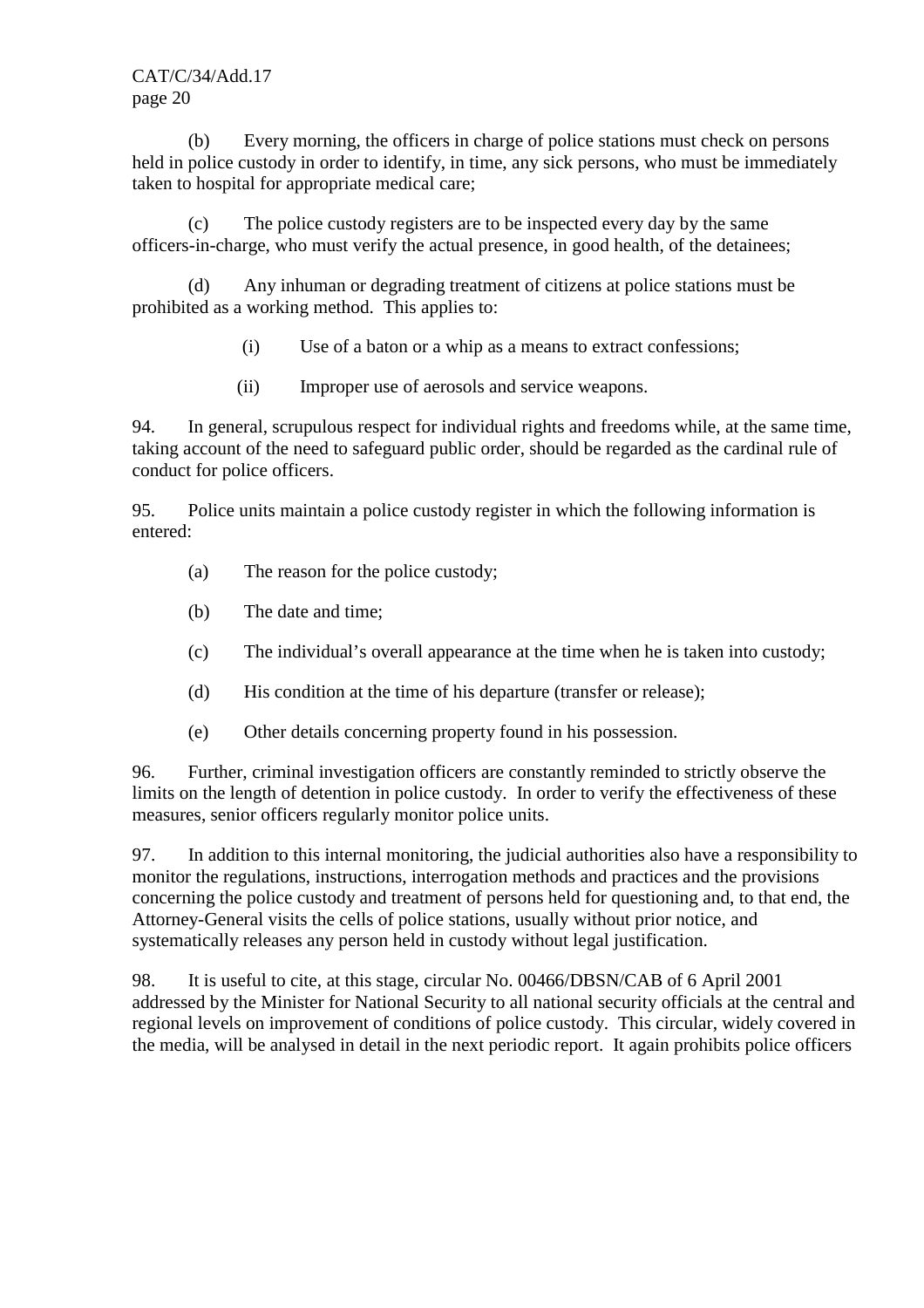(b) Every morning, the officers in charge of police stations must check on persons held in police custody in order to identify, in time, any sick persons, who must be immediately taken to hospital for appropriate medical care;

(c) The police custody registers are to be inspected every day by the same officers-in-charge, who must verify the actual presence, in good health, of the detainees;

(d) Any inhuman or degrading treatment of citizens at police stations must be prohibited as a working method. This applies to:

(i) Use of a baton or a whip as a means to extract confessions;

(ii) Improper use of aerosols and service weapons.

94. In general, scrupulous respect for individual rights and freedoms while, at the same time, taking account of the need to safeguard public order, should be regarded as the cardinal rule of conduct for police officers.

95. Police units maintain a police custody register in which the following information is entered:

(a) The reason for the police custody;

(b) The date and time;

(c) The individual's overall appearance at the time when he is taken into custody;

(d) His condition at the time of his departure (transfer or release);

(e) Other details concerning property found in his possession.

96. Further, criminal investigation officers are constantly reminded to strictly observe the limits on the length of detention in police custody. In order to verify the effectiveness of these measures, senior officers regularly monitor police units.

97. In addition to this internal monitoring, the judicial authorities also have a responsibility to monitor the regulations, instructions, interrogation methods and practices and the provisions concerning the police custody and treatment of persons held for questioning and, to that end, the Attorney-General visits the cells of police stations, usually without prior notice, and systematically releases any person held in custody without legal justification.

98. It is useful to cite, at this stage, circular No. 00466/DBSN/CAB of 6 April 2001 addressed by the Minister for National Security to all national security officials at the central and regional levels on improvement of conditions of police custody. This circular, widely covered in the media, will be analysed in detail in the next periodic report. It again prohibits police officers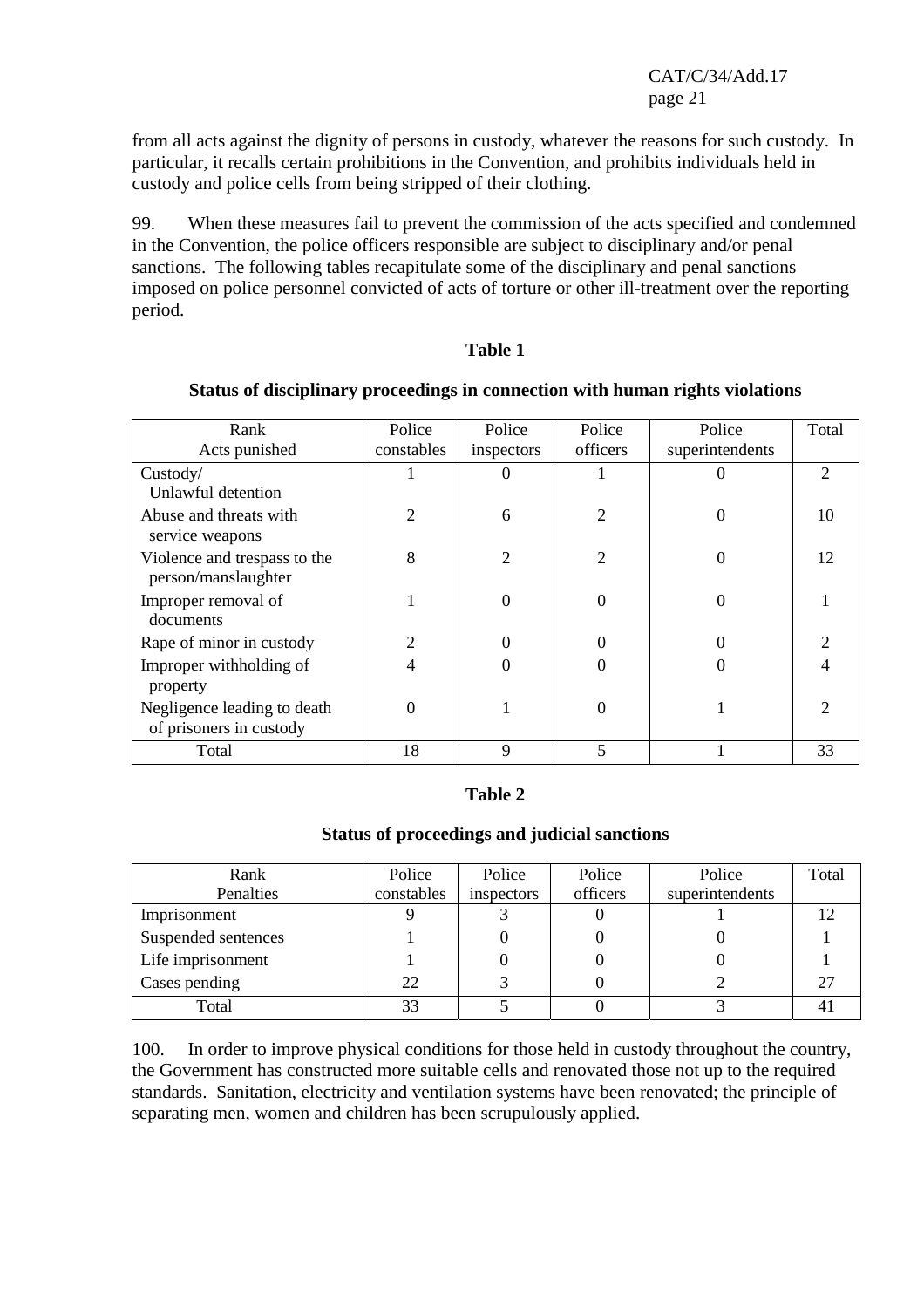from all acts against the dignity of persons in custody, whatever the reasons for such custody. In particular, it recalls certain prohibitions in the Convention, and prohibits individuals held in custody and police cells from being stripped of their clothing.

99. When these measures fail to prevent the commission of the acts specified and condemned in the Convention, the police officers responsible are subject to disciplinary and/or penal sanctions. The following tables recapitulate some of the disciplinary and penal sanctions imposed on police personnel convicted of acts of torture or other ill-treatment over the reporting period.

**Table 1**

**Status of disciplinary proceedings in connection with human rights violations**

| Rank<br>Acts punished | Police constables | Police inspectors | Police officers | Police superintendents | Total |
|---|---|---|---|---|---|
| Custody/ Unlawful detention | 1 | 0 | 1 | 0 | 2 |
| Abuse and threats with service weapons | 2 | 6 | 2 | 0 | 10 |
| Violence and trespass to the person/manslaughter | 8 | 2 | 2 | 0 | 12 |
| Improper removal of documents | 1 | 0 | 0 | 0 | 1 |
| Rape of minor in custody | 2 | 0 | 0 | 0 | 2 |
| Improper withholding of property | 4 | 0 | 0 | 0 | 4 |
| Negligence leading to death of prisoners in custody | 0 | 1 | 0 | 1 | 2 |
| Total | 18 | 9 | 5 | 1 | 33 |

**Table 2**

**Status of proceedings and judicial sanctions**

| Rank<br>Penalties | Police constables | Police inspectors | Police officers | Police superintendents | Total |
|---|---|---|---|---|---|
| Imprisonment | 9 | 3 | 0 | 1 | 12 |
| Suspended sentences | 1 | 0 | 0 | 0 | 1 |
| Life imprisonment | 1 | 0 | 0 | 0 | 1 |
| Cases pending | 22 | 3 | 0 | 2 | 27 |
| Total | 33 | 5 | 0 | 3 | 41 |

100. In order to improve physical conditions for those held in custody throughout the country, the Government has constructed more suitable cells and renovated those not up to the required standards. Sanitation, electricity and ventilation systems have been renovated; the principle of separating men, women and children has been scrupulously applied.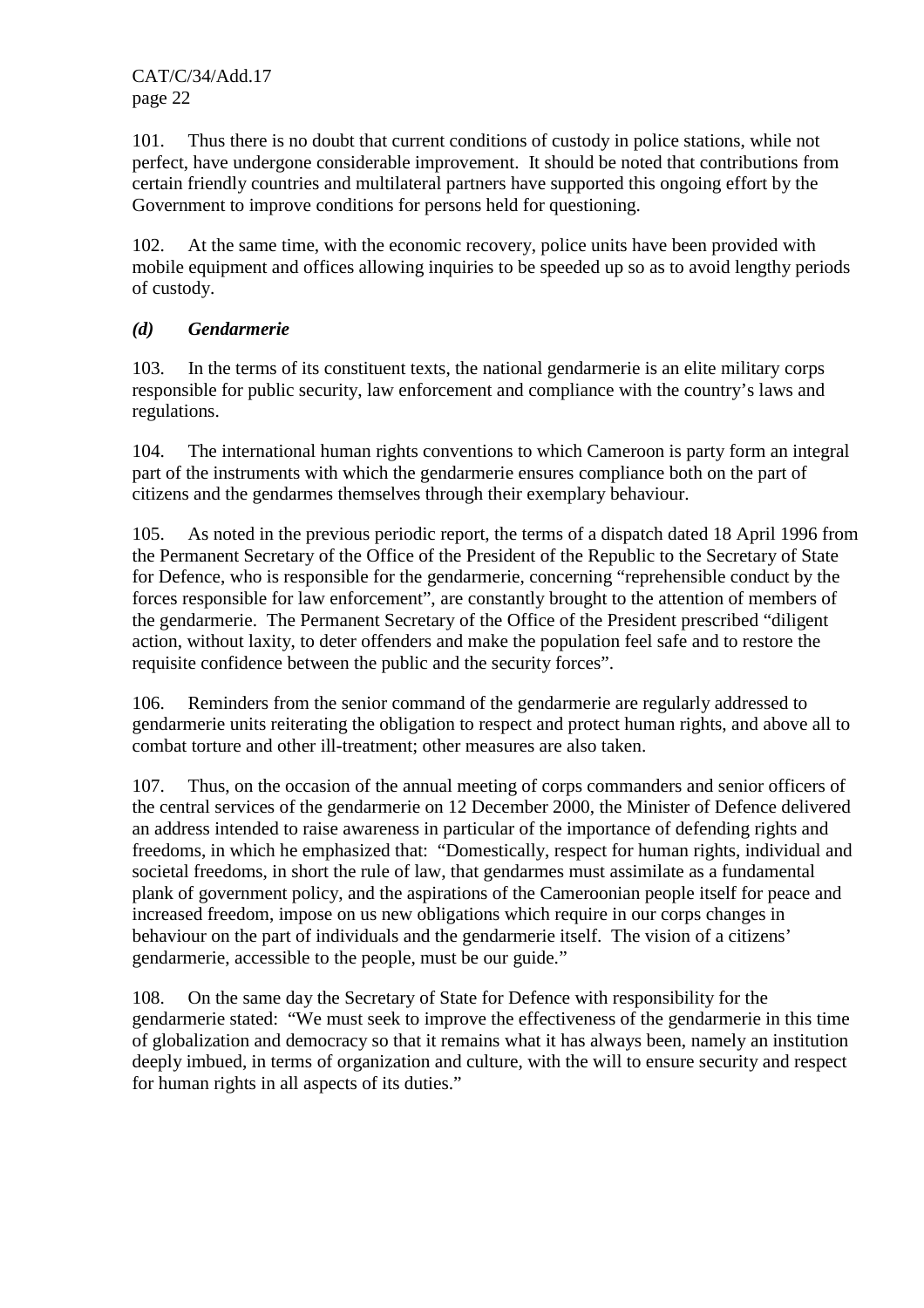101. Thus there is no doubt that current conditions of custody in police stations, while not perfect, have undergone considerable improvement. It should be noted that contributions from certain friendly countries and multilateral partners have supported this ongoing effort by the Government to improve conditions for persons held for questioning.

102. At the same time, with the economic recovery, police units have been provided with mobile equipment and offices allowing inquiries to be speeded up so as to avoid lengthy periods of custody.

### *(d) Gendarmerie*

103. In the terms of its constituent texts, the national gendarmerie is an elite military corps responsible for public security, law enforcement and compliance with the country's laws and regulations.

104. The international human rights conventions to which Cameroon is party form an integral part of the instruments with which the gendarmerie ensures compliance both on the part of citizens and the gendarmes themselves through their exemplary behaviour.

105. As noted in the previous periodic report, the terms of a dispatch dated 18 April 1996 from the Permanent Secretary of the Office of the President of the Republic to the Secretary of State for Defence, who is responsible for the gendarmerie, concerning "reprehensible conduct by the forces responsible for law enforcement", are constantly brought to the attention of members of the gendarmerie. The Permanent Secretary of the Office of the President prescribed "diligent action, without laxity, to deter offenders and make the population feel safe and to restore the requisite confidence between the public and the security forces".

106. Reminders from the senior command of the gendarmerie are regularly addressed to gendarmerie units reiterating the obligation to respect and protect human rights, and above all to combat torture and other ill-treatment; other measures are also taken.

107. Thus, on the occasion of the annual meeting of corps commanders and senior officers of the central services of the gendarmerie on 12 December 2000, the Minister of Defence delivered an address intended to raise awareness in particular of the importance of defending rights and freedoms, in which he emphasized that: "Domestically, respect for human rights, individual and societal freedoms, in short the rule of law, that gendarmes must assimilate as a fundamental plank of government policy, and the aspirations of the Cameroonian people itself for peace and increased freedom, impose on us new obligations which require in our corps changes in behaviour on the part of individuals and the gendarmerie itself. The vision of a citizens' gendarmerie, accessible to the people, must be our guide."

108. On the same day the Secretary of State for Defence with responsibility for the gendarmerie stated: "We must seek to improve the effectiveness of the gendarmerie in this time of globalization and democracy so that it remains what it has always been, namely an institution deeply imbued, in terms of organization and culture, with the will to ensure security and respect for human rights in all aspects of its duties."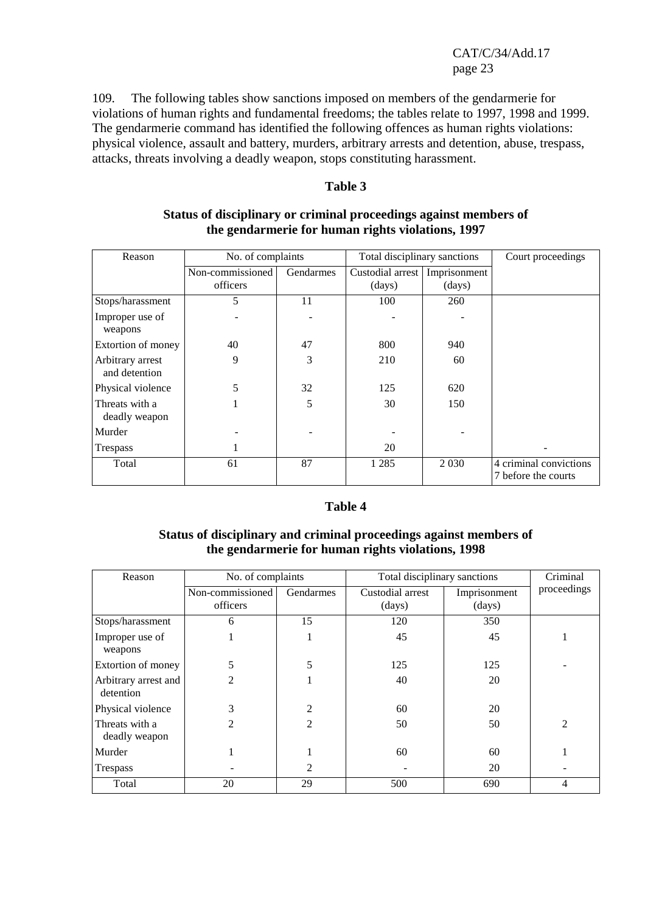109. The following tables show sanctions imposed on members of the gendarmerie for violations of human rights and fundamental freedoms; the tables relate to 1997, 1998 and 1999. The gendarmerie command has identified the following offences as human rights violations: physical violence, assault and battery, murders, arbitrary arrests and detention, abuse, trespass, attacks, threats involving a deadly weapon, stops constituting harassment.

**Table 3**

**Status of disciplinary or criminal proceedings against members of the gendarmerie for human rights violations, 1997**

| Reason | No. of complaints | | Total disciplinary sanctions | | Court proceedings |
|---|---|---|---|---|---|
| | Non-commissioned officers | Gendarmes | Custodial arrest (days) | Imprisonment (days) | |
| Stops/harassment | 5 | 11 | 100 | 260 | |
| Improper use of weapons | - | - | - | - | |
| Extortion of money | 40 | 47 | 800 | 940 | |
| Arbitrary arrest and detention | 9 | 3 | 210 | 60 | |
| Physical violence | 5 | 32 | 125 | 620 | |
| Threats with a deadly weapon | 1 | 5 | 30 | 150 | |
| Murder | - | - | - | - | |
| Trespass | 1 | | 20 | | - |
| Total | 61 | 87 | 1 285 | 2 030 | 4 criminal convictions 7 before the courts |

**Table 4**

**Status of disciplinary and criminal proceedings against members of the gendarmerie for human rights violations, 1998**

| Reason | No. of complaints | | Total disciplinary sanctions | | Criminal proceedings |
|---|---|---|---|---|---|
| | Non-commissioned officers | Gendarmes | Custodial arrest (days) | Imprisonment (days) | |
| Stops/harassment | 6 | 15 | 120 | 350 | |
| Improper use of weapons | 1 | 1 | 45 | 45 | 1 |
| Extortion of money | 5 | 5 | 125 | 125 | - |
| Arbitrary arrest and detention | 2 | 1 | 40 | 20 | |
| Physical violence | 3 | 2 | 60 | 20 | |
| Threats with a deadly weapon | 2 | 2 | 50 | 50 | 2 |
| Murder | 1 | 1 | 60 | 60 | 1 |
| Trespass | - | 2 | - | 20 | - |
| Total | 20 | 29 | 500 | 690 | 4 |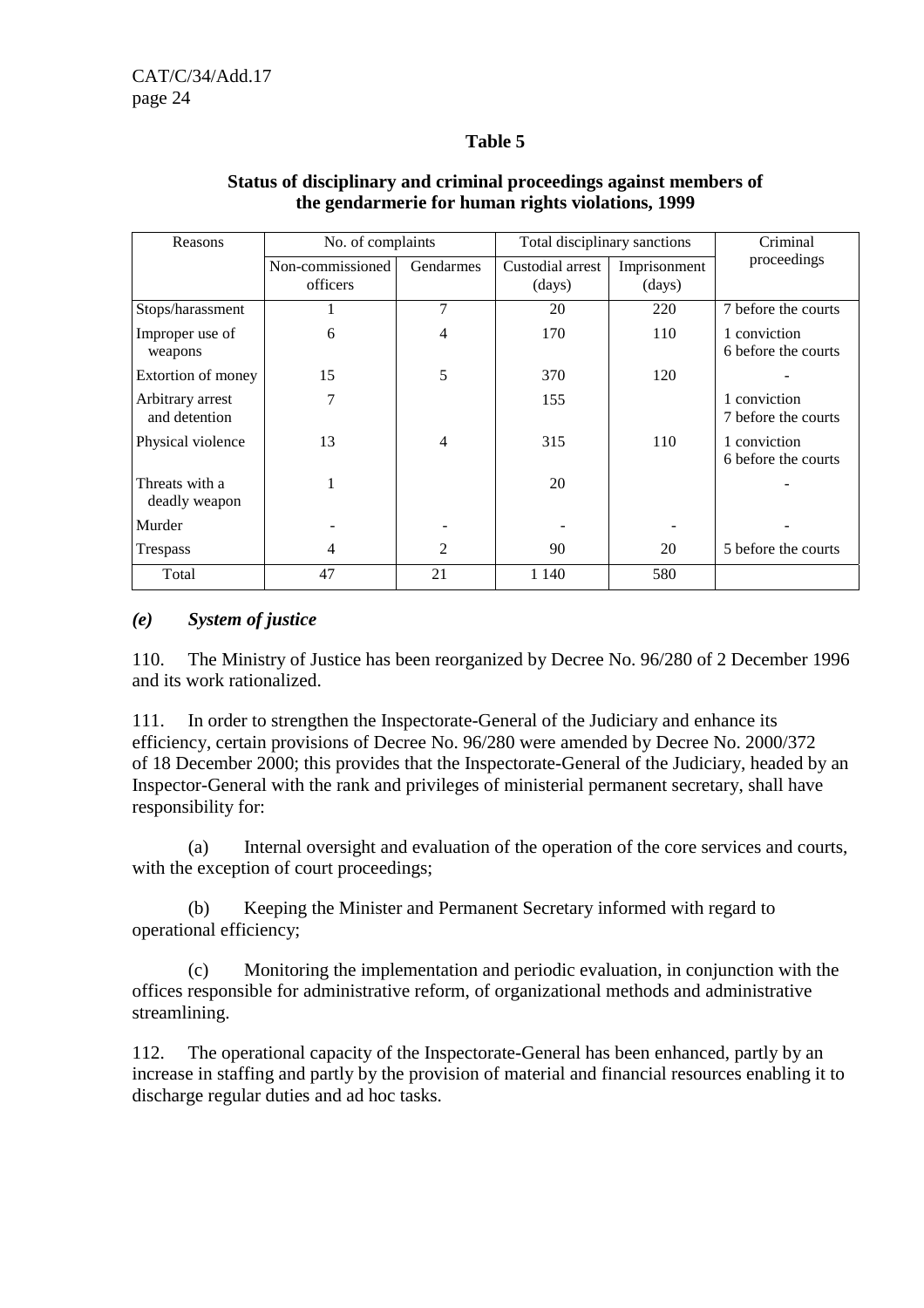**Table 5**

**Status of disciplinary and criminal proceedings against members of the gendarmerie for human rights violations, 1999**

| Reasons | No. of complaints | | Total disciplinary sanctions | | Criminal proceedings |
|---|---|---|---|---|---|
| | Non-commissioned officers | Gendarmes | Custodial arrest (days) | Imprisonment (days) | |
| Stops/harassment | 1 | 7 | 20 | 220 | 7 before the courts |
| Improper use of weapons | 6 | 4 | 170 | 110 | 1 conviction<br>6 before the courts |
| Extortion of money | 15 | 5 | 370 | 120 | - |
| Arbitrary arrest and detention | 7 | | 155 | | 1 conviction<br>7 before the courts |
| Physical violence | 13 | 4 | 315 | 110 | 1 conviction<br>6 before the courts |
| Threats with a deadly weapon | 1 | | 20 | | - |
| Murder | - | - | - | - | - |
| Trespass | 4 | 2 | 90 | 20 | 5 before the courts |
| Total | 47 | 21 | 1 140 | 580 | |

### *(e) System of justice*

110. The Ministry of Justice has been reorganized by Decree No. 96/280 of 2 December 1996 and its work rationalized.

111. In order to strengthen the Inspectorate-General of the Judiciary and enhance its efficiency, certain provisions of Decree No. 96/280 were amended by Decree No. 2000/372 of 18 December 2000; this provides that the Inspectorate-General of the Judiciary, headed by an Inspector-General with the rank and privileges of ministerial permanent secretary, shall have responsibility for:

(a) Internal oversight and evaluation of the operation of the core services and courts, with the exception of court proceedings;

(b) Keeping the Minister and Permanent Secretary informed with regard to operational efficiency;

(c) Monitoring the implementation and periodic evaluation, in conjunction with the offices responsible for administrative reform, of organizational methods and administrative streamlining.

112. The operational capacity of the Inspectorate-General has been enhanced, partly by an increase in staffing and partly by the provision of material and financial resources enabling it to discharge regular duties and ad hoc tasks.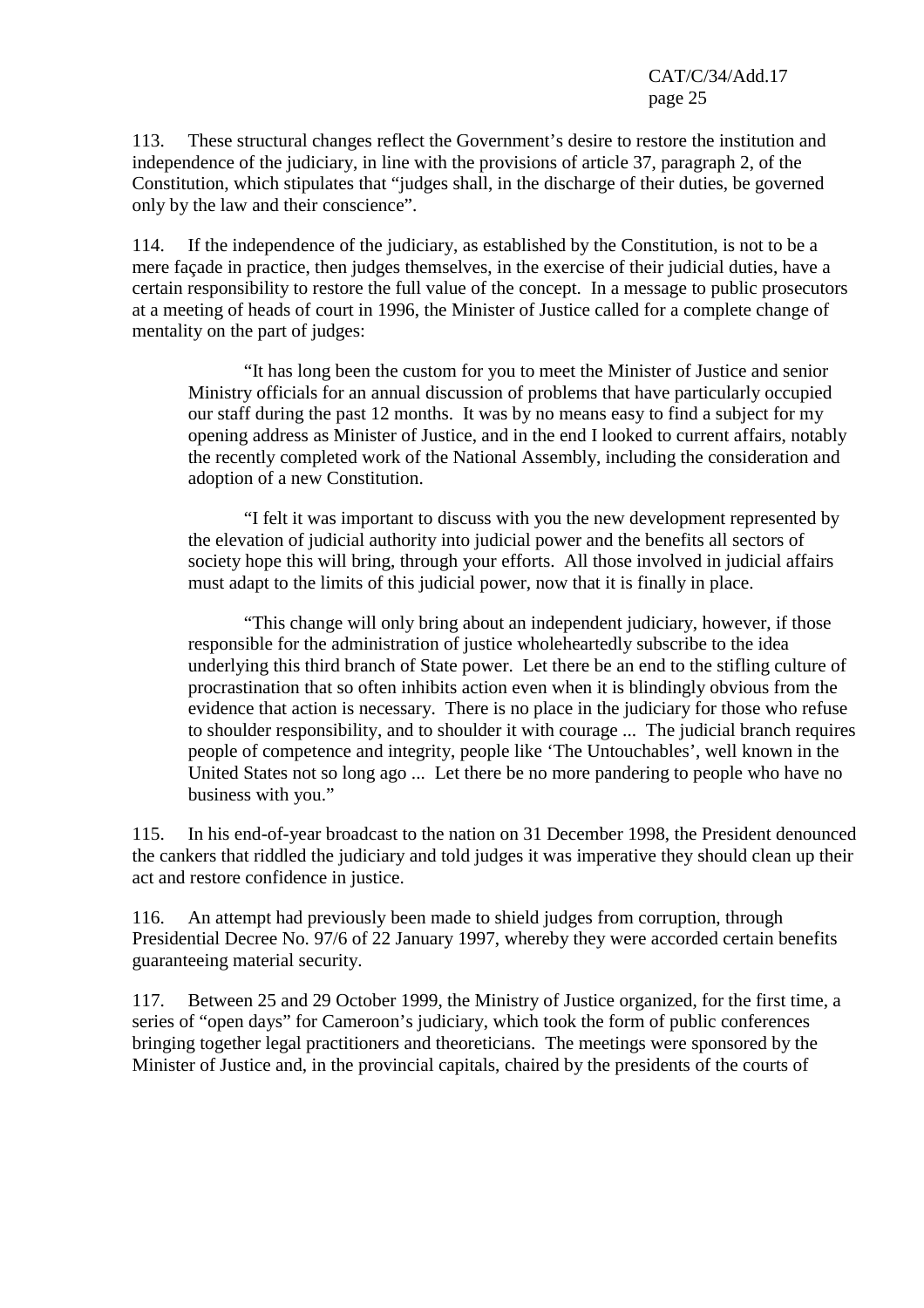113. These structural changes reflect the Government's desire to restore the institution and independence of the judiciary, in line with the provisions of article 37, paragraph 2, of the Constitution, which stipulates that "judges shall, in the discharge of their duties, be governed only by the law and their conscience".

114. If the independence of the judiciary, as established by the Constitution, is not to be a mere façade in practice, then judges themselves, in the exercise of their judicial duties, have a certain responsibility to restore the full value of the concept. In a message to public prosecutors at a meeting of heads of court in 1996, the Minister of Justice called for a complete change of mentality on the part of judges:

> "It has long been the custom for you to meet the Minister of Justice and senior Ministry officials for an annual discussion of problems that have particularly occupied our staff during the past 12 months. It was by no means easy to find a subject for my opening address as Minister of Justice, and in the end I looked to current affairs, notably the recently completed work of the National Assembly, including the consideration and adoption of a new Constitution.
>
> "I felt it was important to discuss with you the new development represented by the elevation of judicial authority into judicial power and the benefits all sectors of society hope this will bring, through your efforts. All those involved in judicial affairs must adapt to the limits of this judicial power, now that it is finally in place.
>
> "This change will only bring about an independent judiciary, however, if those responsible for the administration of justice wholeheartedly subscribe to the idea underlying this third branch of State power. Let there be an end to the stifling culture of procrastination that so often inhibits action even when it is blindingly obvious from the evidence that action is necessary. There is no place in the judiciary for those who refuse to shoulder responsibility, and to shoulder it with courage ... The judicial branch requires people of competence and integrity, people like 'The Untouchables', well known in the United States not so long ago ... Let there be no more pandering to people who have no business with you."

115. In his end-of-year broadcast to the nation on 31 December 1998, the President denounced the cankers that riddled the judiciary and told judges it was imperative they should clean up their act and restore confidence in justice.

116. An attempt had previously been made to shield judges from corruption, through Presidential Decree No. 97/6 of 22 January 1997, whereby they were accorded certain benefits guaranteeing material security.

117. Between 25 and 29 October 1999, the Ministry of Justice organized, for the first time, a series of "open days" for Cameroon's judiciary, which took the form of public conferences bringing together legal practitioners and theoreticians. The meetings were sponsored by the Minister of Justice and, in the provincial capitals, chaired by the presidents of the courts of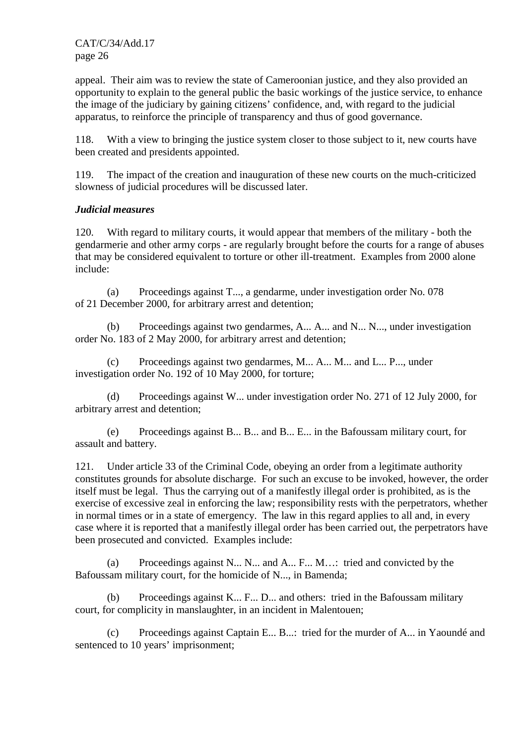appeal. Their aim was to review the state of Cameroonian justice, and they also provided an opportunity to explain to the general public the basic workings of the justice service, to enhance the image of the judiciary by gaining citizens' confidence, and, with regard to the judicial apparatus, to reinforce the principle of transparency and thus of good governance.

118. With a view to bringing the justice system closer to those subject to it, new courts have been created and presidents appointed.

119. The impact of the creation and inauguration of these new courts on the much-criticized slowness of judicial procedures will be discussed later.

***Judicial measures***

120. With regard to military courts, it would appear that members of the military - both the gendarmerie and other army corps - are regularly brought before the courts for a range of abuses that may be considered equivalent to torture or other ill-treatment. Examples from 2000 alone include:

(a) Proceedings against T..., a gendarme, under investigation order No. 078 of 21 December 2000, for arbitrary arrest and detention;

(b) Proceedings against two gendarmes, A... A... and N... N..., under investigation order No. 183 of 2 May 2000, for arbitrary arrest and detention;

(c) Proceedings against two gendarmes, M... A... M... and L... P..., under investigation order No. 192 of 10 May 2000, for torture;

(d) Proceedings against W... under investigation order No. 271 of 12 July 2000, for arbitrary arrest and detention;

(e) Proceedings against B... B... and B... E... in the Bafoussam military court, for assault and battery.

121. Under article 33 of the Criminal Code, obeying an order from a legitimate authority constitutes grounds for absolute discharge. For such an excuse to be invoked, however, the order itself must be legal. Thus the carrying out of a manifestly illegal order is prohibited, as is the exercise of excessive zeal in enforcing the law; responsibility rests with the perpetrators, whether in normal times or in a state of emergency. The law in this regard applies to all and, in every case where it is reported that a manifestly illegal order has been carried out, the perpetrators have been prosecuted and convicted. Examples include:

(a) Proceedings against N... N... and A... F... M…: tried and convicted by the Bafoussam military court, for the homicide of N..., in Bamenda;

(b) Proceedings against K... F... D... and others: tried in the Bafoussam military court, for complicity in manslaughter, in an incident in Malentouen;

(c) Proceedings against Captain E... B...: tried for the murder of A... in Yaoundé and sentenced to 10 years' imprisonment;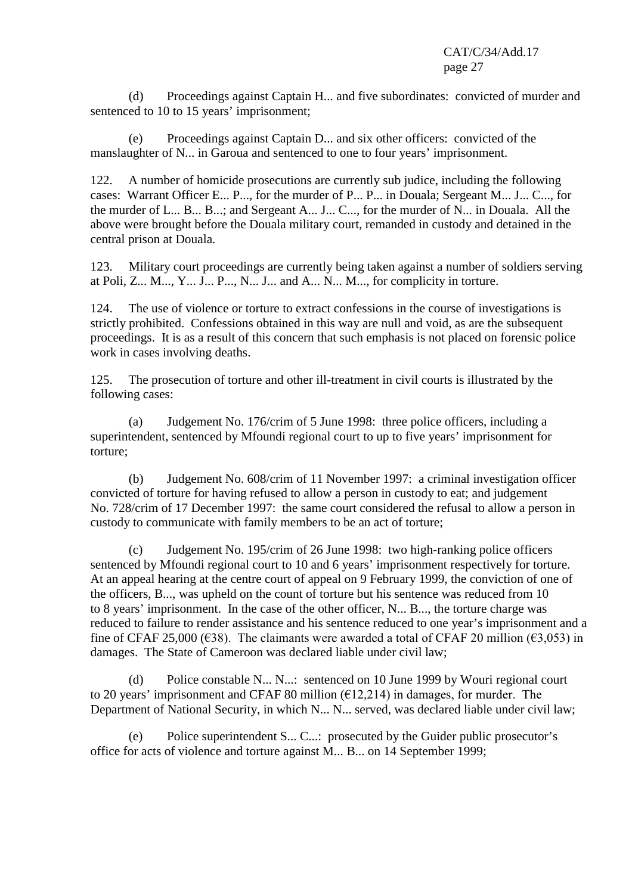(d) Proceedings against Captain H... and five subordinates: convicted of murder and sentenced to 10 to 15 years' imprisonment;

(e) Proceedings against Captain D... and six other officers: convicted of the manslaughter of N... in Garoua and sentenced to one to four years' imprisonment.

122. A number of homicide prosecutions are currently sub judice, including the following cases: Warrant Officer E... P..., for the murder of P... P... in Douala; Sergeant M... J... C..., for the murder of L... B... B...; and Sergeant A... J... C..., for the murder of N... in Douala. All the above were brought before the Douala military court, remanded in custody and detained in the central prison at Douala.

123. Military court proceedings are currently being taken against a number of soldiers serving at Poli, Z... M..., Y... J... P..., N... J... and A... N... M..., for complicity in torture.

124. The use of violence or torture to extract confessions in the course of investigations is strictly prohibited. Confessions obtained in this way are null and void, as are the subsequent proceedings. It is as a result of this concern that such emphasis is not placed on forensic police work in cases involving deaths.

125. The prosecution of torture and other ill-treatment in civil courts is illustrated by the following cases:

(a) Judgement No. 176/crim of 5 June 1998: three police officers, including a superintendent, sentenced by Mfoundi regional court to up to five years' imprisonment for torture;

(b) Judgement No. 608/crim of 11 November 1997: a criminal investigation officer convicted of torture for having refused to allow a person in custody to eat; and judgement No. 728/crim of 17 December 1997: the same court considered the refusal to allow a person in custody to communicate with family members to be an act of torture;

(c) Judgement No. 195/crim of 26 June 1998: two high-ranking police officers sentenced by Mfoundi regional court to 10 and 6 years' imprisonment respectively for torture. At an appeal hearing at the centre court of appeal on 9 February 1999, the conviction of one of the officers, B..., was upheld on the count of torture but his sentence was reduced from 10 to 8 years' imprisonment. In the case of the other officer, N... B..., the torture charge was reduced to failure to render assistance and his sentence reduced to one year's imprisonment and a fine of CFAF 25,000 (€38). The claimants were awarded a total of CFAF 20 million (€3,053) in damages. The State of Cameroon was declared liable under civil law;

(d) Police constable N... N...: sentenced on 10 June 1999 by Wouri regional court to 20 years' imprisonment and CFAF 80 million (€12,214) in damages, for murder. The Department of National Security, in which N... N... served, was declared liable under civil law;

(e) Police superintendent S... C...: prosecuted by the Guider public prosecutor's office for acts of violence and torture against M... B... on 14 September 1999;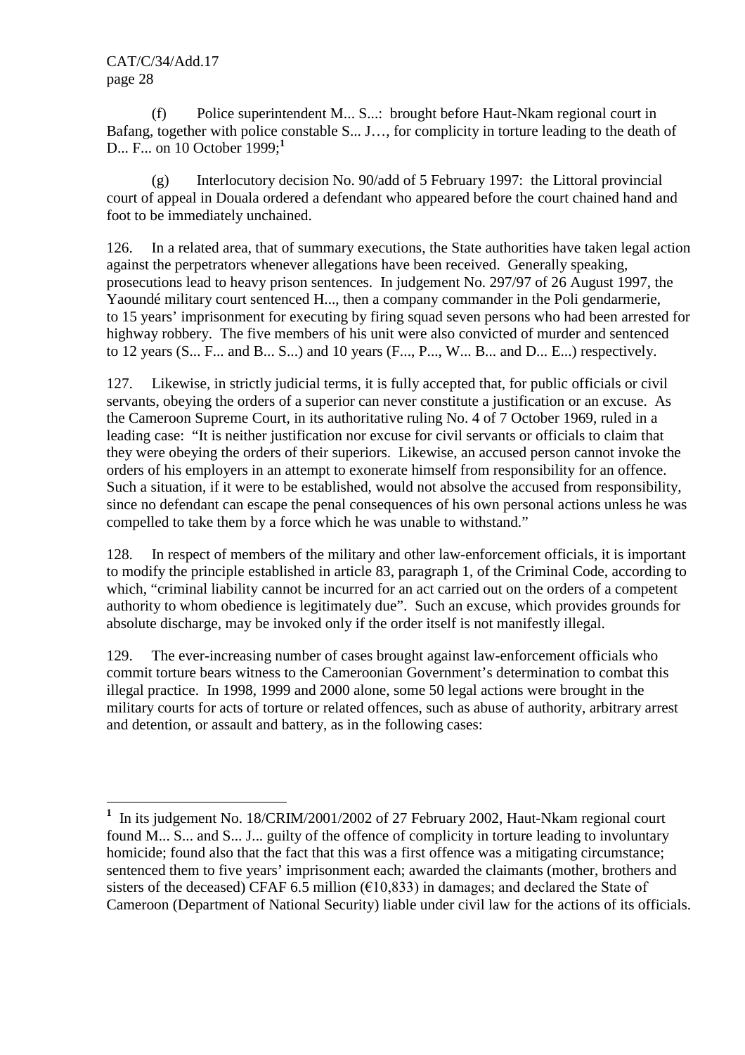(f) Police superintendent M... S...: brought before Haut-Nkam regional court in Bafang, together with police constable S... J…, for complicity in torture leading to the death of D... F... on 10 October 1999;[1]

(g) Interlocutory decision No. 90/add of 5 February 1997: the Littoral provincial court of appeal in Douala ordered a defendant who appeared before the court chained hand and foot to be immediately unchained.

126. In a related area, that of summary executions, the State authorities have taken legal action against the perpetrators whenever allegations have been received. Generally speaking, prosecutions lead to heavy prison sentences. In judgement No. 297/97 of 26 August 1997, the Yaoundé military court sentenced H..., then a company commander in the Poli gendarmerie, to 15 years' imprisonment for executing by firing squad seven persons who had been arrested for highway robbery. The five members of his unit were also convicted of murder and sentenced to 12 years (S... F... and B... S...) and 10 years (F..., P..., W... B... and D... E...) respectively.

127. Likewise, in strictly judicial terms, it is fully accepted that, for public officials or civil servants, obeying the orders of a superior can never constitute a justification or an excuse. As the Cameroon Supreme Court, in its authoritative ruling No. 4 of 7 October 1969, ruled in a leading case: "It is neither justification nor excuse for civil servants or officials to claim that they were obeying the orders of their superiors. Likewise, an accused person cannot invoke the orders of his employers in an attempt to exonerate himself from responsibility for an offence. Such a situation, if it were to be established, would not absolve the accused from responsibility, since no defendant can escape the penal consequences of his own personal actions unless he was compelled to take them by a force which he was unable to withstand."

128. In respect of members of the military and other law-enforcement officials, it is important to modify the principle established in article 83, paragraph 1, of the Criminal Code, according to which, "criminal liability cannot be incurred for an act carried out on the orders of a competent authority to whom obedience is legitimately due". Such an excuse, which provides grounds for absolute discharge, may be invoked only if the order itself is not manifestly illegal.

129. The ever-increasing number of cases brought against law-enforcement officials who commit torture bears witness to the Cameroonian Government's determination to combat this illegal practice. In 1998, 1999 and 2000 alone, some 50 legal actions were brought in the military courts for acts of torture or related offences, such as abuse of authority, arbitrary arrest and detention, or assault and battery, as in the following cases:

[1] In its judgement No. 18/CRIM/2001/2002 of 27 February 2002, Haut-Nkam regional court found M... S... and S... J... guilty of the offence of complicity in torture leading to involuntary homicide; found also that the fact that this was a first offence was a mitigating circumstance; sentenced them to five years' imprisonment each; awarded the claimants (mother, brothers and sisters of the deceased) CFAF 6.5 million (€10,833) in damages; and declared the State of Cameroon (Department of National Security) liable under civil law for the actions of its officials.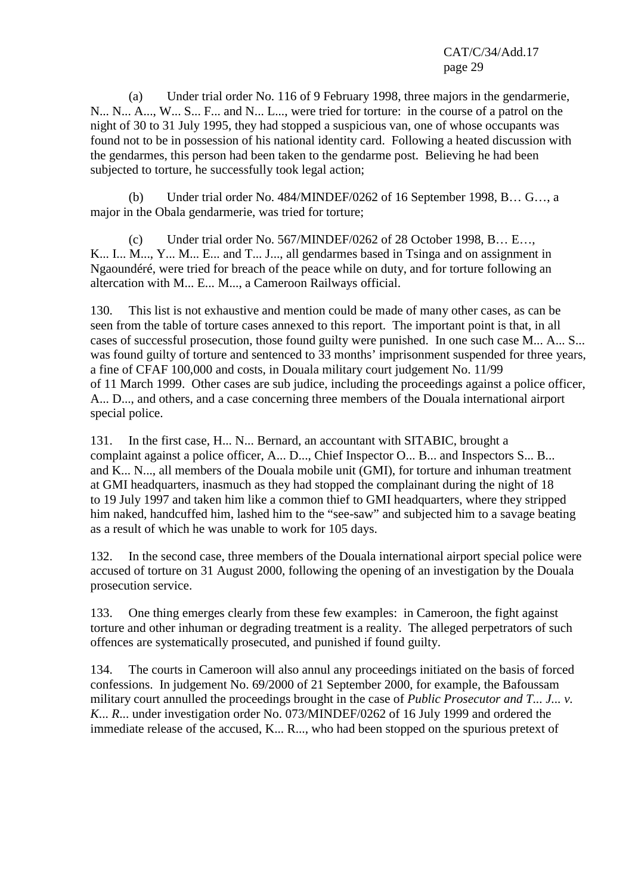(a) Under trial order No. 116 of 9 February 1998, three majors in the gendarmerie, N... N... A..., W... S... F... and N... L..., were tried for torture: in the course of a patrol on the night of 30 to 31 July 1995, they had stopped a suspicious van, one of whose occupants was found not to be in possession of his national identity card. Following a heated discussion with the gendarmes, this person had been taken to the gendarme post. Believing he had been subjected to torture, he successfully took legal action;

(b) Under trial order No. 484/MINDEF/0262 of 16 September 1998, B… G…, a major in the Obala gendarmerie, was tried for torture;

(c) Under trial order No. 567/MINDEF/0262 of 28 October 1998, B… E…, K... I... M..., Y... M... E... and T... J..., all gendarmes based in Tsinga and on assignment in Ngaoundéré, were tried for breach of the peace while on duty, and for torture following an altercation with M... E... M..., a Cameroon Railways official.

130. This list is not exhaustive and mention could be made of many other cases, as can be seen from the table of torture cases annexed to this report. The important point is that, in all cases of successful prosecution, those found guilty were punished. In one such case M... A... S... was found guilty of torture and sentenced to 33 months' imprisonment suspended for three years, a fine of CFAF 100,000 and costs, in Douala military court judgement No. 11/99 of 11 March 1999. Other cases are sub judice, including the proceedings against a police officer, A... D..., and others, and a case concerning three members of the Douala international airport special police.

131. In the first case, H... N... Bernard, an accountant with SITABIC, brought a complaint against a police officer, A... D..., Chief Inspector O... B... and Inspectors S... B... and K... N..., all members of the Douala mobile unit (GMI), for torture and inhuman treatment at GMI headquarters, inasmuch as they had stopped the complainant during the night of 18 to 19 July 1997 and taken him like a common thief to GMI headquarters, where they stripped him naked, handcuffed him, lashed him to the "see-saw" and subjected him to a savage beating as a result of which he was unable to work for 105 days.

132. In the second case, three members of the Douala international airport special police were accused of torture on 31 August 2000, following the opening of an investigation by the Douala prosecution service.

133. One thing emerges clearly from these few examples: in Cameroon, the fight against torture and other inhuman or degrading treatment is a reality. The alleged perpetrators of such offences are systematically prosecuted, and punished if found guilty.

134. The courts in Cameroon will also annul any proceedings initiated on the basis of forced confessions. In judgement No. 69/2000 of 21 September 2000, for example, the Bafoussam military court annulled the proceedings brought in the case of *Public Prosecutor and T... J... v. K... R...* under investigation order No. 073/MINDEF/0262 of 16 July 1999 and ordered the immediate release of the accused, K... R..., who had been stopped on the spurious pretext of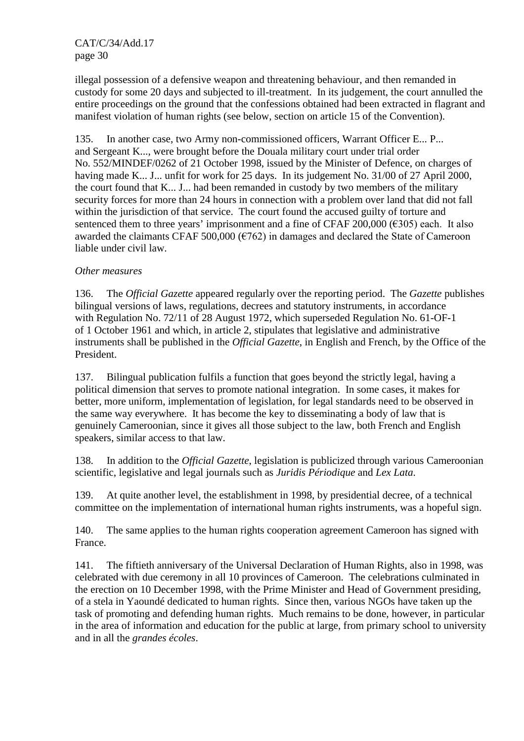illegal possession of a defensive weapon and threatening behaviour, and then remanded in custody for some 20 days and subjected to ill-treatment. In its judgement, the court annulled the entire proceedings on the ground that the confessions obtained had been extracted in flagrant and manifest violation of human rights (see below, section on article 15 of the Convention).

135. In another case, two Army non-commissioned officers, Warrant Officer E... P... and Sergeant K..., were brought before the Douala military court under trial order No. 552/MINDEF/0262 of 21 October 1998, issued by the Minister of Defence, on charges of having made K... J... unfit for work for 25 days. In its judgement No. 31/00 of 27 April 2000, the court found that K... J... had been remanded in custody by two members of the military security forces for more than 24 hours in connection with a problem over land that did not fall within the jurisdiction of that service. The court found the accused guilty of torture and sentenced them to three years' imprisonment and a fine of CFAF 200,000 (€305) each. It also awarded the claimants CFAF 500,000 (€762) in damages and declared the State of Cameroon liable under civil law.

*Other measures*

136. The *Official Gazette* appeared regularly over the reporting period. The *Gazette* publishes bilingual versions of laws, regulations, decrees and statutory instruments, in accordance with Regulation No. 72/11 of 28 August 1972, which superseded Regulation No. 61-OF-1 of 1 October 1961 and which, in article 2, stipulates that legislative and administrative instruments shall be published in the *Official Gazette*, in English and French, by the Office of the President.

137. Bilingual publication fulfils a function that goes beyond the strictly legal, having a political dimension that serves to promote national integration. In some cases, it makes for better, more uniform, implementation of legislation, for legal standards need to be observed in the same way everywhere. It has become the key to disseminating a body of law that is genuinely Cameroonian, since it gives all those subject to the law, both French and English speakers, similar access to that law.

138. In addition to the *Official Gazette*, legislation is publicized through various Cameroonian scientific, legislative and legal journals such as *Juridis Périodique* and *Lex Lata*.

139. At quite another level, the establishment in 1998, by presidential decree, of a technical committee on the implementation of international human rights instruments, was a hopeful sign.

140. The same applies to the human rights cooperation agreement Cameroon has signed with France.

141. The fiftieth anniversary of the Universal Declaration of Human Rights, also in 1998, was celebrated with due ceremony in all 10 provinces of Cameroon. The celebrations culminated in the erection on 10 December 1998, with the Prime Minister and Head of Government presiding, of a stela in Yaoundé dedicated to human rights. Since then, various NGOs have taken up the task of promoting and defending human rights. Much remains to be done, however, in particular in the area of information and education for the public at large, from primary school to university and in all the *grandes écoles*.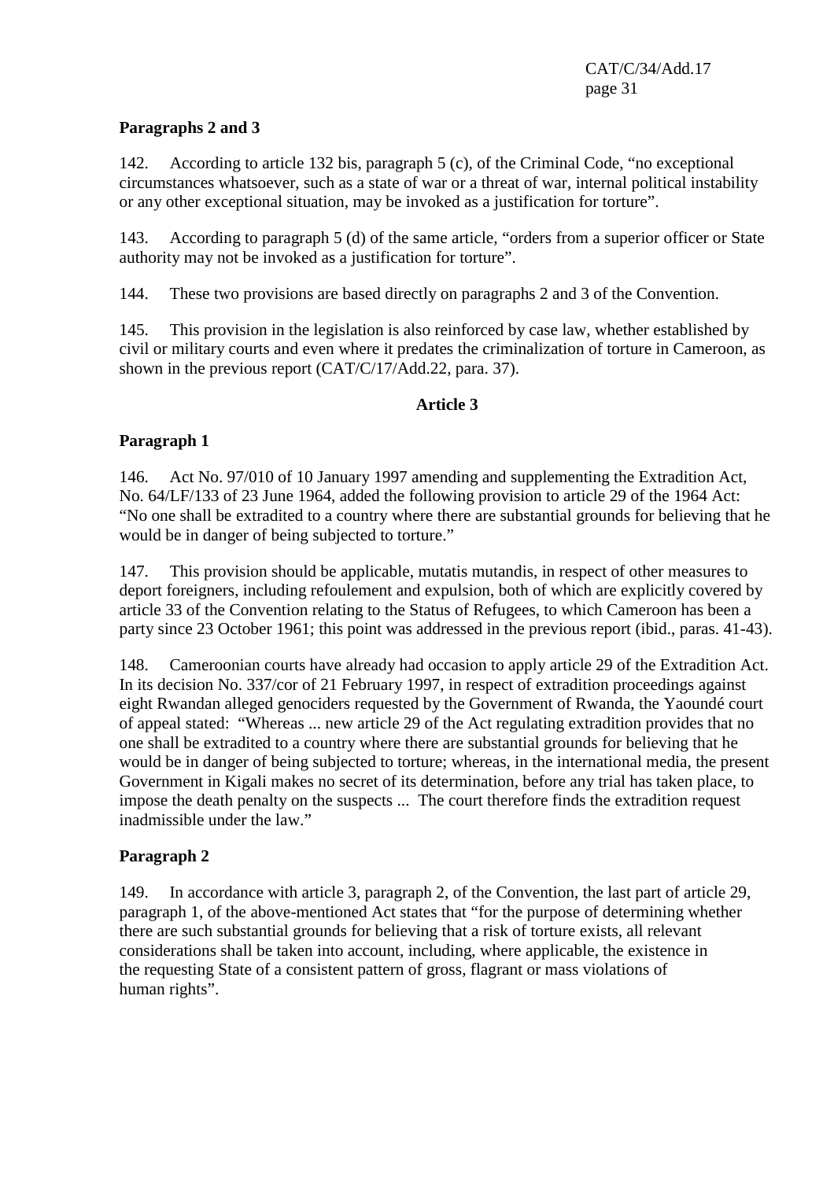**Paragraphs 2 and 3**

142. According to article 132 bis, paragraph 5 (c), of the Criminal Code, "no exceptional circumstances whatsoever, such as a state of war or a threat of war, internal political instability or any other exceptional situation, may be invoked as a justification for torture".

143. According to paragraph 5 (d) of the same article, "orders from a superior officer or State authority may not be invoked as a justification for torture".

144. These two provisions are based directly on paragraphs 2 and 3 of the Convention.

145. This provision in the legislation is also reinforced by case law, whether established by civil or military courts and even where it predates the criminalization of torture in Cameroon, as shown in the previous report (CAT/C/17/Add.22, para. 37).

**Article 3**

**Paragraph 1**

146. Act No. 97/010 of 10 January 1997 amending and supplementing the Extradition Act, No. 64/LF/133 of 23 June 1964, added the following provision to article 29 of the 1964 Act: "No one shall be extradited to a country where there are substantial grounds for believing that he would be in danger of being subjected to torture."

147. This provision should be applicable, mutatis mutandis, in respect of other measures to deport foreigners, including refoulement and expulsion, both of which are explicitly covered by article 33 of the Convention relating to the Status of Refugees, to which Cameroon has been a party since 23 October 1961; this point was addressed in the previous report (ibid., paras. 41-43).

148. Cameroonian courts have already had occasion to apply article 29 of the Extradition Act. In its decision No. 337/cor of 21 February 1997, in respect of extradition proceedings against eight Rwandan alleged genociders requested by the Government of Rwanda, the Yaoundé court of appeal stated: "Whereas ... new article 29 of the Act regulating extradition provides that no one shall be extradited to a country where there are substantial grounds for believing that he would be in danger of being subjected to torture; whereas, in the international media, the present Government in Kigali makes no secret of its determination, before any trial has taken place, to impose the death penalty on the suspects ... The court therefore finds the extradition request inadmissible under the law."

**Paragraph 2**

149. In accordance with article 3, paragraph 2, of the Convention, the last part of article 29, paragraph 1, of the above-mentioned Act states that "for the purpose of determining whether there are such substantial grounds for believing that a risk of torture exists, all relevant considerations shall be taken into account, including, where applicable, the existence in the requesting State of a consistent pattern of gross, flagrant or mass violations of human rights".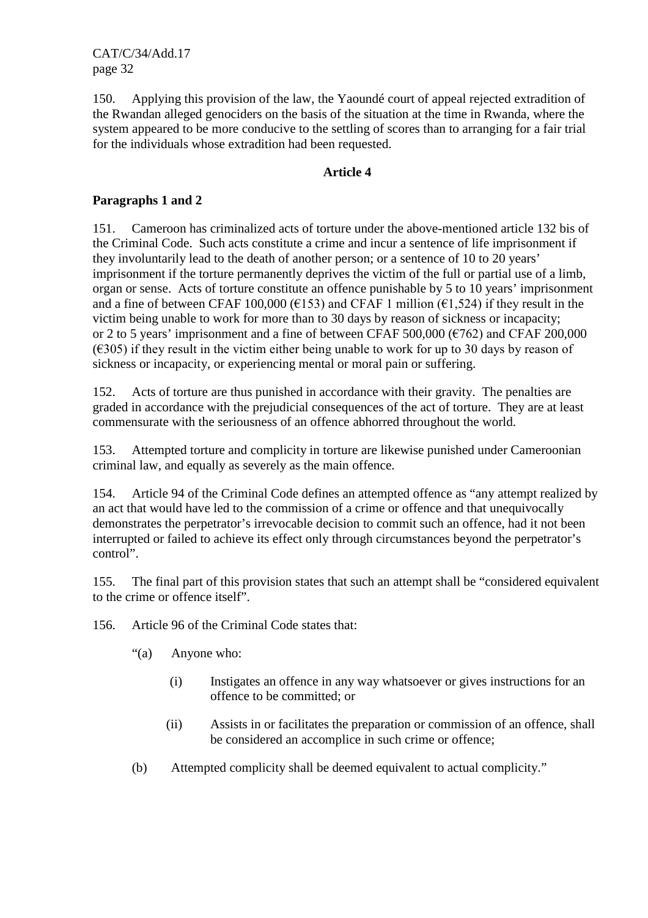150. Applying this provision of the law, the Yaoundé court of appeal rejected extradition of the Rwandan alleged genociders on the basis of the situation at the time in Rwanda, where the system appeared to be more conducive to the settling of scores than to arranging for a fair trial for the individuals whose extradition had been requested.

## Article 4

### Paragraphs 1 and 2

151. Cameroon has criminalized acts of torture under the above-mentioned article 132 bis of the Criminal Code. Such acts constitute a crime and incur a sentence of life imprisonment if they involuntarily lead to the death of another person; or a sentence of 10 to 20 years' imprisonment if the torture permanently deprives the victim of the full or partial use of a limb, organ or sense. Acts of torture constitute an offence punishable by 5 to 10 years' imprisonment and a fine of between CFAF 100,000 (€153) and CFAF 1 million (€1,524) if they result in the victim being unable to work for more than to 30 days by reason of sickness or incapacity; or 2 to 5 years' imprisonment and a fine of between CFAF 500,000 (€762) and CFAF 200,000 (€305) if they result in the victim either being unable to work for up to 30 days by reason of sickness or incapacity, or experiencing mental or moral pain or suffering.

152. Acts of torture are thus punished in accordance with their gravity. The penalties are graded in accordance with the prejudicial consequences of the act of torture. They are at least commensurate with the seriousness of an offence abhorred throughout the world.

153. Attempted torture and complicity in torture are likewise punished under Cameroonian criminal law, and equally as severely as the main offence.

154. Article 94 of the Criminal Code defines an attempted offence as "any attempt realized by an act that would have led to the commission of a crime or offence and that unequivocally demonstrates the perpetrator's irrevocable decision to commit such an offence, had it not been interrupted or failed to achieve its effect only through circumstances beyond the perpetrator's control".

155. The final part of this provision states that such an attempt shall be "considered equivalent to the crime or offence itself".

156. Article 96 of the Criminal Code states that:

"(a) Anyone who:

(i) Instigates an offence in any way whatsoever or gives instructions for an offence to be committed; or

(ii) Assists in or facilitates the preparation or commission of an offence, shall be considered an accomplice in such crime or offence;

(b) Attempted complicity shall be deemed equivalent to actual complicity."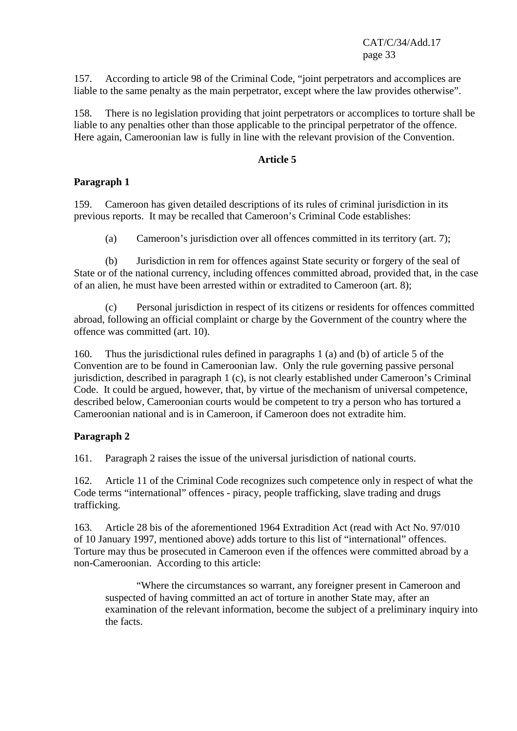157. According to article 98 of the Criminal Code, "joint perpetrators and accomplices are liable to the same penalty as the main perpetrator, except where the law provides otherwise".

158. There is no legislation providing that joint perpetrators or accomplices to torture shall be liable to any penalties other than those applicable to the principal perpetrator of the offence. Here again, Cameroonian law is fully in line with the relevant provision of the Convention.

## Article 5

### Paragraph 1

159. Cameroon has given detailed descriptions of its rules of criminal jurisdiction in its previous reports. It may be recalled that Cameroon's Criminal Code establishes:

(a) Cameroon's jurisdiction over all offences committed in its territory (art. 7);

(b) Jurisdiction in rem for offences against State security or forgery of the seal of State or of the national currency, including offences committed abroad, provided that, in the case of an alien, he must have been arrested within or extradited to Cameroon (art. 8);

(c) Personal jurisdiction in respect of its citizens or residents for offences committed abroad, following an official complaint or charge by the Government of the country where the offence was committed (art. 10).

160. Thus the jurisdictional rules defined in paragraphs 1 (a) and (b) of article 5 of the Convention are to be found in Cameroonian law. Only the rule governing passive personal jurisdiction, described in paragraph 1 (c), is not clearly established under Cameroon's Criminal Code. It could be argued, however, that, by virtue of the mechanism of universal competence, described below, Cameroonian courts would be competent to try a person who has tortured a Cameroonian national and is in Cameroon, if Cameroon does not extradite him.

### Paragraph 2

161. Paragraph 2 raises the issue of the universal jurisdiction of national courts.

162. Article 11 of the Criminal Code recognizes such competence only in respect of what the Code terms "international" offences - piracy, people trafficking, slave trading and drugs trafficking.

163. Article 28 bis of the aforementioned 1964 Extradition Act (read with Act No. 97/010 of 10 January 1997, mentioned above) adds torture to this list of "international" offences. Torture may thus be prosecuted in Cameroon even if the offences were committed abroad by a non-Cameroonian. According to this article:

> "Where the circumstances so warrant, any foreigner present in Cameroon and suspected of having committed an act of torture in another State may, after an examination of the relevant information, become the subject of a preliminary inquiry into the facts.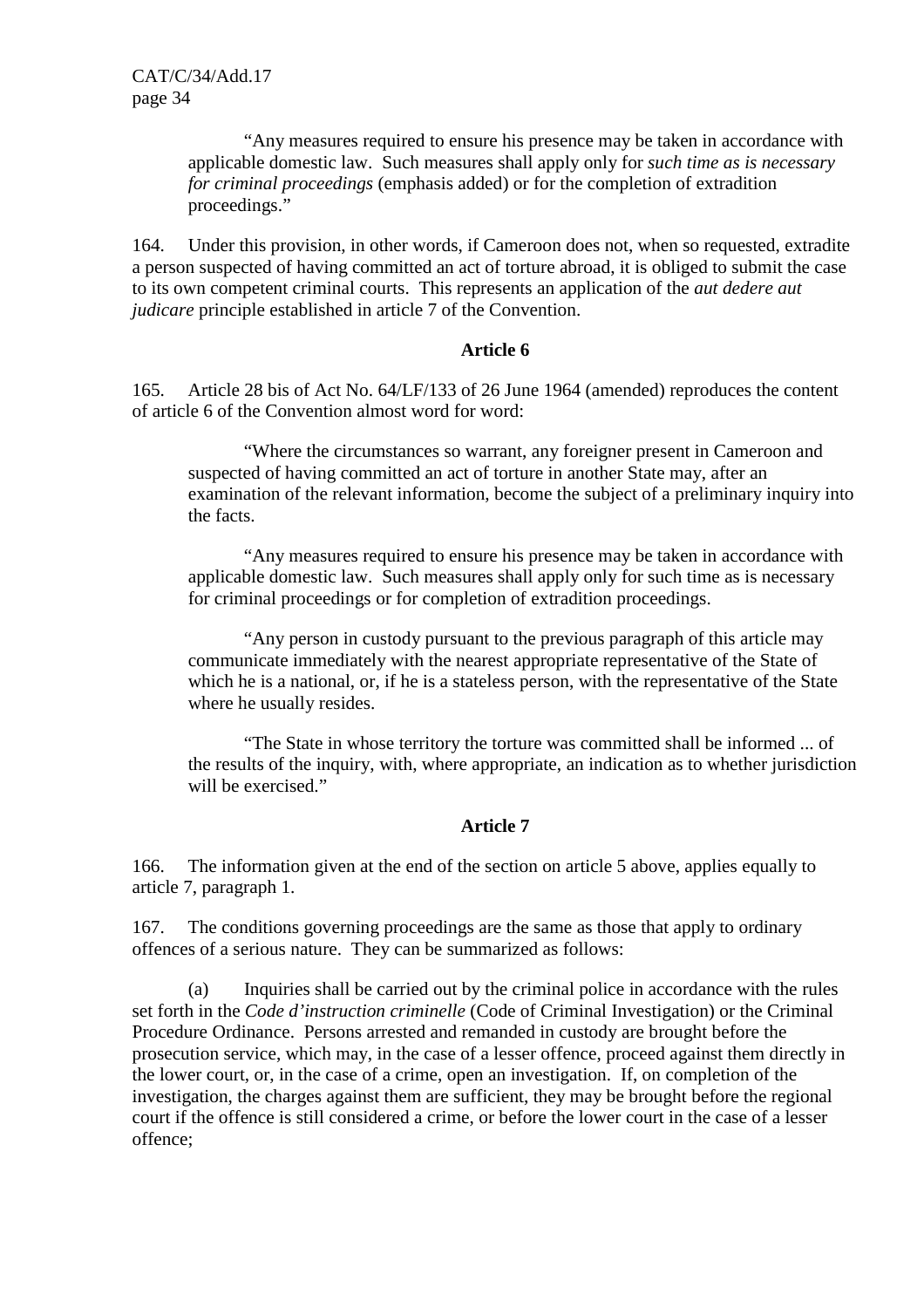> "Any measures required to ensure his presence may be taken in accordance with applicable domestic law. Such measures shall apply only for *such time as is necessary for criminal proceedings* (emphasis added) or for the completion of extradition proceedings."

164. Under this provision, in other words, if Cameroon does not, when so requested, extradite a person suspected of having committed an act of torture abroad, it is obliged to submit the case to its own competent criminal courts. This represents an application of the *aut dedere aut judicare* principle established in article 7 of the Convention.

**Article 6**

165. Article 28 bis of Act No. 64/LF/133 of 26 June 1964 (amended) reproduces the content of article 6 of the Convention almost word for word:

> "Where the circumstances so warrant, any foreigner present in Cameroon and suspected of having committed an act of torture in another State may, after an examination of the relevant information, become the subject of a preliminary inquiry into the facts.
>
> "Any measures required to ensure his presence may be taken in accordance with applicable domestic law. Such measures shall apply only for such time as is necessary for criminal proceedings or for completion of extradition proceedings.
>
> "Any person in custody pursuant to the previous paragraph of this article may communicate immediately with the nearest appropriate representative of the State of which he is a national, or, if he is a stateless person, with the representative of the State where he usually resides.
>
> "The State in whose territory the torture was committed shall be informed ... of the results of the inquiry, with, where appropriate, an indication as to whether jurisdiction will be exercised."

**Article 7**

166. The information given at the end of the section on article 5 above, applies equally to article 7, paragraph 1.

167. The conditions governing proceedings are the same as those that apply to ordinary offences of a serious nature. They can be summarized as follows:

(a) Inquiries shall be carried out by the criminal police in accordance with the rules set forth in the *Code d'instruction criminelle* (Code of Criminal Investigation) or the Criminal Procedure Ordinance. Persons arrested and remanded in custody are brought before the prosecution service, which may, in the case of a lesser offence, proceed against them directly in the lower court, or, in the case of a crime, open an investigation. If, on completion of the investigation, the charges against them are sufficient, they may be brought before the regional court if the offence is still considered a crime, or before the lower court in the case of a lesser offence;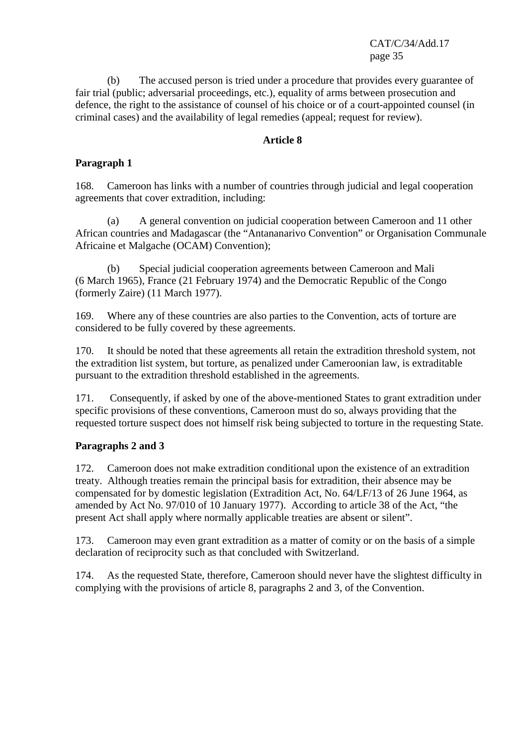(b) The accused person is tried under a procedure that provides every guarantee of fair trial (public; adversarial proceedings, etc.), equality of arms between prosecution and defence, the right to the assistance of counsel of his choice or of a court-appointed counsel (in criminal cases) and the availability of legal remedies (appeal; request for review).

## Article 8

### Paragraph 1

168. Cameroon has links with a number of countries through judicial and legal cooperation agreements that cover extradition, including:

(a) A general convention on judicial cooperation between Cameroon and 11 other African countries and Madagascar (the “Antananarivo Convention” or Organisation Communale Africaine et Malgache (OCAM) Convention);

(b) Special judicial cooperation agreements between Cameroon and Mali (6 March 1965), France (21 February 1974) and the Democratic Republic of the Congo (formerly Zaire) (11 March 1977).

169. Where any of these countries are also parties to the Convention, acts of torture are considered to be fully covered by these agreements.

170. It should be noted that these agreements all retain the extradition threshold system, not the extradition list system, but torture, as penalized under Cameroonian law, is extraditable pursuant to the extradition threshold established in the agreements.

171. Consequently, if asked by one of the above-mentioned States to grant extradition under specific provisions of these conventions, Cameroon must do so, always providing that the requested torture suspect does not himself risk being subjected to torture in the requesting State.

### Paragraphs 2 and 3

172. Cameroon does not make extradition conditional upon the existence of an extradition treaty. Although treaties remain the principal basis for extradition, their absence may be compensated for by domestic legislation (Extradition Act, No. 64/LF/13 of 26 June 1964, as amended by Act No. 97/010 of 10 January 1977). According to article 38 of the Act, “the present Act shall apply where normally applicable treaties are absent or silent”.

173. Cameroon may even grant extradition as a matter of comity or on the basis of a simple declaration of reciprocity such as that concluded with Switzerland.

174. As the requested State, therefore, Cameroon should never have the slightest difficulty in complying with the provisions of article 8, paragraphs 2 and 3, of the Convention.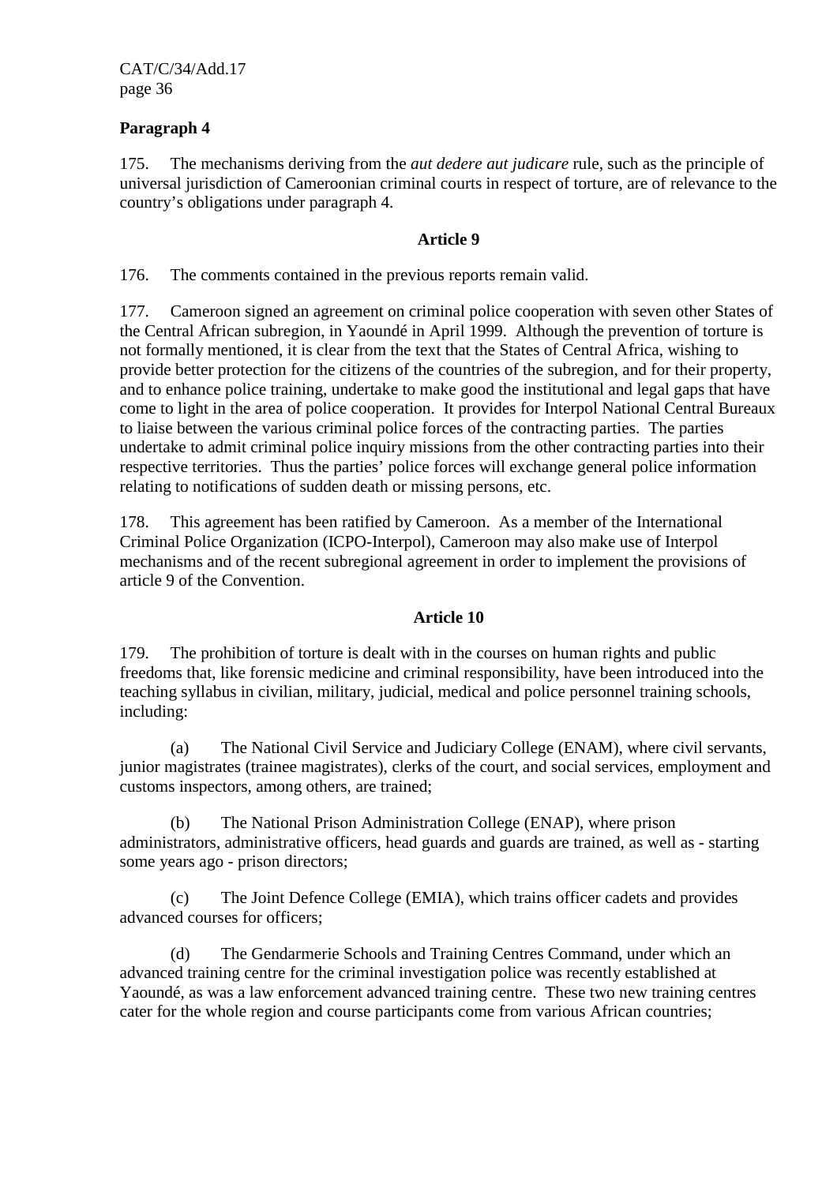**Paragraph 4**

175. The mechanisms deriving from the *aut dedere aut judicare* rule, such as the principle of universal jurisdiction of Cameroonian criminal courts in respect of torture, are of relevance to the country's obligations under paragraph 4.

**Article 9**

176. The comments contained in the previous reports remain valid.

177. Cameroon signed an agreement on criminal police cooperation with seven other States of the Central African subregion, in Yaoundé in April 1999. Although the prevention of torture is not formally mentioned, it is clear from the text that the States of Central Africa, wishing to provide better protection for the citizens of the countries of the subregion, and for their property, and to enhance police training, undertake to make good the institutional and legal gaps that have come to light in the area of police cooperation. It provides for Interpol National Central Bureaux to liaise between the various criminal police forces of the contracting parties. The parties undertake to admit criminal police inquiry missions from the other contracting parties into their respective territories. Thus the parties' police forces will exchange general police information relating to notifications of sudden death or missing persons, etc.

178. This agreement has been ratified by Cameroon. As a member of the International Criminal Police Organization (ICPO-Interpol), Cameroon may also make use of Interpol mechanisms and of the recent subregional agreement in order to implement the provisions of article 9 of the Convention.

**Article 10**

179. The prohibition of torture is dealt with in the courses on human rights and public freedoms that, like forensic medicine and criminal responsibility, have been introduced into the teaching syllabus in civilian, military, judicial, medical and police personnel training schools, including:

(a) The National Civil Service and Judiciary College (ENAM), where civil servants, junior magistrates (trainee magistrates), clerks of the court, and social services, employment and customs inspectors, among others, are trained;

(b) The National Prison Administration College (ENAP), where prison administrators, administrative officers, head guards and guards are trained, as well as - starting some years ago - prison directors;

(c) The Joint Defence College (EMIA), which trains officer cadets and provides advanced courses for officers;

(d) The Gendarmerie Schools and Training Centres Command, under which an advanced training centre for the criminal investigation police was recently established at Yaoundé, as was a law enforcement advanced training centre. These two new training centres cater for the whole region and course participants come from various African countries;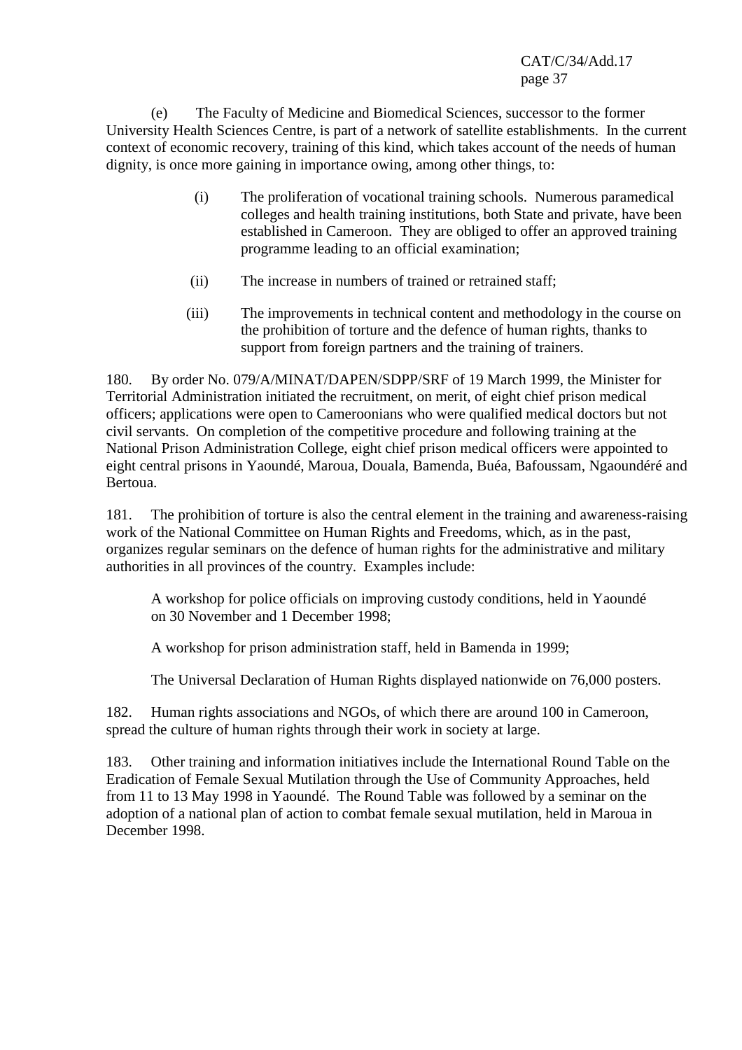(e) The Faculty of Medicine and Biomedical Sciences, successor to the former University Health Sciences Centre, is part of a network of satellite establishments. In the current context of economic recovery, training of this kind, which takes account of the needs of human dignity, is once more gaining in importance owing, among other things, to:

> (i) The proliferation of vocational training schools. Numerous paramedical colleges and health training institutions, both State and private, have been established in Cameroon. They are obliged to offer an approved training programme leading to an official examination;
>
> (ii) The increase in numbers of trained or retrained staff;
>
> (iii) The improvements in technical content and methodology in the course on the prohibition of torture and the defence of human rights, thanks to support from foreign partners and the training of trainers.

180. By order No. 079/A/MINAT/DAPEN/SDPP/SRF of 19 March 1999, the Minister for Territorial Administration initiated the recruitment, on merit, of eight chief prison medical officers; applications were open to Cameroonians who were qualified medical doctors but not civil servants. On completion of the competitive procedure and following training at the National Prison Administration College, eight chief prison medical officers were appointed to eight central prisons in Yaoundé, Maroua, Douala, Bamenda, Buéa, Bafoussam, Ngaoundéré and Bertoua.

181. The prohibition of torture is also the central element in the training and awareness-raising work of the National Committee on Human Rights and Freedoms, which, as in the past, organizes regular seminars on the defence of human rights for the administrative and military authorities in all provinces of the country. Examples include:

A workshop for police officials on improving custody conditions, held in Yaoundé on 30 November and 1 December 1998;

A workshop for prison administration staff, held in Bamenda in 1999;

The Universal Declaration of Human Rights displayed nationwide on 76,000 posters.

182. Human rights associations and NGOs, of which there are around 100 in Cameroon, spread the culture of human rights through their work in society at large.

183. Other training and information initiatives include the International Round Table on the Eradication of Female Sexual Mutilation through the Use of Community Approaches, held from 11 to 13 May 1998 in Yaoundé. The Round Table was followed by a seminar on the adoption of a national plan of action to combat female sexual mutilation, held in Maroua in December 1998.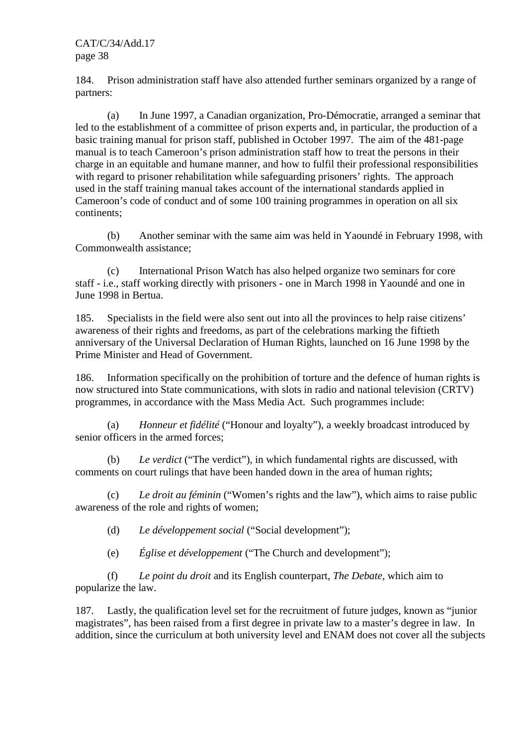184. Prison administration staff have also attended further seminars organized by a range of partners:

(a) In June 1997, a Canadian organization, Pro-Démocratie, arranged a seminar that led to the establishment of a committee of prison experts and, in particular, the production of a basic training manual for prison staff, published in October 1997. The aim of the 481-page manual is to teach Cameroon's prison administration staff how to treat the persons in their charge in an equitable and humane manner, and how to fulfil their professional responsibilities with regard to prisoner rehabilitation while safeguarding prisoners' rights. The approach used in the staff training manual takes account of the international standards applied in Cameroon's code of conduct and of some 100 training programmes in operation on all six continents;

(b) Another seminar with the same aim was held in Yaoundé in February 1998, with Commonwealth assistance;

(c) International Prison Watch has also helped organize two seminars for core staff - i.e., staff working directly with prisoners - one in March 1998 in Yaoundé and one in June 1998 in Bertua.

185. Specialists in the field were also sent out into all the provinces to help raise citizens' awareness of their rights and freedoms, as part of the celebrations marking the fiftieth anniversary of the Universal Declaration of Human Rights, launched on 16 June 1998 by the Prime Minister and Head of Government.

186. Information specifically on the prohibition of torture and the defence of human rights is now structured into State communications, with slots in radio and national television (CRTV) programmes, in accordance with the Mass Media Act. Such programmes include:

(a) *Honneur et fidélité* ("Honour and loyalty"), a weekly broadcast introduced by senior officers in the armed forces;

(b) *Le verdict* ("The verdict"), in which fundamental rights are discussed, with comments on court rulings that have been handed down in the area of human rights;

(c) *Le droit au féminin* ("Women's rights and the law"), which aims to raise public awareness of the role and rights of women;

(d) *Le développement social* ("Social development");

(e) *Église et développement* ("The Church and development");

(f) *Le point du droit* and its English counterpart, *The Debate*, which aim to popularize the law.

187. Lastly, the qualification level set for the recruitment of future judges, known as "junior magistrates", has been raised from a first degree in private law to a master's degree in law. In addition, since the curriculum at both university level and ENAM does not cover all the subjects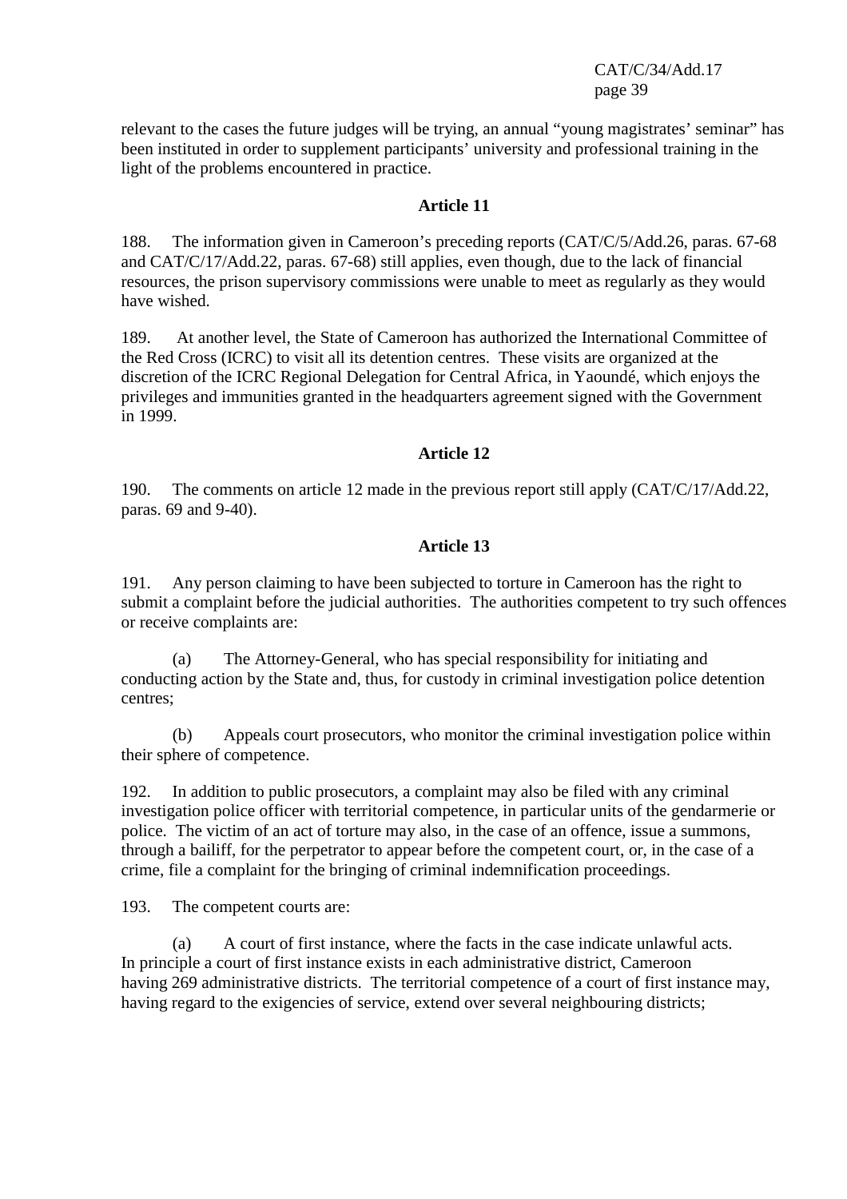relevant to the cases the future judges will be trying, an annual "young magistrates' seminar" has been instituted in order to supplement participants' university and professional training in the light of the problems encountered in practice.

### Article 11

188. The information given in Cameroon's preceding reports (CAT/C/5/Add.26, paras. 67-68 and CAT/C/17/Add.22, paras. 67-68) still applies, even though, due to the lack of financial resources, the prison supervisory commissions were unable to meet as regularly as they would have wished.

189. At another level, the State of Cameroon has authorized the International Committee of the Red Cross (ICRC) to visit all its detention centres. These visits are organized at the discretion of the ICRC Regional Delegation for Central Africa, in Yaoundé, which enjoys the privileges and immunities granted in the headquarters agreement signed with the Government in 1999.

### Article 12

190. The comments on article 12 made in the previous report still apply (CAT/C/17/Add.22, paras. 69 and 9-40).

### Article 13

191. Any person claiming to have been subjected to torture in Cameroon has the right to submit a complaint before the judicial authorities. The authorities competent to try such offences or receive complaints are:

(a) The Attorney-General, who has special responsibility for initiating and conducting action by the State and, thus, for custody in criminal investigation police detention centres;

(b) Appeals court prosecutors, who monitor the criminal investigation police within their sphere of competence.

192. In addition to public prosecutors, a complaint may also be filed with any criminal investigation police officer with territorial competence, in particular units of the gendarmerie or police. The victim of an act of torture may also, in the case of an offence, issue a summons, through a bailiff, for the perpetrator to appear before the competent court, or, in the case of a crime, file a complaint for the bringing of criminal indemnification proceedings.

193. The competent courts are:

(a) A court of first instance, where the facts in the case indicate unlawful acts. In principle a court of first instance exists in each administrative district, Cameroon having 269 administrative districts. The territorial competence of a court of first instance may, having regard to the exigencies of service, extend over several neighbouring districts;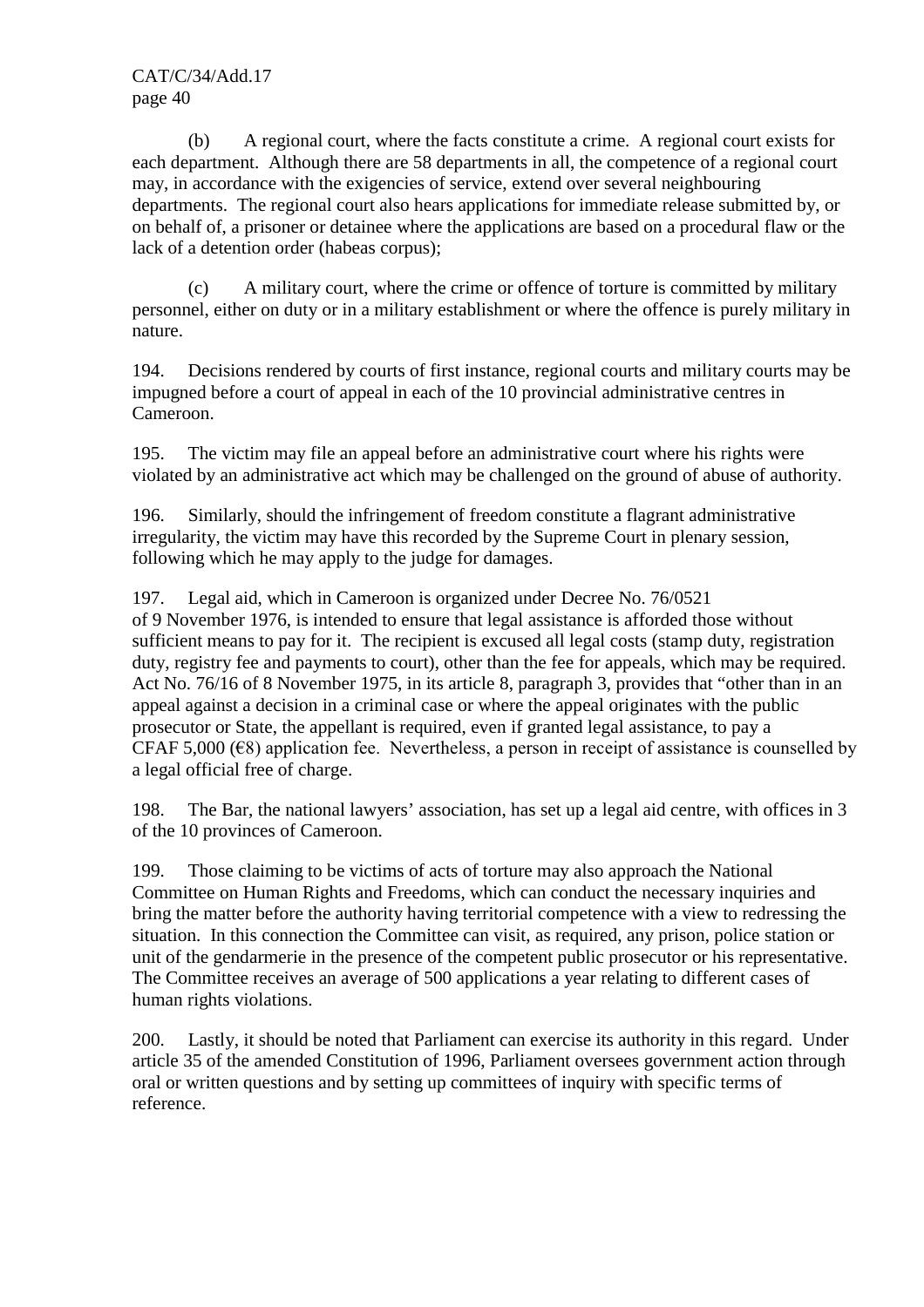(b) A regional court, where the facts constitute a crime. A regional court exists for each department. Although there are 58 departments in all, the competence of a regional court may, in accordance with the exigencies of service, extend over several neighbouring departments. The regional court also hears applications for immediate release submitted by, or on behalf of, a prisoner or detainee where the applications are based on a procedural flaw or the lack of a detention order (habeas corpus);

(c) A military court, where the crime or offence of torture is committed by military personnel, either on duty or in a military establishment or where the offence is purely military in nature.

194. Decisions rendered by courts of first instance, regional courts and military courts may be impugned before a court of appeal in each of the 10 provincial administrative centres in Cameroon.

195. The victim may file an appeal before an administrative court where his rights were violated by an administrative act which may be challenged on the ground of abuse of authority.

196. Similarly, should the infringement of freedom constitute a flagrant administrative irregularity, the victim may have this recorded by the Supreme Court in plenary session, following which he may apply to the judge for damages.

197. Legal aid, which in Cameroon is organized under Decree No. 76/0521 of 9 November 1976, is intended to ensure that legal assistance is afforded those without sufficient means to pay for it. The recipient is excused all legal costs (stamp duty, registration duty, registry fee and payments to court), other than the fee for appeals, which may be required. Act No. 76/16 of 8 November 1975, in its article 8, paragraph 3, provides that "other than in an appeal against a decision in a criminal case or where the appeal originates with the public prosecutor or State, the appellant is required, even if granted legal assistance, to pay a CFAF 5,000 (€8) application fee. Nevertheless, a person in receipt of assistance is counselled by a legal official free of charge.

198. The Bar, the national lawyers' association, has set up a legal aid centre, with offices in 3 of the 10 provinces of Cameroon.

199. Those claiming to be victims of acts of torture may also approach the National Committee on Human Rights and Freedoms, which can conduct the necessary inquiries and bring the matter before the authority having territorial competence with a view to redressing the situation. In this connection the Committee can visit, as required, any prison, police station or unit of the gendarmerie in the presence of the competent public prosecutor or his representative. The Committee receives an average of 500 applications a year relating to different cases of human rights violations.

200. Lastly, it should be noted that Parliament can exercise its authority in this regard. Under article 35 of the amended Constitution of 1996, Parliament oversees government action through oral or written questions and by setting up committees of inquiry with specific terms of reference.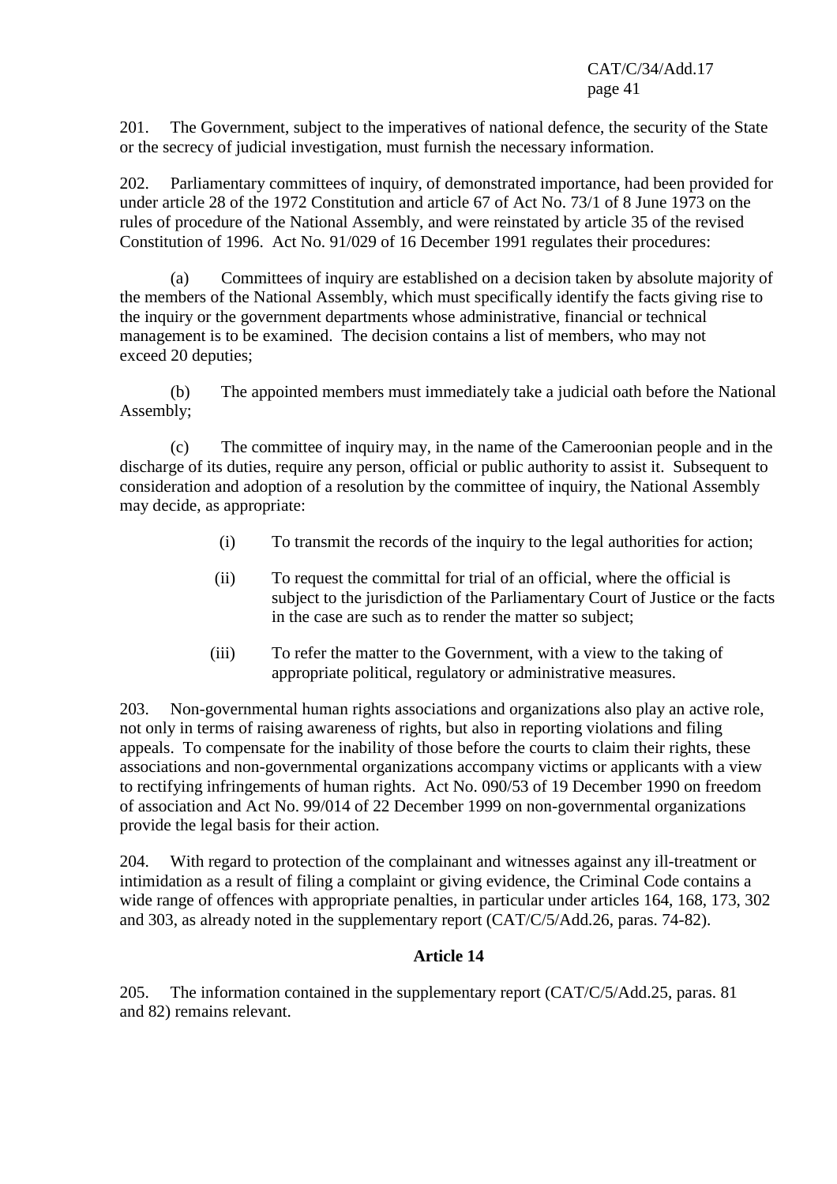201. The Government, subject to the imperatives of national defence, the security of the State or the secrecy of judicial investigation, must furnish the necessary information.

202. Parliamentary committees of inquiry, of demonstrated importance, had been provided for under article 28 of the 1972 Constitution and article 67 of Act No. 73/1 of 8 June 1973 on the rules of procedure of the National Assembly, and were reinstated by article 35 of the revised Constitution of 1996. Act No. 91/029 of 16 December 1991 regulates their procedures:

(a) Committees of inquiry are established on a decision taken by absolute majority of the members of the National Assembly, which must specifically identify the facts giving rise to the inquiry or the government departments whose administrative, financial or technical management is to be examined. The decision contains a list of members, who may not exceed 20 deputies;

(b) The appointed members must immediately take a judicial oath before the National Assembly;

(c) The committee of inquiry may, in the name of the Cameroonian people and in the discharge of its duties, require any person, official or public authority to assist it. Subsequent to consideration and adoption of a resolution by the committee of inquiry, the National Assembly may decide, as appropriate:

(i) To transmit the records of the inquiry to the legal authorities for action;

(ii) To request the committal for trial of an official, where the official is subject to the jurisdiction of the Parliamentary Court of Justice or the facts in the case are such as to render the matter so subject;

(iii) To refer the matter to the Government, with a view to the taking of appropriate political, regulatory or administrative measures.

203. Non-governmental human rights associations and organizations also play an active role, not only in terms of raising awareness of rights, but also in reporting violations and filing appeals. To compensate for the inability of those before the courts to claim their rights, these associations and non-governmental organizations accompany victims or applicants with a view to rectifying infringements of human rights. Act No. 090/53 of 19 December 1990 on freedom of association and Act No. 99/014 of 22 December 1999 on non-governmental organizations provide the legal basis for their action.

204. With regard to protection of the complainant and witnesses against any ill-treatment or intimidation as a result of filing a complaint or giving evidence, the Criminal Code contains a wide range of offences with appropriate penalties, in particular under articles 164, 168, 173, 302 and 303, as already noted in the supplementary report (CAT/C/5/Add.26, paras. 74-82).

## Article 14

205. The information contained in the supplementary report (CAT/C/5/Add.25, paras. 81 and 82) remains relevant.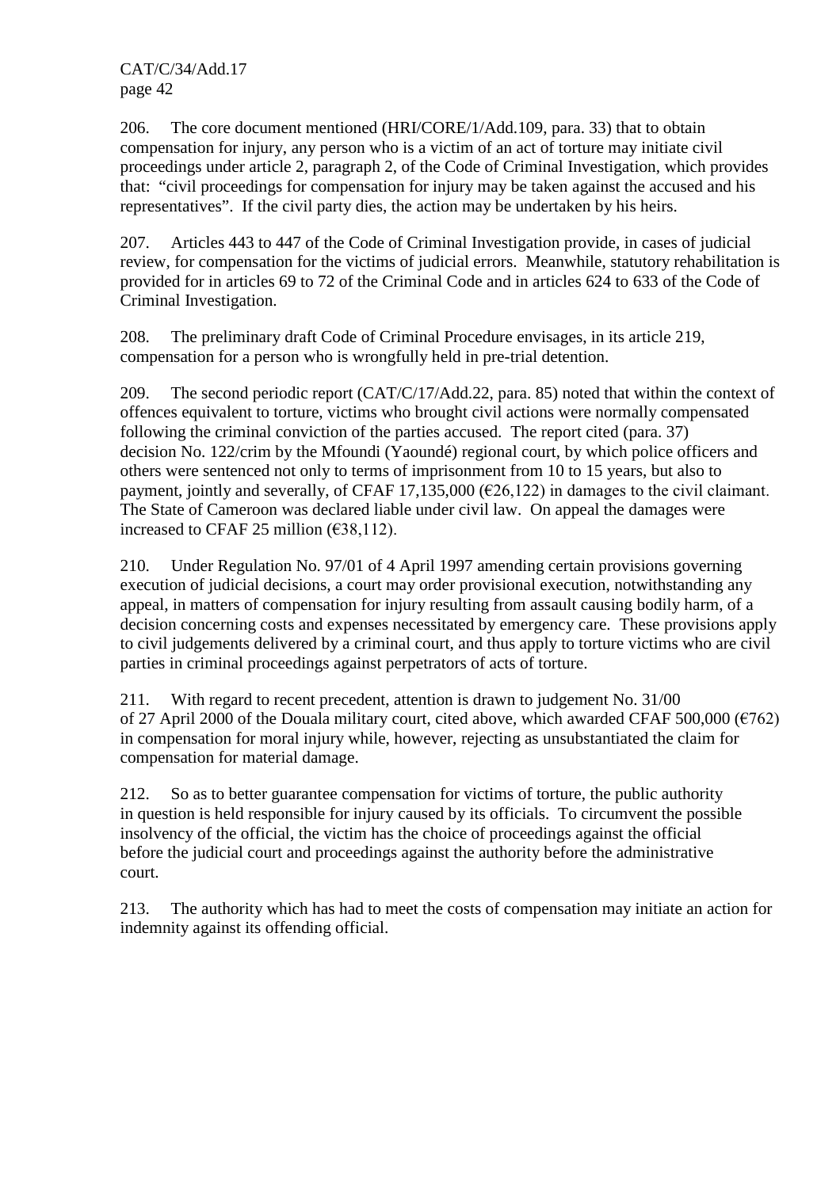206. The core document mentioned (HRI/CORE/1/Add.109, para. 33) that to obtain compensation for injury, any person who is a victim of an act of torture may initiate civil proceedings under article 2, paragraph 2, of the Code of Criminal Investigation, which provides that: "civil proceedings for compensation for injury may be taken against the accused and his representatives". If the civil party dies, the action may be undertaken by his heirs.

207. Articles 443 to 447 of the Code of Criminal Investigation provide, in cases of judicial review, for compensation for the victims of judicial errors. Meanwhile, statutory rehabilitation is provided for in articles 69 to 72 of the Criminal Code and in articles 624 to 633 of the Code of Criminal Investigation.

208. The preliminary draft Code of Criminal Procedure envisages, in its article 219, compensation for a person who is wrongfully held in pre-trial detention.

209. The second periodic report (CAT/C/17/Add.22, para. 85) noted that within the context of offences equivalent to torture, victims who brought civil actions were normally compensated following the criminal conviction of the parties accused. The report cited (para. 37) decision No. 122/crim by the Mfoundi (Yaoundé) regional court, by which police officers and others were sentenced not only to terms of imprisonment from 10 to 15 years, but also to payment, jointly and severally, of CFAF 17,135,000 (€26,122) in damages to the civil claimant. The State of Cameroon was declared liable under civil law. On appeal the damages were increased to CFAF 25 million (€38,112).

210. Under Regulation No. 97/01 of 4 April 1997 amending certain provisions governing execution of judicial decisions, a court may order provisional execution, notwithstanding any appeal, in matters of compensation for injury resulting from assault causing bodily harm, of a decision concerning costs and expenses necessitated by emergency care. These provisions apply to civil judgements delivered by a criminal court, and thus apply to torture victims who are civil parties in criminal proceedings against perpetrators of acts of torture.

211. With regard to recent precedent, attention is drawn to judgement No. 31/00 of 27 April 2000 of the Douala military court, cited above, which awarded CFAF 500,000 (€762) in compensation for moral injury while, however, rejecting as unsubstantiated the claim for compensation for material damage.

212. So as to better guarantee compensation for victims of torture, the public authority in question is held responsible for injury caused by its officials. To circumvent the possible insolvency of the official, the victim has the choice of proceedings against the official before the judicial court and proceedings against the authority before the administrative court.

213. The authority which has had to meet the costs of compensation may initiate an action for indemnity against its offending official.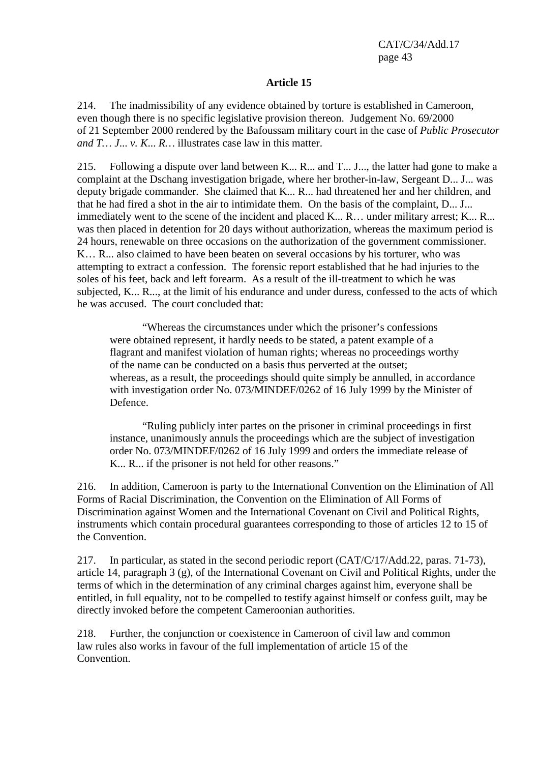## Article 15

214. The inadmissibility of any evidence obtained by torture is established in Cameroon, even though there is no specific legislative provision thereon. Judgement No. 69/2000 of 21 September 2000 rendered by the Bafoussam military court in the case of *Public Prosecutor and T… J... v. K... R…* illustrates case law in this matter.

215. Following a dispute over land between K... R... and T... J..., the latter had gone to make a complaint at the Dschang investigation brigade, where her brother-in-law, Sergeant D... J... was deputy brigade commander. She claimed that K... R... had threatened her and her children, and that he had fired a shot in the air to intimidate them. On the basis of the complaint, D... J... immediately went to the scene of the incident and placed K... R… under military arrest; K... R... was then placed in detention for 20 days without authorization, whereas the maximum period is 24 hours, renewable on three occasions on the authorization of the government commissioner. K… R... also claimed to have been beaten on several occasions by his torturer, who was attempting to extract a confession. The forensic report established that he had injuries to the soles of his feet, back and left forearm. As a result of the ill-treatment to which he was subjected, K... R..., at the limit of his endurance and under duress, confessed to the acts of which he was accused. The court concluded that:

> "Whereas the circumstances under which the prisoner's confessions were obtained represent, it hardly needs to be stated, a patent example of a flagrant and manifest violation of human rights; whereas no proceedings worthy of the name can be conducted on a basis thus perverted at the outset; whereas, as a result, the proceedings should quite simply be annulled, in accordance with investigation order No. 073/MINDEF/0262 of 16 July 1999 by the Minister of Defence.
>
> "Ruling publicly inter partes on the prisoner in criminal proceedings in first instance, unanimously annuls the proceedings which are the subject of investigation order No. 073/MINDEF/0262 of 16 July 1999 and orders the immediate release of K... R... if the prisoner is not held for other reasons."

216. In addition, Cameroon is party to the International Convention on the Elimination of All Forms of Racial Discrimination, the Convention on the Elimination of All Forms of Discrimination against Women and the International Covenant on Civil and Political Rights, instruments which contain procedural guarantees corresponding to those of articles 12 to 15 of the Convention.

217. In particular, as stated in the second periodic report (CAT/C/17/Add.22, paras. 71-73), article 14, paragraph 3 (g), of the International Covenant on Civil and Political Rights, under the terms of which in the determination of any criminal charges against him, everyone shall be entitled, in full equality, not to be compelled to testify against himself or confess guilt, may be directly invoked before the competent Cameroonian authorities.

218. Further, the conjunction or coexistence in Cameroon of civil law and common law rules also works in favour of the full implementation of article 15 of the Convention.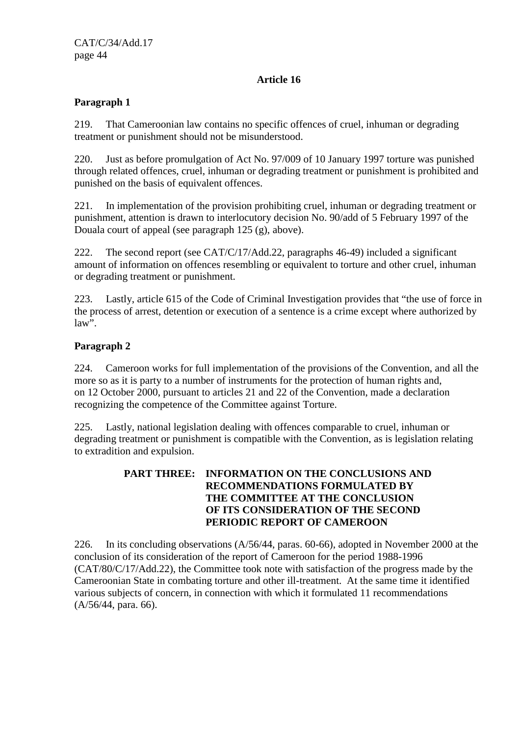## Article 16

### Paragraph 1

219. That Cameroonian law contains no specific offences of cruel, inhuman or degrading treatment or punishment should not be misunderstood.

220. Just as before promulgation of Act No. 97/009 of 10 January 1997 torture was punished through related offences, cruel, inhuman or degrading treatment or punishment is prohibited and punished on the basis of equivalent offences.

221. In implementation of the provision prohibiting cruel, inhuman or degrading treatment or punishment, attention is drawn to interlocutory decision No. 90/add of 5 February 1997 of the Douala court of appeal (see paragraph 125 (g), above).

222. The second report (see CAT/C/17/Add.22, paragraphs 46-49) included a significant amount of information on offences resembling or equivalent to torture and other cruel, inhuman or degrading treatment or punishment.

223. Lastly, article 615 of the Code of Criminal Investigation provides that "the use of force in the process of arrest, detention or execution of a sentence is a crime except where authorized by law".

### Paragraph 2

224. Cameroon works for full implementation of the provisions of the Convention, and all the more so as it is party to a number of instruments for the protection of human rights and, on 12 October 2000, pursuant to articles 21 and 22 of the Convention, made a declaration recognizing the competence of the Committee against Torture.

225. Lastly, national legislation dealing with offences comparable to cruel, inhuman or degrading treatment or punishment is compatible with the Convention, as is legislation relating to extradition and expulsion.

## PART THREE: INFORMATION ON THE CONCLUSIONS AND RECOMMENDATIONS FORMULATED BY THE COMMITTEE AT THE CONCLUSION OF ITS CONSIDERATION OF THE SECOND PERIODIC REPORT OF CAMEROON

226. In its concluding observations (A/56/44, paras. 60-66), adopted in November 2000 at the conclusion of its consideration of the report of Cameroon for the period 1988-1996 (CAT/80/C/17/Add.22), the Committee took note with satisfaction of the progress made by the Cameroonian State in combating torture and other ill-treatment. At the same time it identified various subjects of concern, in connection with which it formulated 11 recommendations (A/56/44, para. 66).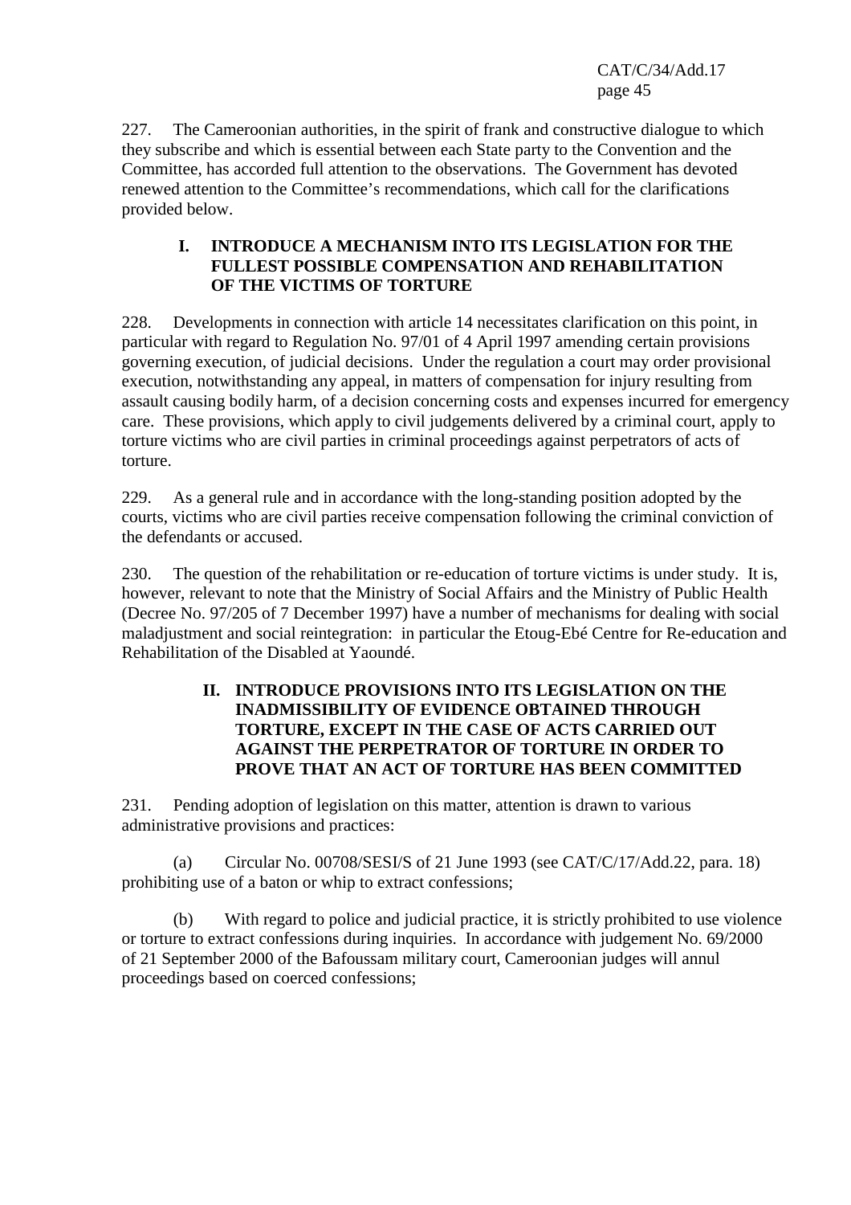227. The Cameroonian authorities, in the spirit of frank and constructive dialogue to which they subscribe and which is essential between each State party to the Convention and the Committee, has accorded full attention to the observations. The Government has devoted renewed attention to the Committee's recommendations, which call for the clarifications provided below.

## I. INTRODUCE A MECHANISM INTO ITS LEGISLATION FOR THE FULLEST POSSIBLE COMPENSATION AND REHABILITATION OF THE VICTIMS OF TORTURE

228. Developments in connection with article 14 necessitates clarification on this point, in particular with regard to Regulation No. 97/01 of 4 April 1997 amending certain provisions governing execution, of judicial decisions. Under the regulation a court may order provisional execution, notwithstanding any appeal, in matters of compensation for injury resulting from assault causing bodily harm, of a decision concerning costs and expenses incurred for emergency care. These provisions, which apply to civil judgements delivered by a criminal court, apply to torture victims who are civil parties in criminal proceedings against perpetrators of acts of torture.

229. As a general rule and in accordance with the long-standing position adopted by the courts, victims who are civil parties receive compensation following the criminal conviction of the defendants or accused.

230. The question of the rehabilitation or re-education of torture victims is under study. It is, however, relevant to note that the Ministry of Social Affairs and the Ministry of Public Health (Decree No. 97/205 of 7 December 1997) have a number of mechanisms for dealing with social maladjustment and social reintegration: in particular the Etoug-Ebé Centre for Re-education and Rehabilitation of the Disabled at Yaoundé.

## II. INTRODUCE PROVISIONS INTO ITS LEGISLATION ON THE INADMISSIBILITY OF EVIDENCE OBTAINED THROUGH TORTURE, EXCEPT IN THE CASE OF ACTS CARRIED OUT AGAINST THE PERPETRATOR OF TORTURE IN ORDER TO PROVE THAT AN ACT OF TORTURE HAS BEEN COMMITTED

231. Pending adoption of legislation on this matter, attention is drawn to various administrative provisions and practices:

(a) Circular No. 00708/SESI/S of 21 June 1993 (see CAT/C/17/Add.22, para. 18) prohibiting use of a baton or whip to extract confessions;

(b) With regard to police and judicial practice, it is strictly prohibited to use violence or torture to extract confessions during inquiries. In accordance with judgement No. 69/2000 of 21 September 2000 of the Bafoussam military court, Cameroonian judges will annul proceedings based on coerced confessions;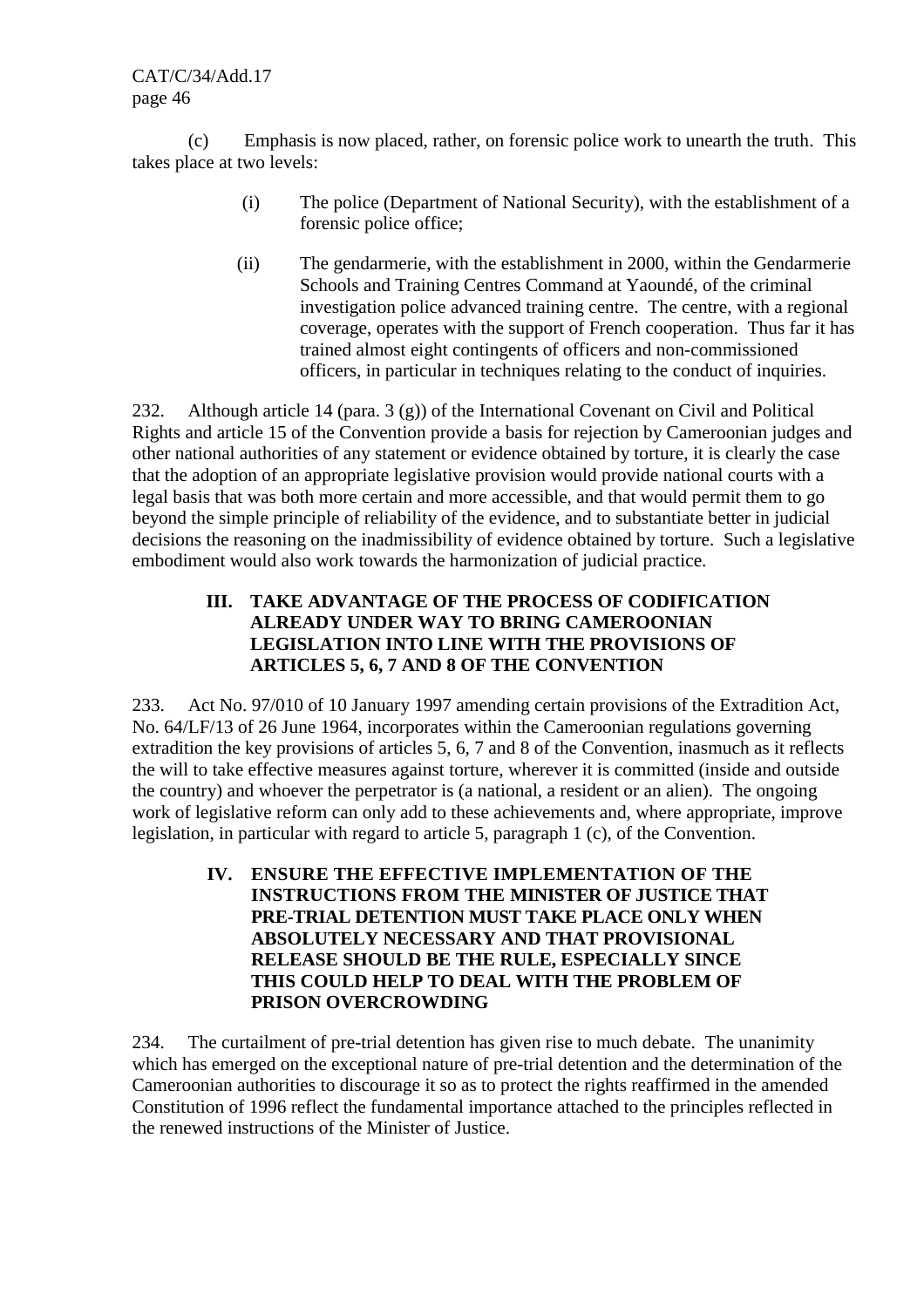(c) Emphasis is now placed, rather, on forensic police work to unearth the truth. This takes place at two levels:

(i) The police (Department of National Security), with the establishment of a forensic police office;

(ii) The gendarmerie, with the establishment in 2000, within the Gendarmerie Schools and Training Centres Command at Yaoundé, of the criminal investigation police advanced training centre. The centre, with a regional coverage, operates with the support of French cooperation. Thus far it has trained almost eight contingents of officers and non-commissioned officers, in particular in techniques relating to the conduct of inquiries.

232. Although article 14 (para. 3 (g)) of the International Covenant on Civil and Political Rights and article 15 of the Convention provide a basis for rejection by Cameroonian judges and other national authorities of any statement or evidence obtained by torture, it is clearly the case that the adoption of an appropriate legislative provision would provide national courts with a legal basis that was both more certain and more accessible, and that would permit them to go beyond the simple principle of reliability of the evidence, and to substantiate better in judicial decisions the reasoning on the inadmissibility of evidence obtained by torture. Such a legislative embodiment would also work towards the harmonization of judicial practice.

## III. TAKE ADVANTAGE OF THE PROCESS OF CODIFICATION ALREADY UNDER WAY TO BRING CAMEROONIAN LEGISLATION INTO LINE WITH THE PROVISIONS OF ARTICLES 5, 6, 7 AND 8 OF THE CONVENTION

233. Act No. 97/010 of 10 January 1997 amending certain provisions of the Extradition Act, No. 64/LF/13 of 26 June 1964, incorporates within the Cameroonian regulations governing extradition the key provisions of articles 5, 6, 7 and 8 of the Convention, inasmuch as it reflects the will to take effective measures against torture, wherever it is committed (inside and outside the country) and whoever the perpetrator is (a national, a resident or an alien). The ongoing work of legislative reform can only add to these achievements and, where appropriate, improve legislation, in particular with regard to article 5, paragraph 1 (c), of the Convention.

## IV. ENSURE THE EFFECTIVE IMPLEMENTATION OF THE INSTRUCTIONS FROM THE MINISTER OF JUSTICE THAT PRE-TRIAL DETENTION MUST TAKE PLACE ONLY WHEN ABSOLUTELY NECESSARY AND THAT PROVISIONAL RELEASE SHOULD BE THE RULE, ESPECIALLY SINCE THIS COULD HELP TO DEAL WITH THE PROBLEM OF PRISON OVERCROWDING

234. The curtailment of pre-trial detention has given rise to much debate. The unanimity which has emerged on the exceptional nature of pre-trial detention and the determination of the Cameroonian authorities to discourage it so as to protect the rights reaffirmed in the amended Constitution of 1996 reflect the fundamental importance attached to the principles reflected in the renewed instructions of the Minister of Justice.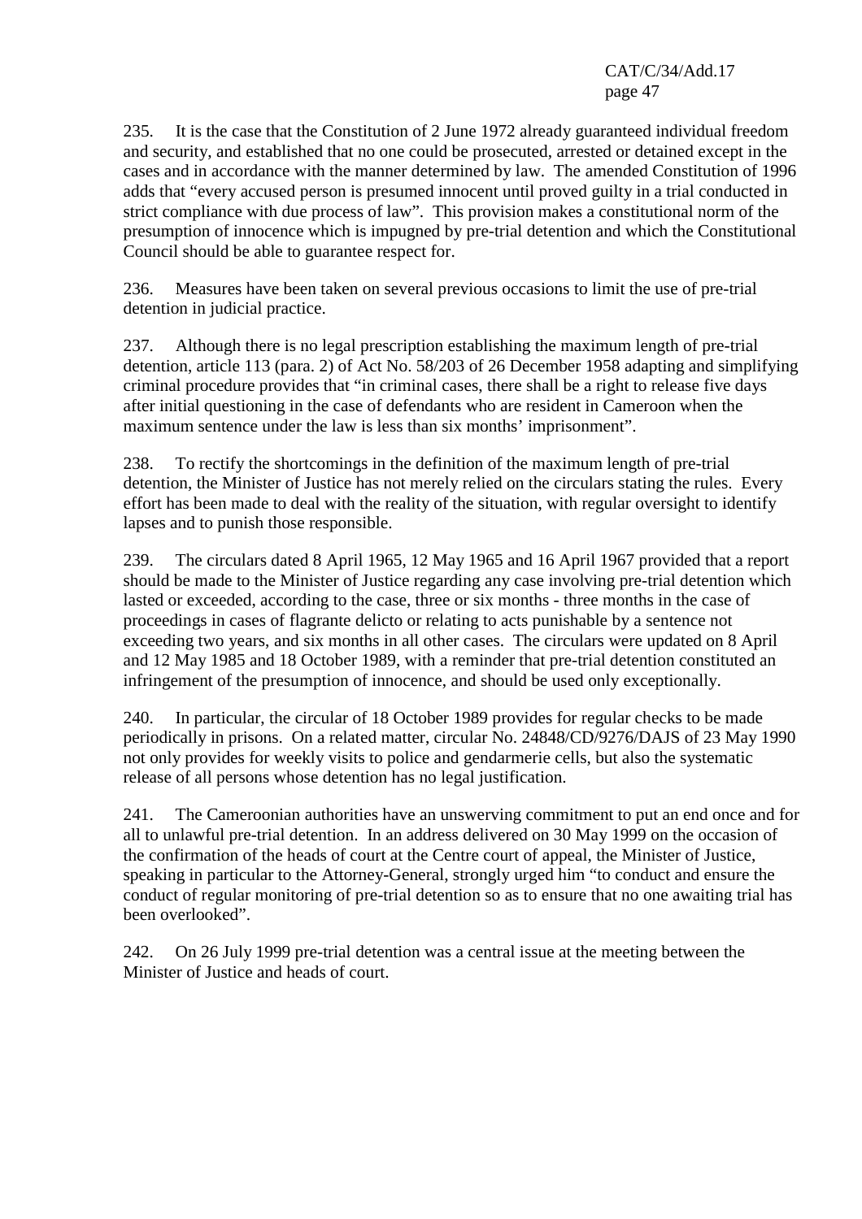235. It is the case that the Constitution of 2 June 1972 already guaranteed individual freedom and security, and established that no one could be prosecuted, arrested or detained except in the cases and in accordance with the manner determined by law. The amended Constitution of 1996 adds that "every accused person is presumed innocent until proved guilty in a trial conducted in strict compliance with due process of law". This provision makes a constitutional norm of the presumption of innocence which is impugned by pre-trial detention and which the Constitutional Council should be able to guarantee respect for.

236. Measures have been taken on several previous occasions to limit the use of pre-trial detention in judicial practice.

237. Although there is no legal prescription establishing the maximum length of pre-trial detention, article 113 (para. 2) of Act No. 58/203 of 26 December 1958 adapting and simplifying criminal procedure provides that "in criminal cases, there shall be a right to release five days after initial questioning in the case of defendants who are resident in Cameroon when the maximum sentence under the law is less than six months' imprisonment".

238. To rectify the shortcomings in the definition of the maximum length of pre-trial detention, the Minister of Justice has not merely relied on the circulars stating the rules. Every effort has been made to deal with the reality of the situation, with regular oversight to identify lapses and to punish those responsible.

239. The circulars dated 8 April 1965, 12 May 1965 and 16 April 1967 provided that a report should be made to the Minister of Justice regarding any case involving pre-trial detention which lasted or exceeded, according to the case, three or six months - three months in the case of proceedings in cases of flagrante delicto or relating to acts punishable by a sentence not exceeding two years, and six months in all other cases. The circulars were updated on 8 April and 12 May 1985 and 18 October 1989, with a reminder that pre-trial detention constituted an infringement of the presumption of innocence, and should be used only exceptionally.

240. In particular, the circular of 18 October 1989 provides for regular checks to be made periodically in prisons. On a related matter, circular No. 24848/CD/9276/DAJS of 23 May 1990 not only provides for weekly visits to police and gendarmerie cells, but also the systematic release of all persons whose detention has no legal justification.

241. The Cameroonian authorities have an unswerving commitment to put an end once and for all to unlawful pre-trial detention. In an address delivered on 30 May 1999 on the occasion of the confirmation of the heads of court at the Centre court of appeal, the Minister of Justice, speaking in particular to the Attorney-General, strongly urged him "to conduct and ensure the conduct of regular monitoring of pre-trial detention so as to ensure that no one awaiting trial has been overlooked".

242. On 26 July 1999 pre-trial detention was a central issue at the meeting between the Minister of Justice and heads of court.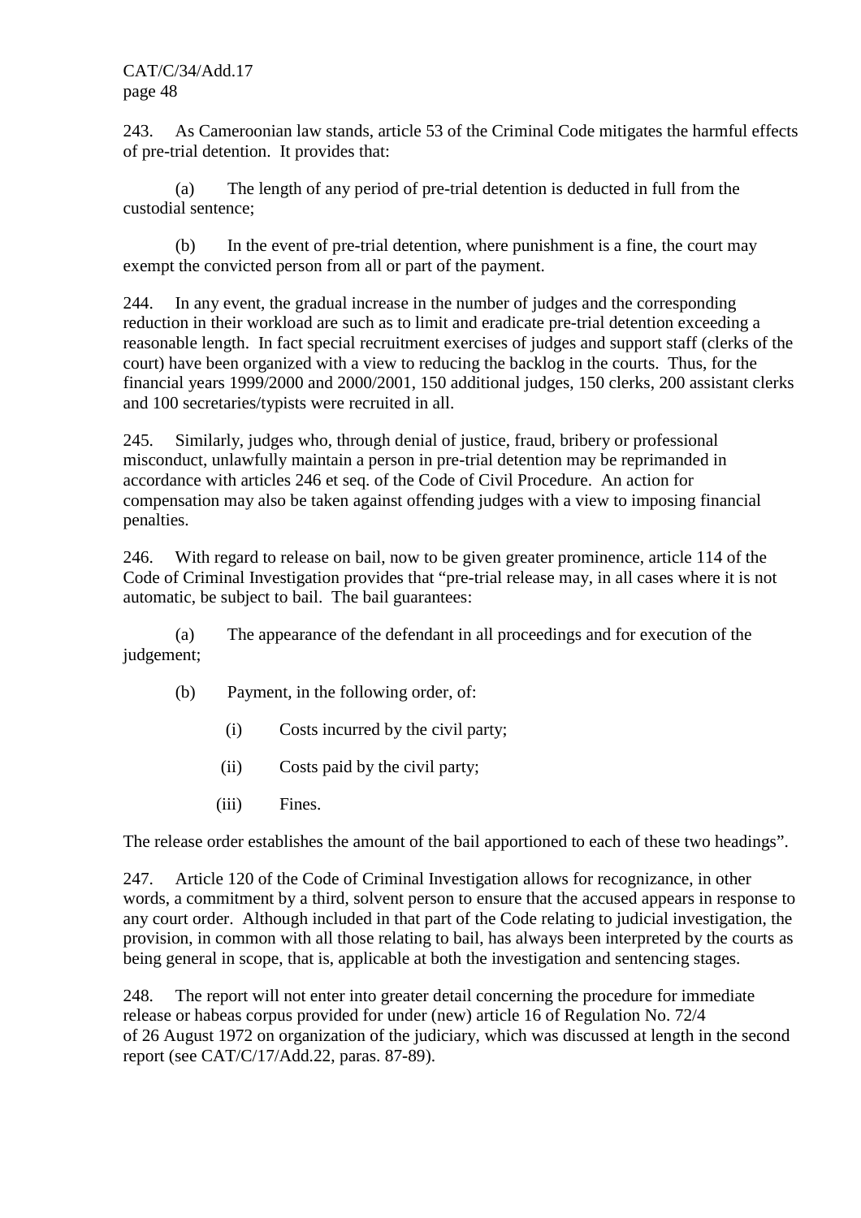243. As Cameroonian law stands, article 53 of the Criminal Code mitigates the harmful effects of pre-trial detention. It provides that:

(a) The length of any period of pre-trial detention is deducted in full from the custodial sentence;

(b) In the event of pre-trial detention, where punishment is a fine, the court may exempt the convicted person from all or part of the payment.

244. In any event, the gradual increase in the number of judges and the corresponding reduction in their workload are such as to limit and eradicate pre-trial detention exceeding a reasonable length. In fact special recruitment exercises of judges and support staff (clerks of the court) have been organized with a view to reducing the backlog in the courts. Thus, for the financial years 1999/2000 and 2000/2001, 150 additional judges, 150 clerks, 200 assistant clerks and 100 secretaries/typists were recruited in all.

245. Similarly, judges who, through denial of justice, fraud, bribery or professional misconduct, unlawfully maintain a person in pre-trial detention may be reprimanded in accordance with articles 246 et seq. of the Code of Civil Procedure. An action for compensation may also be taken against offending judges with a view to imposing financial penalties.

246. With regard to release on bail, now to be given greater prominence, article 114 of the Code of Criminal Investigation provides that "pre-trial release may, in all cases where it is not automatic, be subject to bail. The bail guarantees:

(a) The appearance of the defendant in all proceedings and for execution of the judgement;

(b) Payment, in the following order, of:

(i) Costs incurred by the civil party;

(ii) Costs paid by the civil party;

(iii) Fines.

The release order establishes the amount of the bail apportioned to each of these two headings".

247. Article 120 of the Code of Criminal Investigation allows for recognizance, in other words, a commitment by a third, solvent person to ensure that the accused appears in response to any court order. Although included in that part of the Code relating to judicial investigation, the provision, in common with all those relating to bail, has always been interpreted by the courts as being general in scope, that is, applicable at both the investigation and sentencing stages.

248. The report will not enter into greater detail concerning the procedure for immediate release or habeas corpus provided for under (new) article 16 of Regulation No. 72/4 of 26 August 1972 on organization of the judiciary, which was discussed at length in the second report (see CAT/C/17/Add.22, paras. 87-89).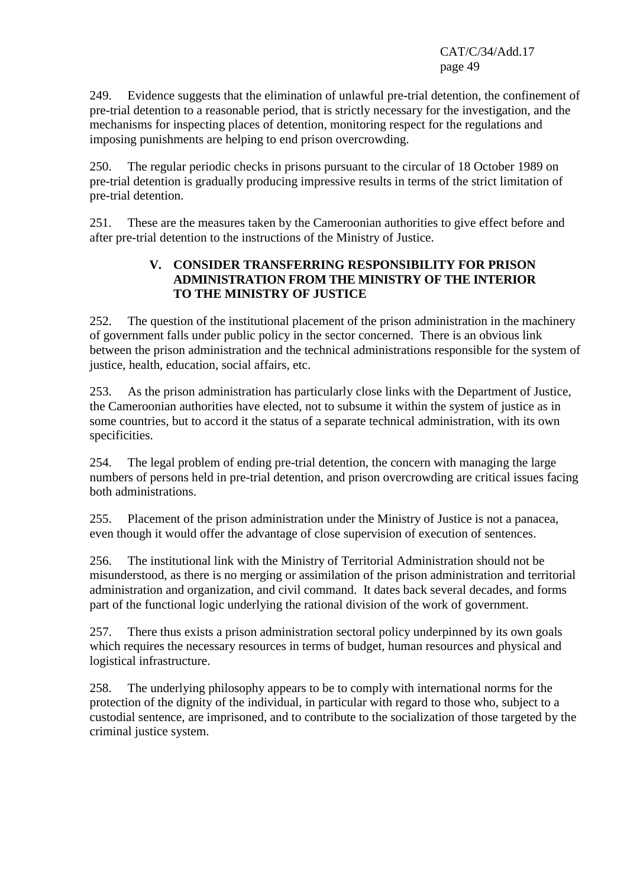249. Evidence suggests that the elimination of unlawful pre-trial detention, the confinement of pre-trial detention to a reasonable period, that is strictly necessary for the investigation, and the mechanisms for inspecting places of detention, monitoring respect for the regulations and imposing punishments are helping to end prison overcrowding.

250. The regular periodic checks in prisons pursuant to the circular of 18 October 1989 on pre-trial detention is gradually producing impressive results in terms of the strict limitation of pre-trial detention.

251. These are the measures taken by the Cameroonian authorities to give effect before and after pre-trial detention to the instructions of the Ministry of Justice.

## V. CONSIDER TRANSFERRING RESPONSIBILITY FOR PRISON ADMINISTRATION FROM THE MINISTRY OF THE INTERIOR TO THE MINISTRY OF JUSTICE

252. The question of the institutional placement of the prison administration in the machinery of government falls under public policy in the sector concerned. There is an obvious link between the prison administration and the technical administrations responsible for the system of justice, health, education, social affairs, etc.

253. As the prison administration has particularly close links with the Department of Justice, the Cameroonian authorities have elected, not to subsume it within the system of justice as in some countries, but to accord it the status of a separate technical administration, with its own specificities.

254. The legal problem of ending pre-trial detention, the concern with managing the large numbers of persons held in pre-trial detention, and prison overcrowding are critical issues facing both administrations.

255. Placement of the prison administration under the Ministry of Justice is not a panacea, even though it would offer the advantage of close supervision of execution of sentences.

256. The institutional link with the Ministry of Territorial Administration should not be misunderstood, as there is no merging or assimilation of the prison administration and territorial administration and organization, and civil command. It dates back several decades, and forms part of the functional logic underlying the rational division of the work of government.

257. There thus exists a prison administration sectoral policy underpinned by its own goals which requires the necessary resources in terms of budget, human resources and physical and logistical infrastructure.

258. The underlying philosophy appears to be to comply with international norms for the protection of the dignity of the individual, in particular with regard to those who, subject to a custodial sentence, are imprisoned, and to contribute to the socialization of those targeted by the criminal justice system.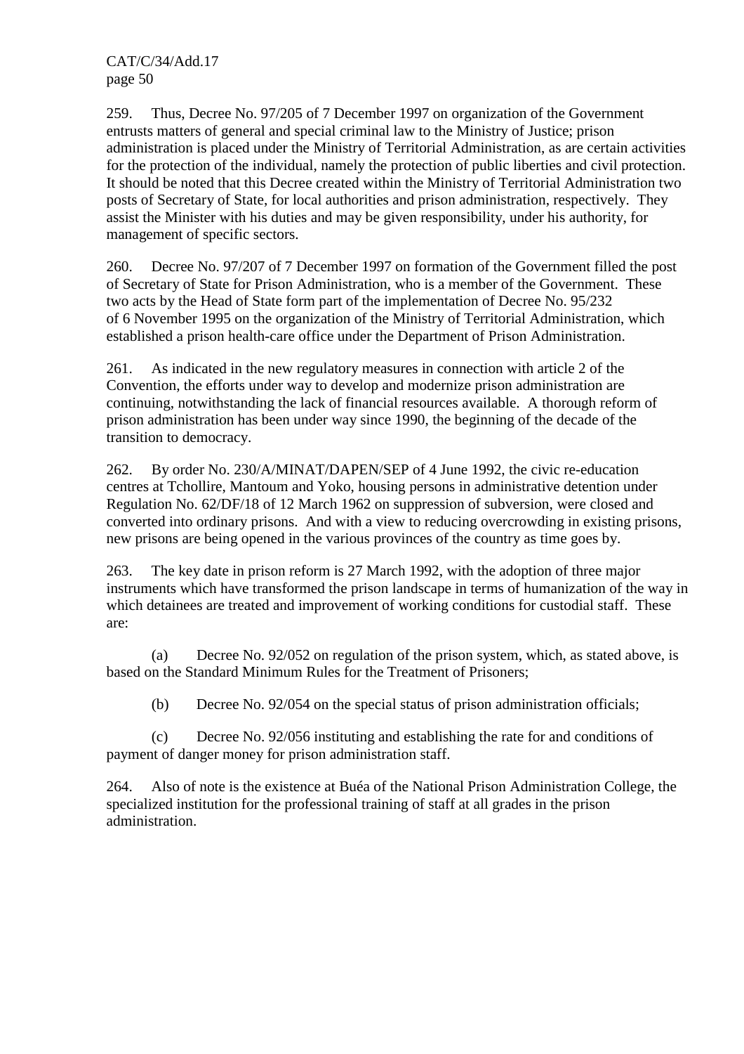259. Thus, Decree No. 97/205 of 7 December 1997 on organization of the Government entrusts matters of general and special criminal law to the Ministry of Justice; prison administration is placed under the Ministry of Territorial Administration, as are certain activities for the protection of the individual, namely the protection of public liberties and civil protection. It should be noted that this Decree created within the Ministry of Territorial Administration two posts of Secretary of State, for local authorities and prison administration, respectively. They assist the Minister with his duties and may be given responsibility, under his authority, for management of specific sectors.

260. Decree No. 97/207 of 7 December 1997 on formation of the Government filled the post of Secretary of State for Prison Administration, who is a member of the Government. These two acts by the Head of State form part of the implementation of Decree No. 95/232 of 6 November 1995 on the organization of the Ministry of Territorial Administration, which established a prison health-care office under the Department of Prison Administration.

261. As indicated in the new regulatory measures in connection with article 2 of the Convention, the efforts under way to develop and modernize prison administration are continuing, notwithstanding the lack of financial resources available. A thorough reform of prison administration has been under way since 1990, the beginning of the decade of the transition to democracy.

262. By order No. 230/A/MINAT/DAPEN/SEP of 4 June 1992, the civic re-education centres at Tchollire, Mantoum and Yoko, housing persons in administrative detention under Regulation No. 62/DF/18 of 12 March 1962 on suppression of subversion, were closed and converted into ordinary prisons. And with a view to reducing overcrowding in existing prisons, new prisons are being opened in the various provinces of the country as time goes by.

263. The key date in prison reform is 27 March 1992, with the adoption of three major instruments which have transformed the prison landscape in terms of humanization of the way in which detainees are treated and improvement of working conditions for custodial staff. These are:

(a) Decree No. 92/052 on regulation of the prison system, which, as stated above, is based on the Standard Minimum Rules for the Treatment of Prisoners;

(b) Decree No. 92/054 on the special status of prison administration officials;

(c) Decree No. 92/056 instituting and establishing the rate for and conditions of payment of danger money for prison administration staff.

264. Also of note is the existence at Buéa of the National Prison Administration College, the specialized institution for the professional training of staff at all grades in the prison administration.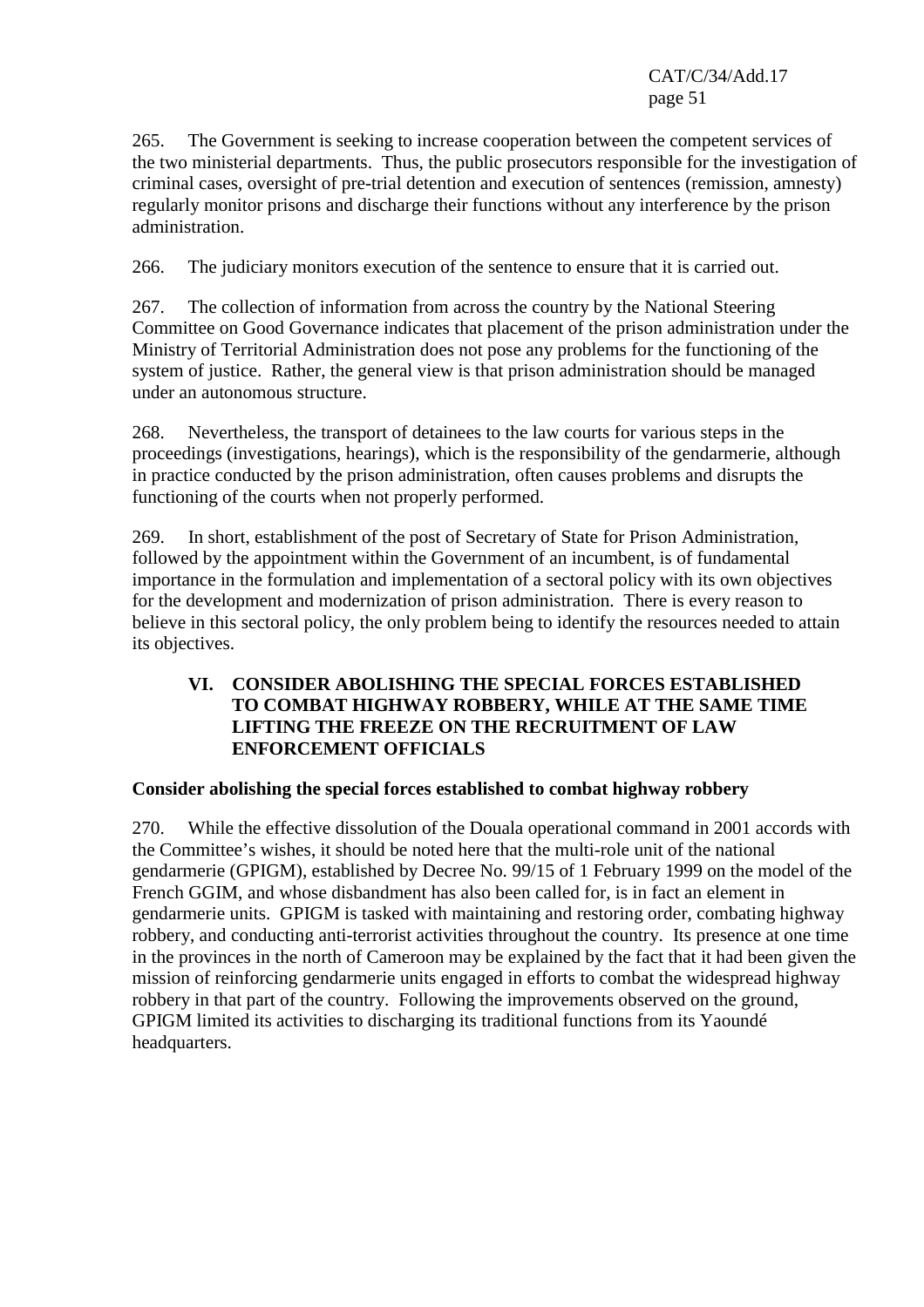265. The Government is seeking to increase cooperation between the competent services of the two ministerial departments. Thus, the public prosecutors responsible for the investigation of criminal cases, oversight of pre-trial detention and execution of sentences (remission, amnesty) regularly monitor prisons and discharge their functions without any interference by the prison administration.

266. The judiciary monitors execution of the sentence to ensure that it is carried out.

267. The collection of information from across the country by the National Steering Committee on Good Governance indicates that placement of the prison administration under the Ministry of Territorial Administration does not pose any problems for the functioning of the system of justice. Rather, the general view is that prison administration should be managed under an autonomous structure.

268. Nevertheless, the transport of detainees to the law courts for various steps in the proceedings (investigations, hearings), which is the responsibility of the gendarmerie, although in practice conducted by the prison administration, often causes problems and disrupts the functioning of the courts when not properly performed.

269. In short, establishment of the post of Secretary of State for Prison Administration, followed by the appointment within the Government of an incumbent, is of fundamental importance in the formulation and implementation of a sectoral policy with its own objectives for the development and modernization of prison administration. There is every reason to believe in this sectoral policy, the only problem being to identify the resources needed to attain its objectives.

## VI. CONSIDER ABOLISHING THE SPECIAL FORCES ESTABLISHED TO COMBAT HIGHWAY ROBBERY, WHILE AT THE SAME TIME LIFTING THE FREEZE ON THE RECRUITMENT OF LAW ENFORCEMENT OFFICIALS

### Consider abolishing the special forces established to combat highway robbery

270. While the effective dissolution of the Douala operational command in 2001 accords with the Committee's wishes, it should be noted here that the multi-role unit of the national gendarmerie (GPIGM), established by Decree No. 99/15 of 1 February 1999 on the model of the French GGIM, and whose disbandment has also been called for, is in fact an element in gendarmerie units. GPIGM is tasked with maintaining and restoring order, combating highway robbery, and conducting anti-terrorist activities throughout the country. Its presence at one time in the provinces in the north of Cameroon may be explained by the fact that it had been given the mission of reinforcing gendarmerie units engaged in efforts to combat the widespread highway robbery in that part of the country. Following the improvements observed on the ground, GPIGM limited its activities to discharging its traditional functions from its Yaoundé headquarters.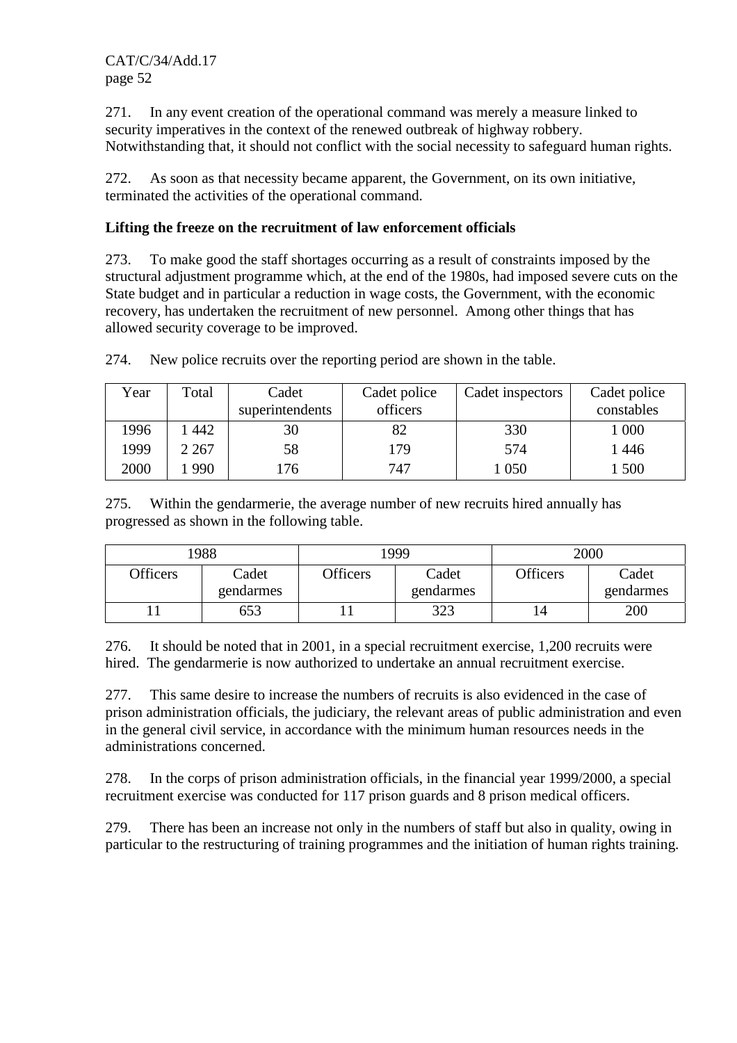271. In any event creation of the operational command was merely a measure linked to security imperatives in the context of the renewed outbreak of highway robbery. Notwithstanding that, it should not conflict with the social necessity to safeguard human rights.

272. As soon as that necessity became apparent, the Government, on its own initiative, terminated the activities of the operational command.

**Lifting the freeze on the recruitment of law enforcement officials**

273. To make good the staff shortages occurring as a result of constraints imposed by the structural adjustment programme which, at the end of the 1980s, had imposed severe cuts on the State budget and in particular a reduction in wage costs, the Government, with the economic recovery, has undertaken the recruitment of new personnel. Among other things that has allowed security coverage to be improved.

274. New police recruits over the reporting period are shown in the table.

| Year | Total | Cadet superintendents | Cadet police officers | Cadet inspectors | Cadet police constables |
|---|---|---|---|---|---|
| 1996 | 1 442 | 30 | 82 | 330 | 1 000 |
| 1999 | 2 267 | 58 | 179 | 574 | 1 446 |
| 2000 | 1 990 | 176 | 747 | 1 050 | 1 500 |

275. Within the gendarmerie, the average number of new recruits hired annually has progressed as shown in the following table.

| 1988 | | 1999 | | 2000 | |
|---|---|---|---|---|---|
| Officers | Cadet gendarmes | Officers | Cadet gendarmes | Officers | Cadet gendarmes |
| 11 | 653 | 11 | 323 | 14 | 200 |

276. It should be noted that in 2001, in a special recruitment exercise, 1,200 recruits were hired. The gendarmerie is now authorized to undertake an annual recruitment exercise.

277. This same desire to increase the numbers of recruits is also evidenced in the case of prison administration officials, the judiciary, the relevant areas of public administration and even in the general civil service, in accordance with the minimum human resources needs in the administrations concerned.

278. In the corps of prison administration officials, in the financial year 1999/2000, a special recruitment exercise was conducted for 117 prison guards and 8 prison medical officers.

279. There has been an increase not only in the numbers of staff but also in quality, owing in particular to the restructuring of training programmes and the initiation of human rights training.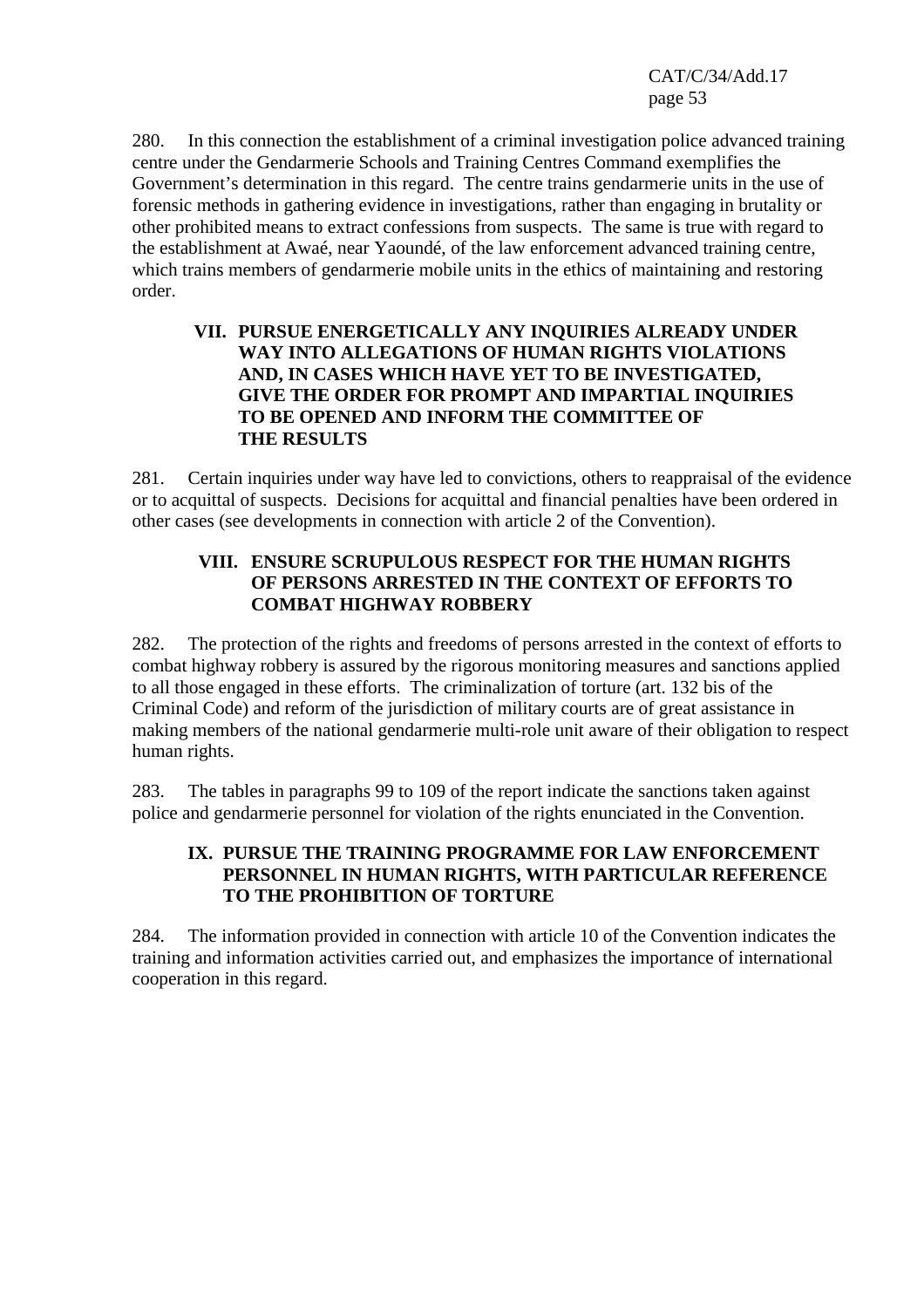280. In this connection the establishment of a criminal investigation police advanced training centre under the Gendarmerie Schools and Training Centres Command exemplifies the Government's determination in this regard. The centre trains gendarmerie units in the use of forensic methods in gathering evidence in investigations, rather than engaging in brutality or other prohibited means to extract confessions from suspects. The same is true with regard to the establishment at Awaé, near Yaoundé, of the law enforcement advanced training centre, which trains members of gendarmerie mobile units in the ethics of maintaining and restoring order.

## VII. PURSUE ENERGETICALLY ANY INQUIRIES ALREADY UNDER WAY INTO ALLEGATIONS OF HUMAN RIGHTS VIOLATIONS AND, IN CASES WHICH HAVE YET TO BE INVESTIGATED, GIVE THE ORDER FOR PROMPT AND IMPARTIAL INQUIRIES TO BE OPENED AND INFORM THE COMMITTEE OF THE RESULTS

281. Certain inquiries under way have led to convictions, others to reappraisal of the evidence or to acquittal of suspects. Decisions for acquittal and financial penalties have been ordered in other cases (see developments in connection with article 2 of the Convention).

## VIII. ENSURE SCRUPULOUS RESPECT FOR THE HUMAN RIGHTS OF PERSONS ARRESTED IN THE CONTEXT OF EFFORTS TO COMBAT HIGHWAY ROBBERY

282. The protection of the rights and freedoms of persons arrested in the context of efforts to combat highway robbery is assured by the rigorous monitoring measures and sanctions applied to all those engaged in these efforts. The criminalization of torture (art. 132 bis of the Criminal Code) and reform of the jurisdiction of military courts are of great assistance in making members of the national gendarmerie multi-role unit aware of their obligation to respect human rights.

283. The tables in paragraphs 99 to 109 of the report indicate the sanctions taken against police and gendarmerie personnel for violation of the rights enunciated in the Convention.

## IX. PURSUE THE TRAINING PROGRAMME FOR LAW ENFORCEMENT PERSONNEL IN HUMAN RIGHTS, WITH PARTICULAR REFERENCE TO THE PROHIBITION OF TORTURE

284. The information provided in connection with article 10 of the Convention indicates the training and information activities carried out, and emphasizes the importance of international cooperation in this regard.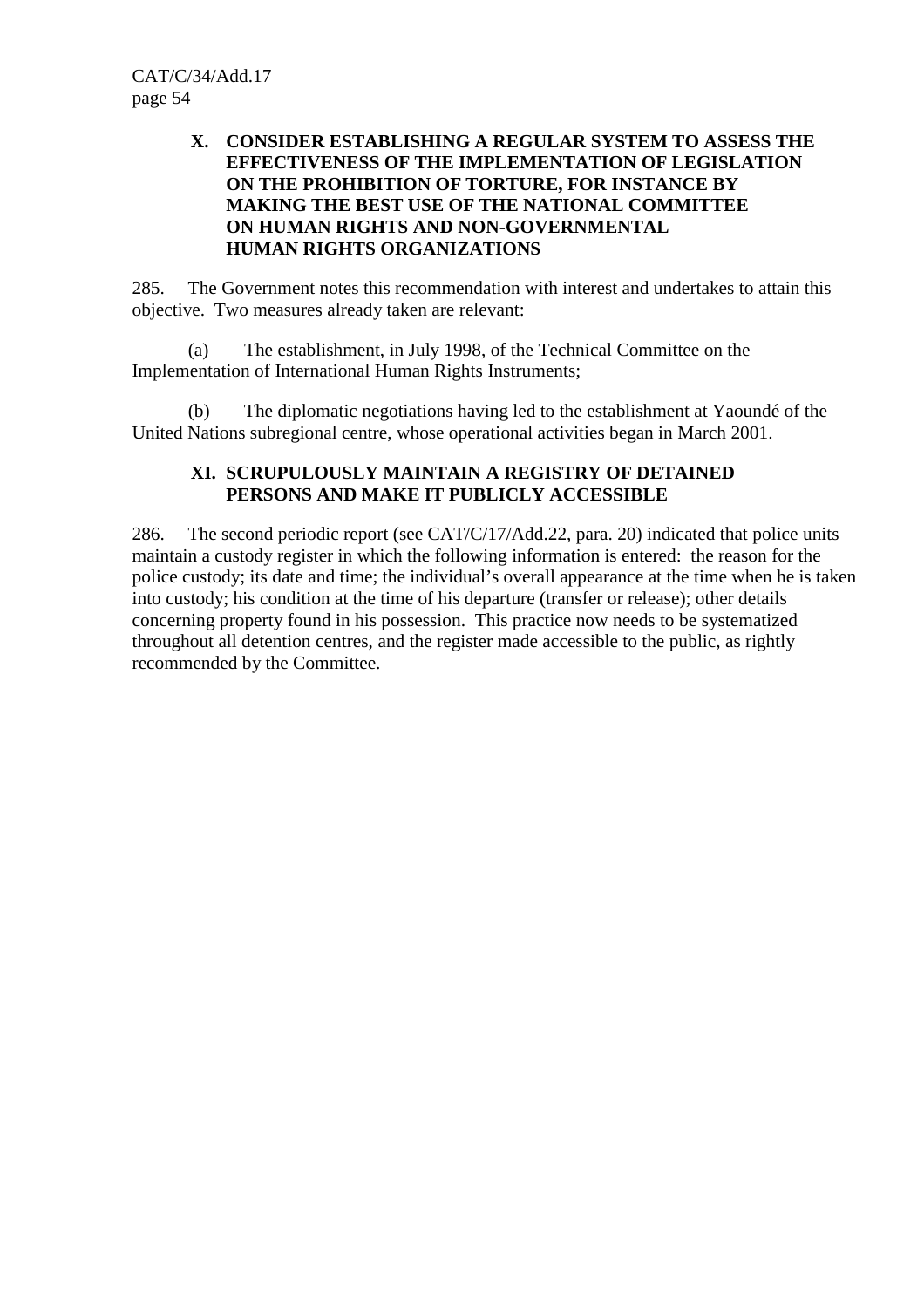## X. CONSIDER ESTABLISHING A REGULAR SYSTEM TO ASSESS THE EFFECTIVENESS OF THE IMPLEMENTATION OF LEGISLATION ON THE PROHIBITION OF TORTURE, FOR INSTANCE BY MAKING THE BEST USE OF THE NATIONAL COMMITTEE ON HUMAN RIGHTS AND NON-GOVERNMENTAL HUMAN RIGHTS ORGANIZATIONS

285. The Government notes this recommendation with interest and undertakes to attain this objective. Two measures already taken are relevant:

(a) The establishment, in July 1998, of the Technical Committee on the Implementation of International Human Rights Instruments;

(b) The diplomatic negotiations having led to the establishment at Yaoundé of the United Nations subregional centre, whose operational activities began in March 2001.

## XI. SCRUPULOUSLY MAINTAIN A REGISTRY OF DETAINED PERSONS AND MAKE IT PUBLICLY ACCESSIBLE

286. The second periodic report (see CAT/C/17/Add.22, para. 20) indicated that police units maintain a custody register in which the following information is entered: the reason for the police custody; its date and time; the individual's overall appearance at the time when he is taken into custody; his condition at the time of his departure (transfer or release); other details concerning property found in his possession. This practice now needs to be systematized throughout all detention centres, and the register made accessible to the public, as rightly recommended by the Committee.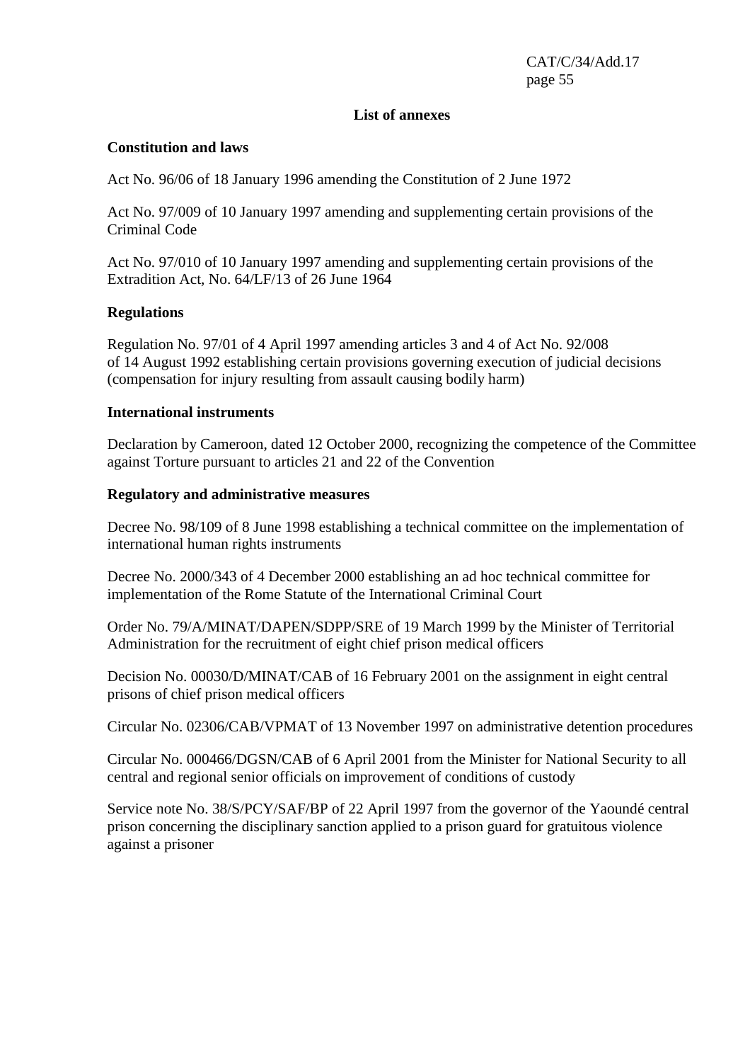## List of annexes

### Constitution and laws

Act No. 96/06 of 18 January 1996 amending the Constitution of 2 June 1972

Act No. 97/009 of 10 January 1997 amending and supplementing certain provisions of the Criminal Code

Act No. 97/010 of 10 January 1997 amending and supplementing certain provisions of the Extradition Act, No. 64/LF/13 of 26 June 1964

### Regulations

Regulation No. 97/01 of 4 April 1997 amending articles 3 and 4 of Act No. 92/008 of 14 August 1992 establishing certain provisions governing execution of judicial decisions (compensation for injury resulting from assault causing bodily harm)

### International instruments

Declaration by Cameroon, dated 12 October 2000, recognizing the competence of the Committee against Torture pursuant to articles 21 and 22 of the Convention

### Regulatory and administrative measures

Decree No. 98/109 of 8 June 1998 establishing a technical committee on the implementation of international human rights instruments

Decree No. 2000/343 of 4 December 2000 establishing an ad hoc technical committee for implementation of the Rome Statute of the International Criminal Court

Order No. 79/A/MINAT/DAPEN/SDPP/SRE of 19 March 1999 by the Minister of Territorial Administration for the recruitment of eight chief prison medical officers

Decision No. 00030/D/MINAT/CAB of 16 February 2001 on the assignment in eight central prisons of chief prison medical officers

Circular No. 02306/CAB/VPMAT of 13 November 1997 on administrative detention procedures

Circular No. 000466/DGSN/CAB of 6 April 2001 from the Minister for National Security to all central and regional senior officials on improvement of conditions of custody

Service note No. 38/S/PCY/SAF/BP of 22 April 1997 from the governor of the Yaoundé central prison concerning the disciplinary sanction applied to a prison guard for gratuitous violence against a prisoner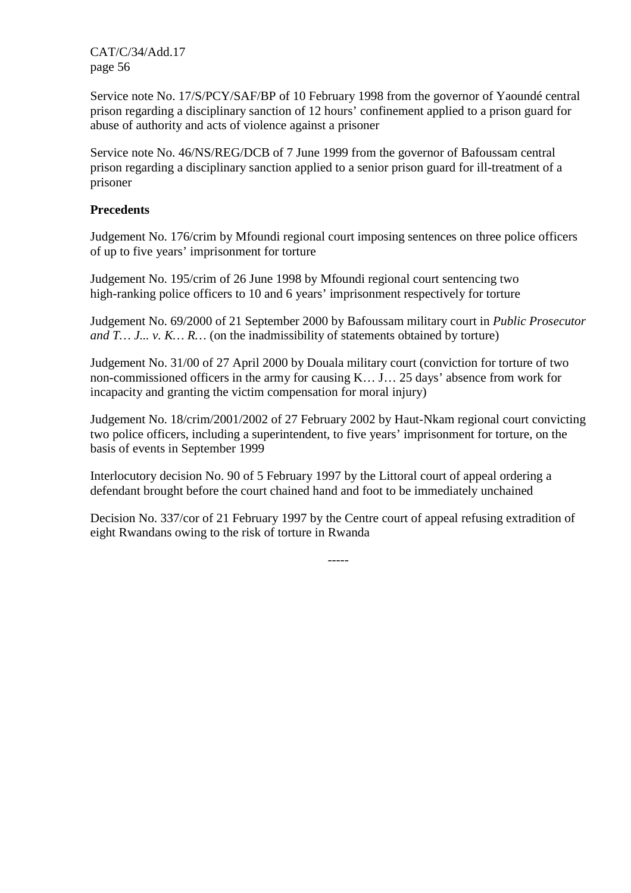Service note No. 17/S/PCY/SAF/BP of 10 February 1998 from the governor of Yaoundé central prison regarding a disciplinary sanction of 12 hours' confinement applied to a prison guard for abuse of authority and acts of violence against a prisoner

Service note No. 46/NS/REG/DCB of 7 June 1999 from the governor of Bafoussam central prison regarding a disciplinary sanction applied to a senior prison guard for ill-treatment of a prisoner

**Precedents**

Judgement No. 176/crim by Mfoundi regional court imposing sentences on three police officers of up to five years' imprisonment for torture

Judgement No. 195/crim of 26 June 1998 by Mfoundi regional court sentencing two high-ranking police officers to 10 and 6 years' imprisonment respectively for torture

Judgement No. 69/2000 of 21 September 2000 by Bafoussam military court in *Public Prosecutor and T… J... v. K… R…* (on the inadmissibility of statements obtained by torture)

Judgement No. 31/00 of 27 April 2000 by Douala military court (conviction for torture of two non-commissioned officers in the army for causing K… J… 25 days' absence from work for incapacity and granting the victim compensation for moral injury)

Judgement No. 18/crim/2001/2002 of 27 February 2002 by Haut-Nkam regional court convicting two police officers, including a superintendent, to five years' imprisonment for torture, on the basis of events in September 1999

Interlocutory decision No. 90 of 5 February 1997 by the Littoral court of appeal ordering a defendant brought before the court chained hand and foot to be immediately unchained

Decision No. 337/cor of 21 February 1997 by the Centre court of appeal refusing extradition of eight Rwandans owing to the risk of torture in Rwanda

-----